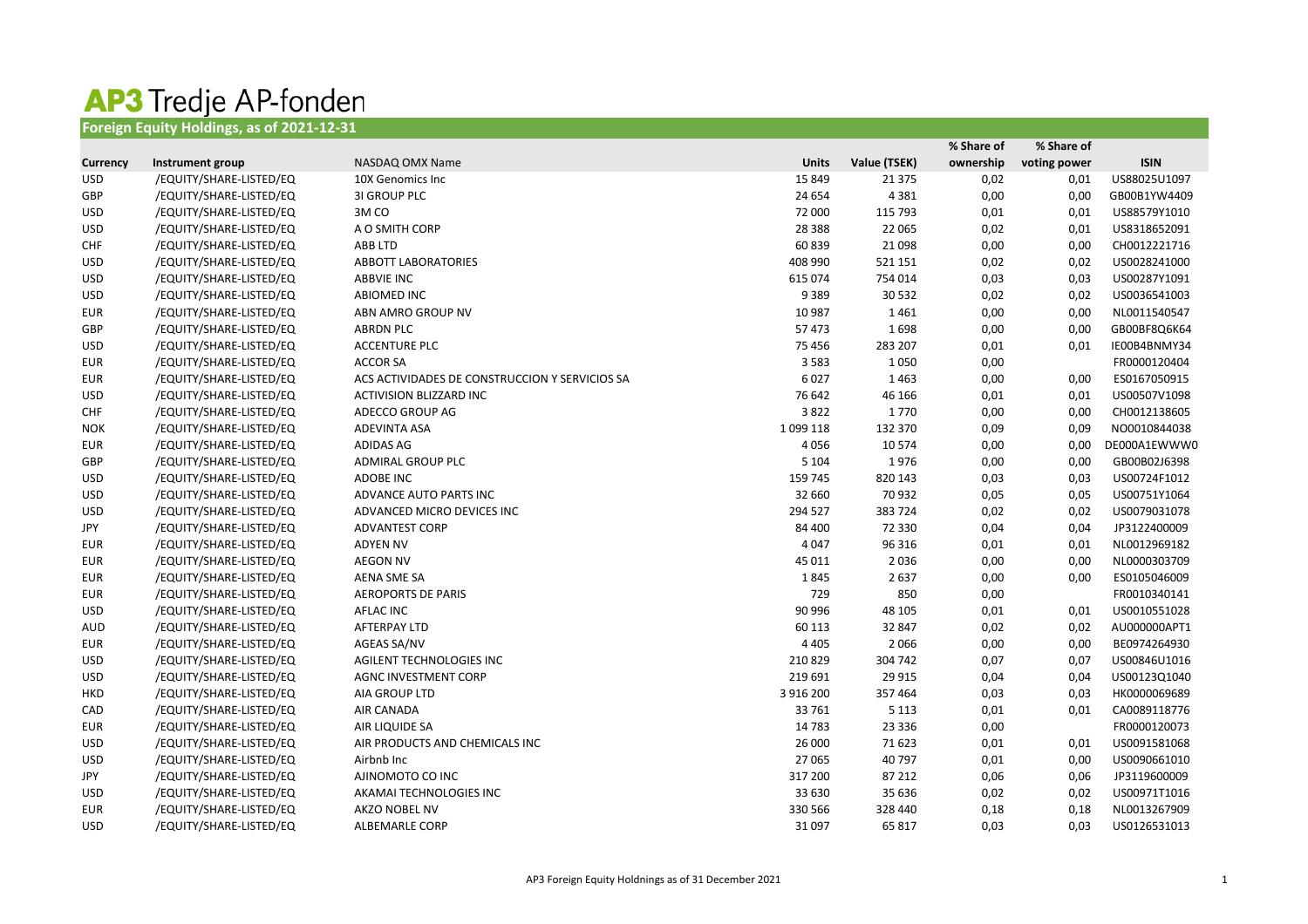# AP3 Tredje AP-fonden

## Foreign Equity Holdings, as of 2021-12-31

| Currency | Instrument group | NASDAQ OMX Name | Units | Value (TSEK) | % Share of ownership | % Share of voting power | ISIN |
|---|---|---|---|---|---|---|---|
| USD | /EQUITY/SHARE-LISTED/EQ | 10X Genomics Inc | 15 849 | 21 375 | 0,02 | 0,01 | US88025U1097 |
| GBP | /EQUITY/SHARE-LISTED/EQ | 3I GROUP PLC | 24 654 | 4 381 | 0,00 | 0,00 | GB00B1YW4409 |
| USD | /EQUITY/SHARE-LISTED/EQ | 3M CO | 72 000 | 115 793 | 0,01 | 0,01 | US88579Y1010 |
| USD | /EQUITY/SHARE-LISTED/EQ | A O SMITH CORP | 28 388 | 22 065 | 0,02 | 0,01 | US8318652091 |
| CHF | /EQUITY/SHARE-LISTED/EQ | ABB LTD | 60 839 | 21 098 | 0,00 | 0,00 | CH0012221716 |
| USD | /EQUITY/SHARE-LISTED/EQ | ABBOTT LABORATORIES | 408 990 | 521 151 | 0,02 | 0,02 | US0028241000 |
| USD | /EQUITY/SHARE-LISTED/EQ | ABBVIE INC | 615 074 | 754 014 | 0,03 | 0,03 | US00287Y1091 |
| USD | /EQUITY/SHARE-LISTED/EQ | ABIOMED INC | 9 389 | 30 532 | 0,02 | 0,02 | US0036541003 |
| EUR | /EQUITY/SHARE-LISTED/EQ | ABN AMRO GROUP NV | 10 987 | 1 461 | 0,00 | 0,00 | NL0011540547 |
| GBP | /EQUITY/SHARE-LISTED/EQ | ABRDN PLC | 57 473 | 1 698 | 0,00 | 0,00 | GB00BF8Q6K64 |
| USD | /EQUITY/SHARE-LISTED/EQ | ACCENTURE PLC | 75 456 | 283 207 | 0,01 | 0,01 | IE00B4BNMY34 |
| EUR | /EQUITY/SHARE-LISTED/EQ | ACCOR SA | 3 583 | 1 050 | 0,00 | | FR0000120404 |
| EUR | /EQUITY/SHARE-LISTED/EQ | ACS ACTIVIDADES DE CONSTRUCCION Y SERVICIOS SA | 6 027 | 1 463 | 0,00 | 0,00 | ES0167050915 |
| USD | /EQUITY/SHARE-LISTED/EQ | ACTIVISION BLIZZARD INC | 76 642 | 46 166 | 0,01 | 0,01 | US00507V1098 |
| CHF | /EQUITY/SHARE-LISTED/EQ | ADECCO GROUP AG | 3 822 | 1 770 | 0,00 | 0,00 | CH0012138605 |
| NOK | /EQUITY/SHARE-LISTED/EQ | ADEVINTA ASA | 1 099 118 | 132 370 | 0,09 | 0,09 | NO0010844038 |
| EUR | /EQUITY/SHARE-LISTED/EQ | ADIDAS AG | 4 056 | 10 574 | 0,00 | 0,00 | DE000A1EWWW0 |
| GBP | /EQUITY/SHARE-LISTED/EQ | ADMIRAL GROUP PLC | 5 104 | 1 976 | 0,00 | 0,00 | GB00B02J6398 |
| USD | /EQUITY/SHARE-LISTED/EQ | ADOBE INC | 159 745 | 820 143 | 0,03 | 0,03 | US00724F1012 |
| USD | /EQUITY/SHARE-LISTED/EQ | ADVANCE AUTO PARTS INC | 32 660 | 70 932 | 0,05 | 0,05 | US00751Y1064 |
| USD | /EQUITY/SHARE-LISTED/EQ | ADVANCED MICRO DEVICES INC | 294 527 | 383 724 | 0,02 | 0,02 | US0079031078 |
| JPY | /EQUITY/SHARE-LISTED/EQ | ADVANTEST CORP | 84 400 | 72 330 | 0,04 | 0,04 | JP3122400009 |
| EUR | /EQUITY/SHARE-LISTED/EQ | ADYEN NV | 4 047 | 96 316 | 0,01 | 0,01 | NL0012969182 |
| EUR | /EQUITY/SHARE-LISTED/EQ | AEGON NV | 45 011 | 2 036 | 0,00 | 0,00 | NL0000303709 |
| EUR | /EQUITY/SHARE-LISTED/EQ | AENA SME SA | 1 845 | 2 637 | 0,00 | 0,00 | ES0105046009 |
| EUR | /EQUITY/SHARE-LISTED/EQ | AEROPORTS DE PARIS | 729 | 850 | 0,00 | | FR0010340141 |
| USD | /EQUITY/SHARE-LISTED/EQ | AFLAC INC | 90 996 | 48 105 | 0,01 | 0,01 | US0010551028 |
| AUD | /EQUITY/SHARE-LISTED/EQ | AFTERPAY LTD | 60 113 | 32 847 | 0,02 | 0,02 | AU000000APT1 |
| EUR | /EQUITY/SHARE-LISTED/EQ | AGEAS SA/NV | 4 405 | 2 066 | 0,00 | 0,00 | BE0974264930 |
| USD | /EQUITY/SHARE-LISTED/EQ | AGILENT TECHNOLOGIES INC | 210 829 | 304 742 | 0,07 | 0,07 | US00846U1016 |
| USD | /EQUITY/SHARE-LISTED/EQ | AGNC INVESTMENT CORP | 219 691 | 29 915 | 0,04 | 0,04 | US00123Q1040 |
| HKD | /EQUITY/SHARE-LISTED/EQ | AIA GROUP LTD | 3 916 200 | 357 464 | 0,03 | 0,03 | HK0000069689 |
| CAD | /EQUITY/SHARE-LISTED/EQ | AIR CANADA | 33 761 | 5 113 | 0,01 | 0,01 | CA0089118776 |
| EUR | /EQUITY/SHARE-LISTED/EQ | AIR LIQUIDE SA | 14 783 | 23 336 | 0,00 | | FR0000120073 |
| USD | /EQUITY/SHARE-LISTED/EQ | AIR PRODUCTS AND CHEMICALS INC | 26 000 | 71 623 | 0,01 | 0,01 | US0091581068 |
| USD | /EQUITY/SHARE-LISTED/EQ | Airbnb Inc | 27 065 | 40 797 | 0,01 | 0,00 | US0090661010 |
| JPY | /EQUITY/SHARE-LISTED/EQ | AJINOMOTO CO INC | 317 200 | 87 212 | 0,06 | 0,06 | JP3119600009 |
| USD | /EQUITY/SHARE-LISTED/EQ | AKAMAI TECHNOLOGIES INC | 33 630 | 35 636 | 0,02 | 0,02 | US00971T1016 |
| EUR | /EQUITY/SHARE-LISTED/EQ | AKZO NOBEL NV | 330 566 | 328 440 | 0,18 | 0,18 | NL0013267909 |
| USD | /EQUITY/SHARE-LISTED/EQ | ALBEMARLE CORP | 31 097 | 65 817 | 0,03 | 0,03 | US0126531013 |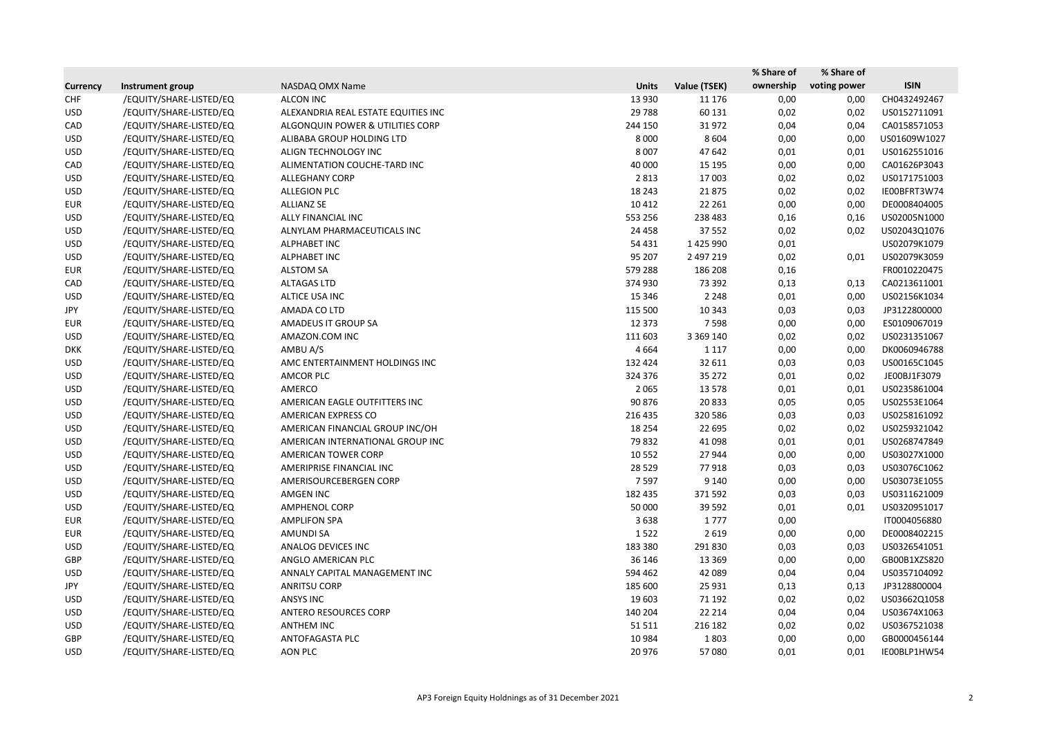| Currency | Instrument group | NASDAQ OMX Name | Units | Value (TSEK) | % Share of ownership | % Share of voting power | ISIN |
|---|---|---|---|---|---|---|---|
| CHF | /EQUITY/SHARE-LISTED/EQ | ALCON INC | 13 930 | 11 176 | 0,00 | 0,00 | CH0432492467 |
| USD | /EQUITY/SHARE-LISTED/EQ | ALEXANDRIA REAL ESTATE EQUITIES INC | 29 788 | 60 131 | 0,02 | 0,02 | US0152711091 |
| CAD | /EQUITY/SHARE-LISTED/EQ | ALGONQUIN POWER & UTILITIES CORP | 244 150 | 31 972 | 0,04 | 0,04 | CA0158571053 |
| USD | /EQUITY/SHARE-LISTED/EQ | ALIBABA GROUP HOLDING LTD | 8 000 | 8 604 | 0,00 | 0,00 | US01609W1027 |
| USD | /EQUITY/SHARE-LISTED/EQ | ALIGN TECHNOLOGY INC | 8 007 | 47 642 | 0,01 | 0,01 | US0162551016 |
| CAD | /EQUITY/SHARE-LISTED/EQ | ALIMENTATION COUCHE-TARD INC | 40 000 | 15 195 | 0,00 | 0,00 | CA01626P3043 |
| USD | /EQUITY/SHARE-LISTED/EQ | ALLEGHANY CORP | 2 813 | 17 003 | 0,02 | 0,02 | US0171751003 |
| USD | /EQUITY/SHARE-LISTED/EQ | ALLEGION PLC | 18 243 | 21 875 | 0,02 | 0,02 | IE00BFRT3W74 |
| EUR | /EQUITY/SHARE-LISTED/EQ | ALLIANZ SE | 10 412 | 22 261 | 0,00 | 0,00 | DE0008404005 |
| USD | /EQUITY/SHARE-LISTED/EQ | ALLY FINANCIAL INC | 553 256 | 238 483 | 0,16 | 0,16 | US02005N1000 |
| USD | /EQUITY/SHARE-LISTED/EQ | ALNYLAM PHARMACEUTICALS INC | 24 458 | 37 552 | 0,02 | 0,02 | US02043Q1076 |
| USD | /EQUITY/SHARE-LISTED/EQ | ALPHABET INC | 54 431 | 1 425 990 | 0,01 | | US02079K1079 |
| USD | /EQUITY/SHARE-LISTED/EQ | ALPHABET INC | 95 207 | 2 497 219 | 0,02 | 0,01 | US02079K3059 |
| EUR | /EQUITY/SHARE-LISTED/EQ | ALSTOM SA | 579 288 | 186 208 | 0,16 | | FR0010220475 |
| CAD | /EQUITY/SHARE-LISTED/EQ | ALTAGAS LTD | 374 930 | 73 392 | 0,13 | 0,13 | CA0213611001 |
| USD | /EQUITY/SHARE-LISTED/EQ | ALTICE USA INC | 15 346 | 2 248 | 0,01 | 0,00 | US02156K1034 |
| JPY | /EQUITY/SHARE-LISTED/EQ | AMADA CO LTD | 115 500 | 10 343 | 0,03 | 0,03 | JP3122800000 |
| EUR | /EQUITY/SHARE-LISTED/EQ | AMADEUS IT GROUP SA | 12 373 | 7 598 | 0,00 | 0,00 | ES0109067019 |
| USD | /EQUITY/SHARE-LISTED/EQ | AMAZON.COM INC | 111 603 | 3 369 140 | 0,02 | 0,02 | US0231351067 |
| DKK | /EQUITY/SHARE-LISTED/EQ | AMBU A/S | 4 664 | 1 117 | 0,00 | 0,00 | DK0060946788 |
| USD | /EQUITY/SHARE-LISTED/EQ | AMC ENTERTAINMENT HOLDINGS INC | 132 424 | 32 611 | 0,03 | 0,03 | US00165C1045 |
| USD | /EQUITY/SHARE-LISTED/EQ | AMCOR PLC | 324 376 | 35 272 | 0,01 | 0,02 | JE00BJ1F3079 |
| USD | /EQUITY/SHARE-LISTED/EQ | AMERCO | 2 065 | 13 578 | 0,01 | 0,01 | US0235861004 |
| USD | /EQUITY/SHARE-LISTED/EQ | AMERICAN EAGLE OUTFITTERS INC | 90 876 | 20 833 | 0,05 | 0,05 | US02553E1064 |
| USD | /EQUITY/SHARE-LISTED/EQ | AMERICAN EXPRESS CO | 216 435 | 320 586 | 0,03 | 0,03 | US0258161092 |
| USD | /EQUITY/SHARE-LISTED/EQ | AMERICAN FINANCIAL GROUP INC/OH | 18 254 | 22 695 | 0,02 | 0,02 | US0259321042 |
| USD | /EQUITY/SHARE-LISTED/EQ | AMERICAN INTERNATIONAL GROUP INC | 79 832 | 41 098 | 0,01 | 0,01 | US0268747849 |
| USD | /EQUITY/SHARE-LISTED/EQ | AMERICAN TOWER CORP | 10 552 | 27 944 | 0,00 | 0,00 | US03027X1000 |
| USD | /EQUITY/SHARE-LISTED/EQ | AMERIPRISE FINANCIAL INC | 28 529 | 77 918 | 0,03 | 0,03 | US03076C1062 |
| USD | /EQUITY/SHARE-LISTED/EQ | AMERISOURCEBERGEN CORP | 7 597 | 9 140 | 0,00 | 0,00 | US03073E1055 |
| USD | /EQUITY/SHARE-LISTED/EQ | AMGEN INC | 182 435 | 371 592 | 0,03 | 0,03 | US0311621009 |
| USD | /EQUITY/SHARE-LISTED/EQ | AMPHENOL CORP | 50 000 | 39 592 | 0,01 | 0,01 | US0320951017 |
| EUR | /EQUITY/SHARE-LISTED/EQ | AMPLIFON SPA | 3 638 | 1 777 | 0,00 | | IT0004056880 |
| EUR | /EQUITY/SHARE-LISTED/EQ | AMUNDI SA | 1 522 | 2 619 | 0,00 | 0,00 | DE0008402215 |
| USD | /EQUITY/SHARE-LISTED/EQ | ANALOG DEVICES INC | 183 380 | 291 830 | 0,03 | 0,03 | US0326541051 |
| GBP | /EQUITY/SHARE-LISTED/EQ | ANGLO AMERICAN PLC | 36 146 | 13 369 | 0,00 | 0,00 | GB00B1XZS820 |
| USD | /EQUITY/SHARE-LISTED/EQ | ANNALY CAPITAL MANAGEMENT INC | 594 462 | 42 089 | 0,04 | 0,04 | US0357104092 |
| JPY | /EQUITY/SHARE-LISTED/EQ | ANRITSU CORP | 185 600 | 25 931 | 0,13 | 0,13 | JP3128800004 |
| USD | /EQUITY/SHARE-LISTED/EQ | ANSYS INC | 19 603 | 71 192 | 0,02 | 0,02 | US03662Q1058 |
| USD | /EQUITY/SHARE-LISTED/EQ | ANTERO RESOURCES CORP | 140 204 | 22 214 | 0,04 | 0,04 | US03674X1063 |
| USD | /EQUITY/SHARE-LISTED/EQ | ANTHEM INC | 51 511 | 216 182 | 0,02 | 0,02 | US0367521038 |
| GBP | /EQUITY/SHARE-LISTED/EQ | ANTOFAGASTA PLC | 10 984 | 1 803 | 0,00 | 0,00 | GB0000456144 |
| USD | /EQUITY/SHARE-LISTED/EQ | AON PLC | 20 976 | 57 080 | 0,01 | 0,01 | IE00BLP1HW54 |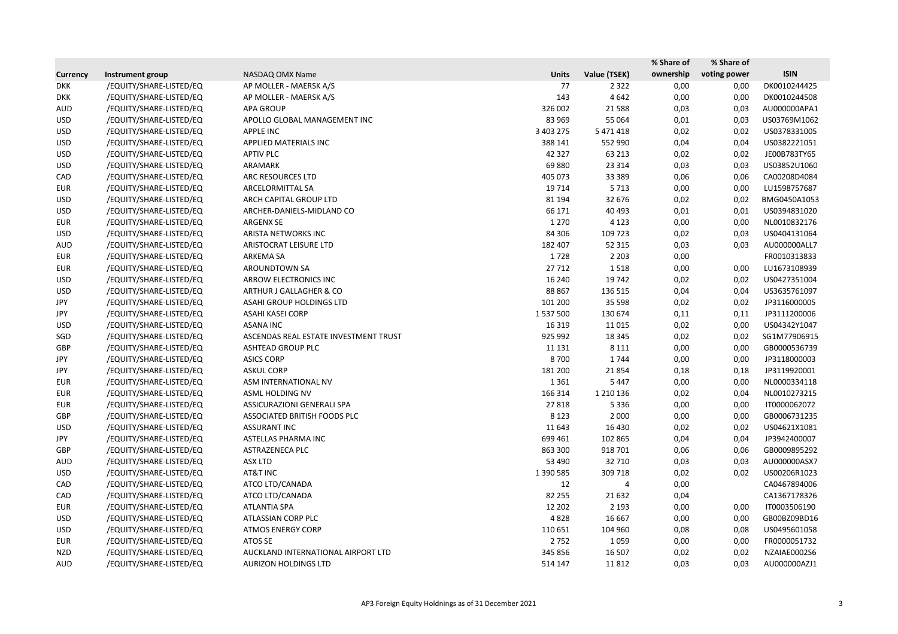| Currency | Instrument group | NASDAQ OMX Name | Units | Value (TSEK) | % Share of ownership | % Share of voting power | ISIN |
|---|---|---|---|---|---|---|---|
| DKK | /EQUITY/SHARE-LISTED/EQ | AP MOLLER - MAERSK A/S | 77 | 2 322 | 0,00 | 0,00 | DK0010244425 |
| DKK | /EQUITY/SHARE-LISTED/EQ | AP MOLLER - MAERSK A/S | 143 | 4 642 | 0,00 | 0,00 | DK0010244508 |
| AUD | /EQUITY/SHARE-LISTED/EQ | APA GROUP | 326 002 | 21 588 | 0,03 | 0,03 | AU000000APA1 |
| USD | /EQUITY/SHARE-LISTED/EQ | APOLLO GLOBAL MANAGEMENT INC | 83 969 | 55 064 | 0,01 | 0,03 | US03769M1062 |
| USD | /EQUITY/SHARE-LISTED/EQ | APPLE INC | 3 403 275 | 5 471 418 | 0,02 | 0,02 | US0378331005 |
| USD | /EQUITY/SHARE-LISTED/EQ | APPLIED MATERIALS INC | 388 141 | 552 990 | 0,04 | 0,04 | US0382221051 |
| USD | /EQUITY/SHARE-LISTED/EQ | APTIV PLC | 42 327 | 63 213 | 0,02 | 0,02 | JE00B783TY65 |
| USD | /EQUITY/SHARE-LISTED/EQ | ARAMARK | 69 880 | 23 314 | 0,03 | 0,03 | US03852U1060 |
| CAD | /EQUITY/SHARE-LISTED/EQ | ARC RESOURCES LTD | 405 073 | 33 389 | 0,06 | 0,06 | CA00208D4084 |
| EUR | /EQUITY/SHARE-LISTED/EQ | ARCELORMITTAL SA | 19 714 | 5 713 | 0,00 | 0,00 | LU1598757687 |
| USD | /EQUITY/SHARE-LISTED/EQ | ARCH CAPITAL GROUP LTD | 81 194 | 32 676 | 0,02 | 0,02 | BMG0450A1053 |
| USD | /EQUITY/SHARE-LISTED/EQ | ARCHER-DANIELS-MIDLAND CO | 66 171 | 40 493 | 0,01 | 0,01 | US0394831020 |
| EUR | /EQUITY/SHARE-LISTED/EQ | ARGENX SE | 1 270 | 4 123 | 0,00 | 0,00 | NL0010832176 |
| USD | /EQUITY/SHARE-LISTED/EQ | ARISTA NETWORKS INC | 84 306 | 109 723 | 0,02 | 0,03 | US0404131064 |
| AUD | /EQUITY/SHARE-LISTED/EQ | ARISTOCRAT LEISURE LTD | 182 407 | 52 315 | 0,03 | 0,03 | AU000000ALL7 |
| EUR | /EQUITY/SHARE-LISTED/EQ | ARKEMA SA | 1 728 | 2 203 | 0,00 | | FR0010313833 |
| EUR | /EQUITY/SHARE-LISTED/EQ | AROUNDTOWN SA | 27 712 | 1 518 | 0,00 | 0,00 | LU1673108939 |
| USD | /EQUITY/SHARE-LISTED/EQ | ARROW ELECTRONICS INC | 16 240 | 19 742 | 0,02 | 0,02 | US0427351004 |
| USD | /EQUITY/SHARE-LISTED/EQ | ARTHUR J GALLAGHER & CO | 88 867 | 136 515 | 0,04 | 0,04 | US3635761097 |
| JPY | /EQUITY/SHARE-LISTED/EQ | ASAHI GROUP HOLDINGS LTD | 101 200 | 35 598 | 0,02 | 0,02 | JP3116000005 |
| JPY | /EQUITY/SHARE-LISTED/EQ | ASAHI KASEI CORP | 1 537 500 | 130 674 | 0,11 | 0,11 | JP3111200006 |
| USD | /EQUITY/SHARE-LISTED/EQ | ASANA INC | 16 319 | 11 015 | 0,02 | 0,00 | US04342Y1047 |
| SGD | /EQUITY/SHARE-LISTED/EQ | ASCENDAS REAL ESTATE INVESTMENT TRUST | 925 992 | 18 345 | 0,02 | 0,02 | SG1M77906915 |
| GBP | /EQUITY/SHARE-LISTED/EQ | ASHTEAD GROUP PLC | 11 131 | 8 111 | 0,00 | 0,00 | GB0000536739 |
| JPY | /EQUITY/SHARE-LISTED/EQ | ASICS CORP | 8 700 | 1 744 | 0,00 | 0,00 | JP3118000003 |
| JPY | /EQUITY/SHARE-LISTED/EQ | ASKUL CORP | 181 200 | 21 854 | 0,18 | 0,18 | JP3119920001 |
| EUR | /EQUITY/SHARE-LISTED/EQ | ASM INTERNATIONAL NV | 1 361 | 5 447 | 0,00 | 0,00 | NL0000334118 |
| EUR | /EQUITY/SHARE-LISTED/EQ | ASML HOLDING NV | 166 314 | 1 210 136 | 0,02 | 0,04 | NL0010273215 |
| EUR | /EQUITY/SHARE-LISTED/EQ | ASSICURAZIONI GENERALI SPA | 27 818 | 5 336 | 0,00 | 0,00 | IT0000062072 |
| GBP | /EQUITY/SHARE-LISTED/EQ | ASSOCIATED BRITISH FOODS PLC | 8 123 | 2 000 | 0,00 | 0,00 | GB0006731235 |
| USD | /EQUITY/SHARE-LISTED/EQ | ASSURANT INC | 11 643 | 16 430 | 0,02 | 0,02 | US04621X1081 |
| JPY | /EQUITY/SHARE-LISTED/EQ | ASTELLAS PHARMA INC | 699 461 | 102 865 | 0,04 | 0,04 | JP3942400007 |
| GBP | /EQUITY/SHARE-LISTED/EQ | ASTRAZENECA PLC | 863 300 | 918 701 | 0,06 | 0,06 | GB0009895292 |
| AUD | /EQUITY/SHARE-LISTED/EQ | ASX LTD | 53 490 | 32 710 | 0,03 | 0,03 | AU000000ASX7 |
| USD | /EQUITY/SHARE-LISTED/EQ | AT&T INC | 1 390 585 | 309 718 | 0,02 | 0,02 | US00206R1023 |
| CAD | /EQUITY/SHARE-LISTED/EQ | ATCO LTD/CANADA | 12 | 4 | 0,00 | | CA0467894006 |
| CAD | /EQUITY/SHARE-LISTED/EQ | ATCO LTD/CANADA | 82 255 | 21 632 | 0,04 | | CA1367178326 |
| EUR | /EQUITY/SHARE-LISTED/EQ | ATLANTIA SPA | 12 202 | 2 193 | 0,00 | 0,00 | IT0003506190 |
| USD | /EQUITY/SHARE-LISTED/EQ | ATLASSIAN CORP PLC | 4 828 | 16 667 | 0,00 | 0,00 | GB00BZ09BD16 |
| USD | /EQUITY/SHARE-LISTED/EQ | ATMOS ENERGY CORP | 110 651 | 104 960 | 0,08 | 0,08 | US0495601058 |
| EUR | /EQUITY/SHARE-LISTED/EQ | ATOS SE | 2 752 | 1 059 | 0,00 | 0,00 | FR0000051732 |
| NZD | /EQUITY/SHARE-LISTED/EQ | AUCKLAND INTERNATIONAL AIRPORT LTD | 345 856 | 16 507 | 0,02 | 0,02 | NZAIAE0002S6 |
| AUD | /EQUITY/SHARE-LISTED/EQ | AURIZON HOLDINGS LTD | 514 147 | 11 812 | 0,03 | 0,03 | AU000000AZJ1 |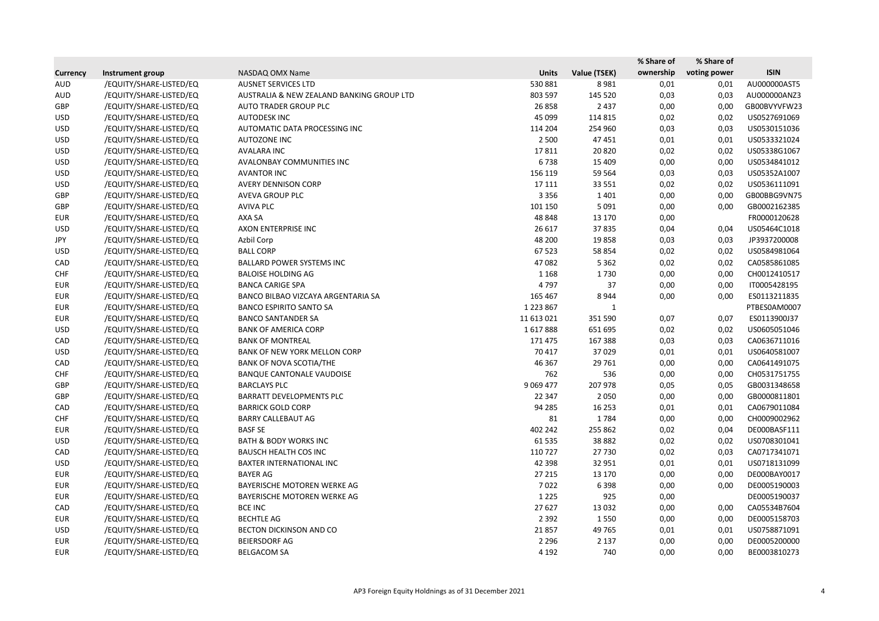| Currency | Instrument group | NASDAQ OMX Name | Units | Value (TSEK) | % Share of ownership | % Share of voting power | ISIN |
|---|---|---|---|---|---|---|---|
| AUD | /EQUITY/SHARE-LISTED/EQ | AUSNET SERVICES LTD | 530 881 | 8 981 | 0,01 | 0,01 | AU000000AST5 |
| AUD | /EQUITY/SHARE-LISTED/EQ | AUSTRALIA & NEW ZEALAND BANKING GROUP LTD | 803 597 | 145 520 | 0,03 | 0,03 | AU000000ANZ3 |
| GBP | /EQUITY/SHARE-LISTED/EQ | AUTO TRADER GROUP PLC | 26 858 | 2 437 | 0,00 | 0,00 | GB00BVYVFW23 |
| USD | /EQUITY/SHARE-LISTED/EQ | AUTODESK INC | 45 099 | 114 815 | 0,02 | 0,02 | US0527691069 |
| USD | /EQUITY/SHARE-LISTED/EQ | AUTOMATIC DATA PROCESSING INC | 114 204 | 254 960 | 0,03 | 0,03 | US0530151036 |
| USD | /EQUITY/SHARE-LISTED/EQ | AUTOZONE INC | 2 500 | 47 451 | 0,01 | 0,01 | US0533321024 |
| USD | /EQUITY/SHARE-LISTED/EQ | AVALARA INC | 17 811 | 20 820 | 0,02 | 0,02 | US05338G1067 |
| USD | /EQUITY/SHARE-LISTED/EQ | AVALONBAY COMMUNITIES INC | 6 738 | 15 409 | 0,00 | 0,00 | US0534841012 |
| USD | /EQUITY/SHARE-LISTED/EQ | AVANTOR INC | 156 119 | 59 564 | 0,03 | 0,03 | US05352A1007 |
| USD | /EQUITY/SHARE-LISTED/EQ | AVERY DENNISON CORP | 17 111 | 33 551 | 0,02 | 0,02 | US0536111091 |
| GBP | /EQUITY/SHARE-LISTED/EQ | AVEVA GROUP PLC | 3 356 | 1 401 | 0,00 | 0,00 | GB00BBG9VN75 |
| GBP | /EQUITY/SHARE-LISTED/EQ | AVIVA PLC | 101 150 | 5 091 | 0,00 | 0,00 | GB0002162385 |
| EUR | /EQUITY/SHARE-LISTED/EQ | AXA SA | 48 848 | 13 170 | 0,00 | | FR0000120628 |
| USD | /EQUITY/SHARE-LISTED/EQ | AXON ENTERPRISE INC | 26 617 | 37 835 | 0,04 | 0,04 | US05464C1018 |
| JPY | /EQUITY/SHARE-LISTED/EQ | Azbil Corp | 48 200 | 19 858 | 0,03 | 0,03 | JP3937200008 |
| USD | /EQUITY/SHARE-LISTED/EQ | BALL CORP | 67 523 | 58 854 | 0,02 | 0,02 | US0584981064 |
| CAD | /EQUITY/SHARE-LISTED/EQ | BALLARD POWER SYSTEMS INC | 47 082 | 5 362 | 0,02 | 0,02 | CA0585861085 |
| CHF | /EQUITY/SHARE-LISTED/EQ | BALOISE HOLDING AG | 1 168 | 1 730 | 0,00 | 0,00 | CH0012410517 |
| EUR | /EQUITY/SHARE-LISTED/EQ | BANCA CARIGE SPA | 4 797 | 37 | 0,00 | 0,00 | IT0005428195 |
| EUR | /EQUITY/SHARE-LISTED/EQ | BANCO BILBAO VIZCAYA ARGENTARIA SA | 165 467 | 8 944 | 0,00 | 0,00 | ES0113211835 |
| EUR | /EQUITY/SHARE-LISTED/EQ | BANCO ESPIRITO SANTO SA | 1 223 867 | 1 | | | PTBES0AM0007 |
| EUR | /EQUITY/SHARE-LISTED/EQ | BANCO SANTANDER SA | 11 613 021 | 351 590 | 0,07 | 0,07 | ES0113900J37 |
| USD | /EQUITY/SHARE-LISTED/EQ | BANK OF AMERICA CORP | 1 617 888 | 651 695 | 0,02 | 0,02 | US0605051046 |
| CAD | /EQUITY/SHARE-LISTED/EQ | BANK OF MONTREAL | 171 475 | 167 388 | 0,03 | 0,03 | CA0636711016 |
| USD | /EQUITY/SHARE-LISTED/EQ | BANK OF NEW YORK MELLON CORP | 70 417 | 37 029 | 0,01 | 0,01 | US0640581007 |
| CAD | /EQUITY/SHARE-LISTED/EQ | BANK OF NOVA SCOTIA/THE | 46 367 | 29 761 | 0,00 | 0,00 | CA0641491075 |
| CHF | /EQUITY/SHARE-LISTED/EQ | BANQUE CANTONALE VAUDOISE | 762 | 536 | 0,00 | 0,00 | CH0531751755 |
| GBP | /EQUITY/SHARE-LISTED/EQ | BARCLAYS PLC | 9 069 477 | 207 978 | 0,05 | 0,05 | GB0031348658 |
| GBP | /EQUITY/SHARE-LISTED/EQ | BARRATT DEVELOPMENTS PLC | 22 347 | 2 050 | 0,00 | 0,00 | GB0000811801 |
| CAD | /EQUITY/SHARE-LISTED/EQ | BARRICK GOLD CORP | 94 285 | 16 253 | 0,01 | 0,01 | CA0679011084 |
| CHF | /EQUITY/SHARE-LISTED/EQ | BARRY CALLEBAUT AG | 81 | 1 784 | 0,00 | 0,00 | CH0009002962 |
| EUR | /EQUITY/SHARE-LISTED/EQ | BASF SE | 402 242 | 255 862 | 0,02 | 0,04 | DE000BASF111 |
| USD | /EQUITY/SHARE-LISTED/EQ | BATH & BODY WORKS INC | 61 535 | 38 882 | 0,02 | 0,02 | US0708301041 |
| CAD | /EQUITY/SHARE-LISTED/EQ | BAUSCH HEALTH COS INC | 110 727 | 27 730 | 0,02 | 0,03 | CA0717341071 |
| USD | /EQUITY/SHARE-LISTED/EQ | BAXTER INTERNATIONAL INC | 42 398 | 32 951 | 0,01 | 0,01 | US0718131099 |
| EUR | /EQUITY/SHARE-LISTED/EQ | BAYER AG | 27 215 | 13 170 | 0,00 | 0,00 | DE000BAY0017 |
| EUR | /EQUITY/SHARE-LISTED/EQ | BAYERISCHE MOTOREN WERKE AG | 7 022 | 6 398 | 0,00 | 0,00 | DE0005190003 |
| EUR | /EQUITY/SHARE-LISTED/EQ | BAYERISCHE MOTOREN WERKE AG | 1 225 | 925 | 0,00 | | DE0005190037 |
| CAD | /EQUITY/SHARE-LISTED/EQ | BCE INC | 27 627 | 13 032 | 0,00 | 0,00 | CA05534B7604 |
| EUR | /EQUITY/SHARE-LISTED/EQ | BECHTLE AG | 2 392 | 1 550 | 0,00 | 0,00 | DE0005158703 |
| USD | /EQUITY/SHARE-LISTED/EQ | BECTON DICKINSON AND CO | 21 857 | 49 765 | 0,01 | 0,01 | US0758871091 |
| EUR | /EQUITY/SHARE-LISTED/EQ | BEIERSDORF AG | 2 296 | 2 137 | 0,00 | 0,00 | DE0005200000 |
| EUR | /EQUITY/SHARE-LISTED/EQ | BELGACOM SA | 4 192 | 740 | 0,00 | 0,00 | BE0003810273 |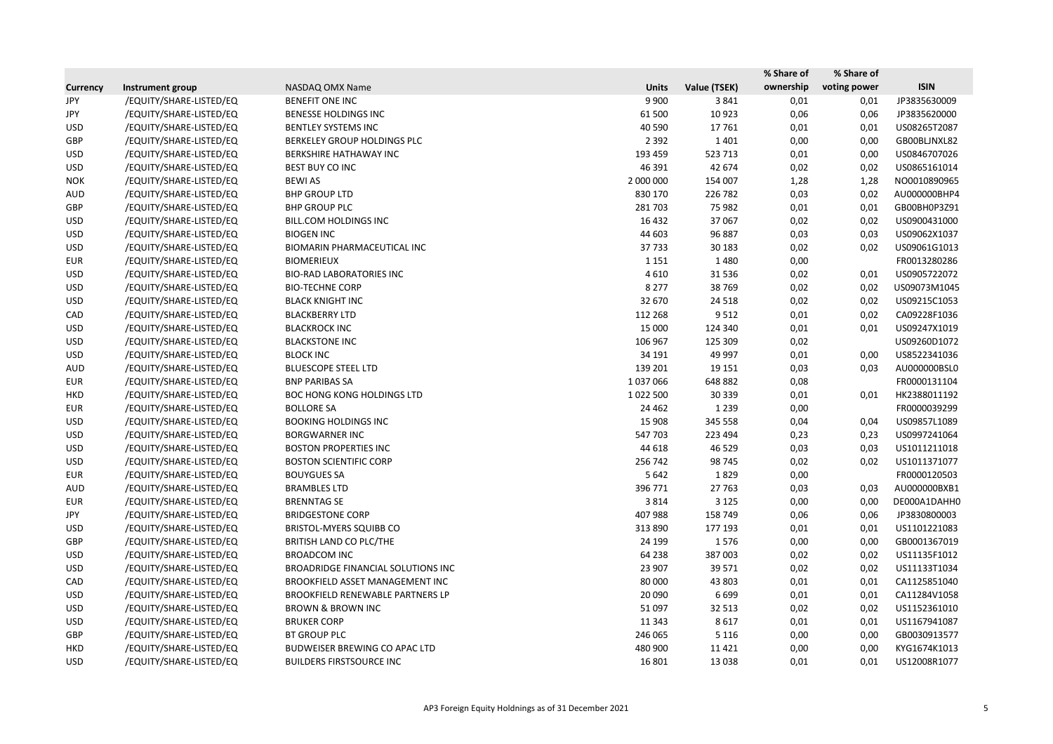| Currency | Instrument group | NASDAQ OMX Name | Units | Value (TSEK) | % Share of ownership | % Share of voting power | ISIN |
|---|---|---|---|---|---|---|---|
| JPY | /EQUITY/SHARE-LISTED/EQ | BENEFIT ONE INC | 9 900 | 3 841 | 0,01 | 0,01 | JP3835630009 |
| JPY | /EQUITY/SHARE-LISTED/EQ | BENESSE HOLDINGS INC | 61 500 | 10 923 | 0,06 | 0,06 | JP3835620000 |
| USD | /EQUITY/SHARE-LISTED/EQ | BENTLEY SYSTEMS INC | 40 590 | 17 761 | 0,01 | 0,01 | US08265T2087 |
| GBP | /EQUITY/SHARE-LISTED/EQ | BERKELEY GROUP HOLDINGS PLC | 2 392 | 1 401 | 0,00 | 0,00 | GB00BLJNXL82 |
| USD | /EQUITY/SHARE-LISTED/EQ | BERKSHIRE HATHAWAY INC | 193 459 | 523 713 | 0,01 | 0,00 | US0846707026 |
| USD | /EQUITY/SHARE-LISTED/EQ | BEST BUY CO INC | 46 391 | 42 674 | 0,02 | 0,02 | US0865161014 |
| NOK | /EQUITY/SHARE-LISTED/EQ | BEWI AS | 2 000 000 | 154 007 | 1,28 | 1,28 | NO0010890965 |
| AUD | /EQUITY/SHARE-LISTED/EQ | BHP GROUP LTD | 830 170 | 226 782 | 0,03 | 0,02 | AU000000BHP4 |
| GBP | /EQUITY/SHARE-LISTED/EQ | BHP GROUP PLC | 281 703 | 75 982 | 0,01 | 0,01 | GB00BH0P3Z91 |
| USD | /EQUITY/SHARE-LISTED/EQ | BILL.COM HOLDINGS INC | 16 432 | 37 067 | 0,02 | 0,02 | US0900431000 |
| USD | /EQUITY/SHARE-LISTED/EQ | BIOGEN INC | 44 603 | 96 887 | 0,03 | 0,03 | US09062X1037 |
| USD | /EQUITY/SHARE-LISTED/EQ | BIOMARIN PHARMACEUTICAL INC | 37 733 | 30 183 | 0,02 | 0,02 | US09061G1013 |
| EUR | /EQUITY/SHARE-LISTED/EQ | BIOMERIEUX | 1 151 | 1 480 | 0,00 | | FR0013280286 |
| USD | /EQUITY/SHARE-LISTED/EQ | BIO-RAD LABORATORIES INC | 4 610 | 31 536 | 0,02 | 0,01 | US0905722072 |
| USD | /EQUITY/SHARE-LISTED/EQ | BIO-TECHNE CORP | 8 277 | 38 769 | 0,02 | 0,02 | US09073M1045 |
| USD | /EQUITY/SHARE-LISTED/EQ | BLACK KNIGHT INC | 32 670 | 24 518 | 0,02 | 0,02 | US09215C1053 |
| CAD | /EQUITY/SHARE-LISTED/EQ | BLACKBERRY LTD | 112 268 | 9 512 | 0,01 | 0,02 | CA09228F1036 |
| USD | /EQUITY/SHARE-LISTED/EQ | BLACKROCK INC | 15 000 | 124 340 | 0,01 | 0,01 | US09247X1019 |
| USD | /EQUITY/SHARE-LISTED/EQ | BLACKSTONE INC | 106 967 | 125 309 | 0,02 | | US09260D1072 |
| USD | /EQUITY/SHARE-LISTED/EQ | BLOCK INC | 34 191 | 49 997 | 0,01 | 0,00 | US8522341036 |
| AUD | /EQUITY/SHARE-LISTED/EQ | BLUESCOPE STEEL LTD | 139 201 | 19 151 | 0,03 | 0,03 | AU000000BSL0 |
| EUR | /EQUITY/SHARE-LISTED/EQ | BNP PARIBAS SA | 1 037 066 | 648 882 | 0,08 | | FR0000131104 |
| HKD | /EQUITY/SHARE-LISTED/EQ | BOC HONG KONG HOLDINGS LTD | 1 022 500 | 30 339 | 0,01 | 0,01 | HK2388011192 |
| EUR | /EQUITY/SHARE-LISTED/EQ | BOLLORE SA | 24 462 | 1 239 | 0,00 | | FR0000039299 |
| USD | /EQUITY/SHARE-LISTED/EQ | BOOKING HOLDINGS INC | 15 908 | 345 558 | 0,04 | 0,04 | US09857L1089 |
| USD | /EQUITY/SHARE-LISTED/EQ | BORGWARNER INC | 547 703 | 223 494 | 0,23 | 0,23 | US0997241064 |
| USD | /EQUITY/SHARE-LISTED/EQ | BOSTON PROPERTIES INC | 44 618 | 46 529 | 0,03 | 0,03 | US1011211018 |
| USD | /EQUITY/SHARE-LISTED/EQ | BOSTON SCIENTIFIC CORP | 256 742 | 98 745 | 0,02 | 0,02 | US1011371077 |
| EUR | /EQUITY/SHARE-LISTED/EQ | BOUYGUES SA | 5 642 | 1 829 | 0,00 | | FR0000120503 |
| AUD | /EQUITY/SHARE-LISTED/EQ | BRAMBLES LTD | 396 771 | 27 763 | 0,03 | 0,03 | AU000000BXB1 |
| EUR | /EQUITY/SHARE-LISTED/EQ | BRENNTAG SE | 3 814 | 3 125 | 0,00 | 0,00 | DE000A1DAHH0 |
| JPY | /EQUITY/SHARE-LISTED/EQ | BRIDGESTONE CORP | 407 988 | 158 749 | 0,06 | 0,06 | JP3830800003 |
| USD | /EQUITY/SHARE-LISTED/EQ | BRISTOL-MYERS SQUIBB CO | 313 890 | 177 193 | 0,01 | 0,01 | US1101221083 |
| GBP | /EQUITY/SHARE-LISTED/EQ | BRITISH LAND CO PLC/THE | 24 199 | 1 576 | 0,00 | 0,00 | GB0001367019 |
| USD | /EQUITY/SHARE-LISTED/EQ | BROADCOM INC | 64 238 | 387 003 | 0,02 | 0,02 | US11135F1012 |
| USD | /EQUITY/SHARE-LISTED/EQ | BROADRIDGE FINANCIAL SOLUTIONS INC | 23 907 | 39 571 | 0,02 | 0,02 | US11133T1034 |
| CAD | /EQUITY/SHARE-LISTED/EQ | BROOKFIELD ASSET MANAGEMENT INC | 80 000 | 43 803 | 0,01 | 0,01 | CA1125851040 |
| USD | /EQUITY/SHARE-LISTED/EQ | BROOKFIELD RENEWABLE PARTNERS LP | 20 090 | 6 699 | 0,01 | 0,01 | CA11284V1058 |
| USD | /EQUITY/SHARE-LISTED/EQ | BROWN & BROWN INC | 51 097 | 32 513 | 0,02 | 0,02 | US1152361010 |
| USD | /EQUITY/SHARE-LISTED/EQ | BRUKER CORP | 11 343 | 8 617 | 0,01 | 0,01 | US1167941087 |
| GBP | /EQUITY/SHARE-LISTED/EQ | BT GROUP PLC | 246 065 | 5 116 | 0,00 | 0,00 | GB0030913577 |
| HKD | /EQUITY/SHARE-LISTED/EQ | BUDWEISER BREWING CO APAC LTD | 480 900 | 11 421 | 0,00 | 0,00 | KYG1674K1013 |
| USD | /EQUITY/SHARE-LISTED/EQ | BUILDERS FIRSTSOURCE INC | 16 801 | 13 038 | 0,01 | 0,01 | US12008R1077 |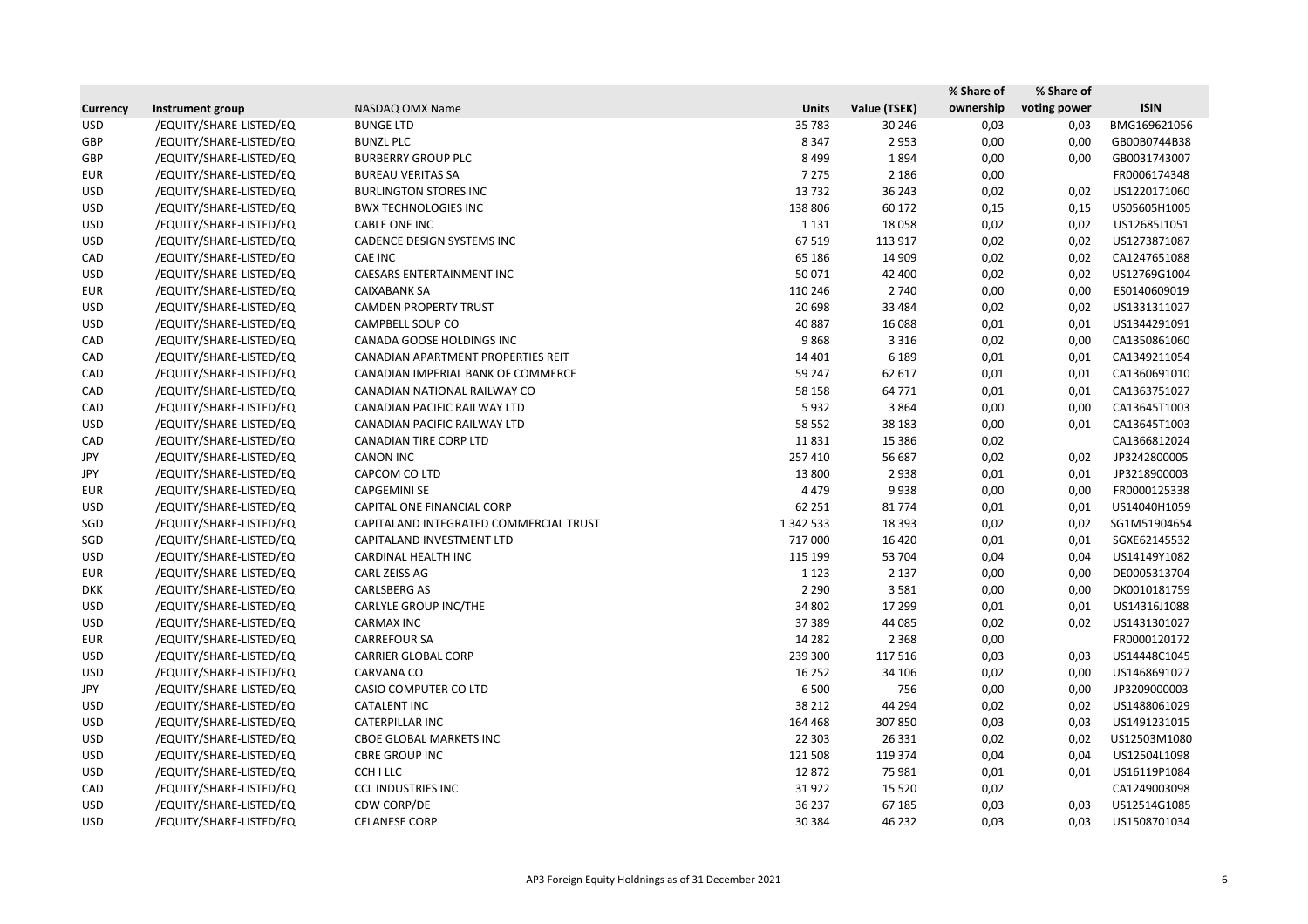| Currency | Instrument group | NASDAQ OMX Name | Units | Value (TSEK) | % Share of ownership | % Share of voting power | ISIN |
|---|---|---|---|---|---|---|---|
| USD | /EQUITY/SHARE-LISTED/EQ | BUNGE LTD | 35 783 | 30 246 | 0,03 | 0,03 | BMG169621056 |
| GBP | /EQUITY/SHARE-LISTED/EQ | BUNZL PLC | 8 347 | 2 953 | 0,00 | 0,00 | GB00B0744B38 |
| GBP | /EQUITY/SHARE-LISTED/EQ | BURBERRY GROUP PLC | 8 499 | 1 894 | 0,00 | 0,00 | GB0031743007 |
| EUR | /EQUITY/SHARE-LISTED/EQ | BUREAU VERITAS SA | 7 275 | 2 186 | 0,00 | | FR0006174348 |
| USD | /EQUITY/SHARE-LISTED/EQ | BURLINGTON STORES INC | 13 732 | 36 243 | 0,02 | 0,02 | US1220171060 |
| USD | /EQUITY/SHARE-LISTED/EQ | BWX TECHNOLOGIES INC | 138 806 | 60 172 | 0,15 | 0,15 | US05605H1005 |
| USD | /EQUITY/SHARE-LISTED/EQ | CABLE ONE INC | 1 131 | 18 058 | 0,02 | 0,02 | US12685J1051 |
| USD | /EQUITY/SHARE-LISTED/EQ | CADENCE DESIGN SYSTEMS INC | 67 519 | 113 917 | 0,02 | 0,02 | US1273871087 |
| CAD | /EQUITY/SHARE-LISTED/EQ | CAE INC | 65 186 | 14 909 | 0,02 | 0,02 | CA1247651088 |
| USD | /EQUITY/SHARE-LISTED/EQ | CAESARS ENTERTAINMENT INC | 50 071 | 42 400 | 0,02 | 0,02 | US12769G1004 |
| EUR | /EQUITY/SHARE-LISTED/EQ | CAIXABANK SA | 110 246 | 2 740 | 0,00 | 0,00 | ES0140609019 |
| USD | /EQUITY/SHARE-LISTED/EQ | CAMDEN PROPERTY TRUST | 20 698 | 33 484 | 0,02 | 0,02 | US1331311027 |
| USD | /EQUITY/SHARE-LISTED/EQ | CAMPBELL SOUP CO | 40 887 | 16 088 | 0,01 | 0,01 | US1344291091 |
| CAD | /EQUITY/SHARE-LISTED/EQ | CANADA GOOSE HOLDINGS INC | 9 868 | 3 316 | 0,02 | 0,00 | CA1350861060 |
| CAD | /EQUITY/SHARE-LISTED/EQ | CANADIAN APARTMENT PROPERTIES REIT | 14 401 | 6 189 | 0,01 | 0,01 | CA1349211054 |
| CAD | /EQUITY/SHARE-LISTED/EQ | CANADIAN IMPERIAL BANK OF COMMERCE | 59 247 | 62 617 | 0,01 | 0,01 | CA1360691010 |
| CAD | /EQUITY/SHARE-LISTED/EQ | CANADIAN NATIONAL RAILWAY CO | 58 158 | 64 771 | 0,01 | 0,01 | CA1363751027 |
| CAD | /EQUITY/SHARE-LISTED/EQ | CANADIAN PACIFIC RAILWAY LTD | 5 932 | 3 864 | 0,00 | 0,00 | CA13645T1003 |
| USD | /EQUITY/SHARE-LISTED/EQ | CANADIAN PACIFIC RAILWAY LTD | 58 552 | 38 183 | 0,00 | 0,01 | CA13645T1003 |
| CAD | /EQUITY/SHARE-LISTED/EQ | CANADIAN TIRE CORP LTD | 11 831 | 15 386 | 0,02 | | CA1366812024 |
| JPY | /EQUITY/SHARE-LISTED/EQ | CANON INC | 257 410 | 56 687 | 0,02 | 0,02 | JP3242800005 |
| JPY | /EQUITY/SHARE-LISTED/EQ | CAPCOM CO LTD | 13 800 | 2 938 | 0,01 | 0,01 | JP3218900003 |
| EUR | /EQUITY/SHARE-LISTED/EQ | CAPGEMINI SE | 4 479 | 9 938 | 0,00 | 0,00 | FR0000125338 |
| USD | /EQUITY/SHARE-LISTED/EQ | CAPITAL ONE FINANCIAL CORP | 62 251 | 81 774 | 0,01 | 0,01 | US14040H1059 |
| SGD | /EQUITY/SHARE-LISTED/EQ | CAPITALAND INTEGRATED COMMERCIAL TRUST | 1 342 533 | 18 393 | 0,02 | 0,02 | SG1M51904654 |
| SGD | /EQUITY/SHARE-LISTED/EQ | CAPITALAND INVESTMENT LTD | 717 000 | 16 420 | 0,01 | 0,01 | SGXE62145532 |
| USD | /EQUITY/SHARE-LISTED/EQ | CARDINAL HEALTH INC | 115 199 | 53 704 | 0,04 | 0,04 | US14149Y1082 |
| EUR | /EQUITY/SHARE-LISTED/EQ | CARL ZEISS AG | 1 123 | 2 137 | 0,00 | 0,00 | DE0005313704 |
| DKK | /EQUITY/SHARE-LISTED/EQ | CARLSBERG AS | 2 290 | 3 581 | 0,00 | 0,00 | DK0010181759 |
| USD | /EQUITY/SHARE-LISTED/EQ | CARLYLE GROUP INC/THE | 34 802 | 17 299 | 0,01 | 0,01 | US14316J1088 |
| USD | /EQUITY/SHARE-LISTED/EQ | CARMAX INC | 37 389 | 44 085 | 0,02 | 0,02 | US1431301027 |
| EUR | /EQUITY/SHARE-LISTED/EQ | CARREFOUR SA | 14 282 | 2 368 | 0,00 | | FR0000120172 |
| USD | /EQUITY/SHARE-LISTED/EQ | CARRIER GLOBAL CORP | 239 300 | 117 516 | 0,03 | 0,03 | US14448C1045 |
| USD | /EQUITY/SHARE-LISTED/EQ | CARVANA CO | 16 252 | 34 106 | 0,02 | 0,00 | US1468691027 |
| JPY | /EQUITY/SHARE-LISTED/EQ | CASIO COMPUTER CO LTD | 6 500 | 756 | 0,00 | 0,00 | JP3209000003 |
| USD | /EQUITY/SHARE-LISTED/EQ | CATALENT INC | 38 212 | 44 294 | 0,02 | 0,02 | US1488061029 |
| USD | /EQUITY/SHARE-LISTED/EQ | CATERPILLAR INC | 164 468 | 307 850 | 0,03 | 0,03 | US1491231015 |
| USD | /EQUITY/SHARE-LISTED/EQ | CBOE GLOBAL MARKETS INC | 22 303 | 26 331 | 0,02 | 0,02 | US12503M1080 |
| USD | /EQUITY/SHARE-LISTED/EQ | CBRE GROUP INC | 121 508 | 119 374 | 0,04 | 0,04 | US12504L1098 |
| USD | /EQUITY/SHARE-LISTED/EQ | CCH I LLC | 12 872 | 75 981 | 0,01 | 0,01 | US16119P1084 |
| CAD | /EQUITY/SHARE-LISTED/EQ | CCL INDUSTRIES INC | 31 922 | 15 520 | 0,02 | | CA1249003098 |
| USD | /EQUITY/SHARE-LISTED/EQ | CDW CORP/DE | 36 237 | 67 185 | 0,03 | 0,03 | US12514G1085 |
| USD | /EQUITY/SHARE-LISTED/EQ | CELANESE CORP | 30 384 | 46 232 | 0,03 | 0,03 | US1508701034 |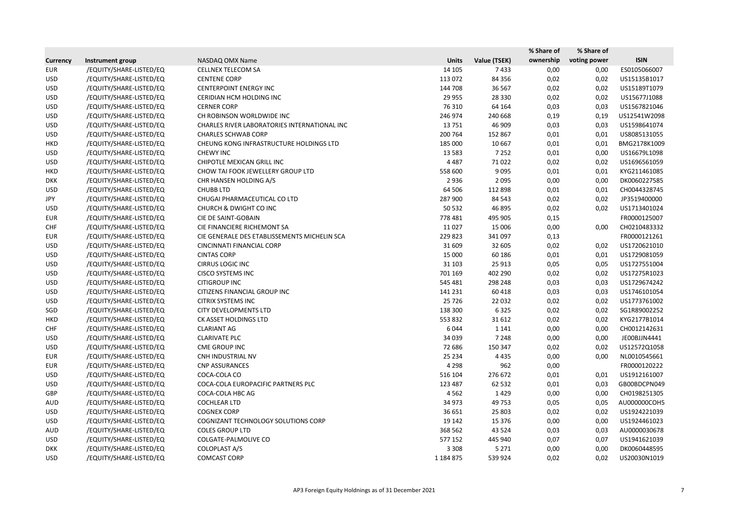| Currency | Instrument group | NASDAQ OMX Name | Units | Value (TSEK) | % Share of ownership | % Share of voting power | ISIN |
|---|---|---|---|---|---|---|---|
| EUR | /EQUITY/SHARE-LISTED/EQ | CELLNEX TELECOM SA | 14 105 | 7 433 | 0,00 | 0,00 | ES0105066007 |
| USD | /EQUITY/SHARE-LISTED/EQ | CENTENE CORP | 113 072 | 84 356 | 0,02 | 0,02 | US15135B1017 |
| USD | /EQUITY/SHARE-LISTED/EQ | CENTERPOINT ENERGY INC | 144 708 | 36 567 | 0,02 | 0,02 | US15189T1079 |
| USD | /EQUITY/SHARE-LISTED/EQ | CERIDIAN HCM HOLDING INC | 29 955 | 28 330 | 0,02 | 0,02 | US15677J1088 |
| USD | /EQUITY/SHARE-LISTED/EQ | CERNER CORP | 76 310 | 64 164 | 0,03 | 0,03 | US1567821046 |
| USD | /EQUITY/SHARE-LISTED/EQ | CH ROBINSON WORLDWIDE INC | 246 974 | 240 668 | 0,19 | 0,19 | US12541W2098 |
| USD | /EQUITY/SHARE-LISTED/EQ | CHARLES RIVER LABORATORIES INTERNATIONAL INC | 13 751 | 46 909 | 0,03 | 0,03 | US1598641074 |
| USD | /EQUITY/SHARE-LISTED/EQ | CHARLES SCHWAB CORP | 200 764 | 152 867 | 0,01 | 0,01 | US8085131055 |
| HKD | /EQUITY/SHARE-LISTED/EQ | CHEUNG KONG INFRASTRUCTURE HOLDINGS LTD | 185 000 | 10 667 | 0,01 | 0,01 | BMG2178K1009 |
| USD | /EQUITY/SHARE-LISTED/EQ | CHEWY INC | 13 583 | 7 252 | 0,01 | 0,00 | US16679L1098 |
| USD | /EQUITY/SHARE-LISTED/EQ | CHIPOTLE MEXICAN GRILL INC | 4 487 | 71 022 | 0,02 | 0,02 | US1696561059 |
| HKD | /EQUITY/SHARE-LISTED/EQ | CHOW TAI FOOK JEWELLERY GROUP LTD | 558 600 | 9 095 | 0,01 | 0,01 | KYG211461085 |
| DKK | /EQUITY/SHARE-LISTED/EQ | CHR HANSEN HOLDING A/S | 2 936 | 2 095 | 0,00 | 0,00 | DK0060227585 |
| USD | /EQUITY/SHARE-LISTED/EQ | CHUBB LTD | 64 506 | 112 898 | 0,01 | 0,01 | CH0044328745 |
| JPY | /EQUITY/SHARE-LISTED/EQ | CHUGAI PHARMACEUTICAL CO LTD | 287 900 | 84 543 | 0,02 | 0,02 | JP3519400000 |
| USD | /EQUITY/SHARE-LISTED/EQ | CHURCH & DWIGHT CO INC | 50 532 | 46 895 | 0,02 | 0,02 | US1713401024 |
| EUR | /EQUITY/SHARE-LISTED/EQ | CIE DE SAINT-GOBAIN | 778 481 | 495 905 | 0,15 | | FR0000125007 |
| CHF | /EQUITY/SHARE-LISTED/EQ | CIE FINANCIERE RICHEMONT SA | 11 027 | 15 006 | 0,00 | 0,00 | CH0210483332 |
| EUR | /EQUITY/SHARE-LISTED/EQ | CIE GENERALE DES ETABLISSEMENTS MICHELIN SCA | 229 823 | 341 097 | 0,13 | | FR0000121261 |
| USD | /EQUITY/SHARE-LISTED/EQ | CINCINNATI FINANCIAL CORP | 31 609 | 32 605 | 0,02 | 0,02 | US1720621010 |
| USD | /EQUITY/SHARE-LISTED/EQ | CINTAS CORP | 15 000 | 60 186 | 0,01 | 0,01 | US1729081059 |
| USD | /EQUITY/SHARE-LISTED/EQ | CIRRUS LOGIC INC | 31 103 | 25 913 | 0,05 | 0,05 | US1727551004 |
| USD | /EQUITY/SHARE-LISTED/EQ | CISCO SYSTEMS INC | 701 169 | 402 290 | 0,02 | 0,02 | US17275R1023 |
| USD | /EQUITY/SHARE-LISTED/EQ | CITIGROUP INC | 545 481 | 298 248 | 0,03 | 0,03 | US1729674242 |
| USD | /EQUITY/SHARE-LISTED/EQ | CITIZENS FINANCIAL GROUP INC | 141 231 | 60 418 | 0,03 | 0,03 | US1746101054 |
| USD | /EQUITY/SHARE-LISTED/EQ | CITRIX SYSTEMS INC | 25 726 | 22 032 | 0,02 | 0,02 | US1773761002 |
| SGD | /EQUITY/SHARE-LISTED/EQ | CITY DEVELOPMENTS LTD | 138 300 | 6 325 | 0,02 | 0,02 | SG1R89002252 |
| HKD | /EQUITY/SHARE-LISTED/EQ | CK ASSET HOLDINGS LTD | 553 832 | 31 612 | 0,02 | 0,02 | KYG2177B1014 |
| CHF | /EQUITY/SHARE-LISTED/EQ | CLARIANT AG | 6 044 | 1 141 | 0,00 | 0,00 | CH0012142631 |
| USD | /EQUITY/SHARE-LISTED/EQ | CLARIVATE PLC | 34 039 | 7 248 | 0,00 | 0,00 | JE00BJJN4441 |
| USD | /EQUITY/SHARE-LISTED/EQ | CME GROUP INC | 72 686 | 150 347 | 0,02 | 0,02 | US12572Q1058 |
| EUR | /EQUITY/SHARE-LISTED/EQ | CNH INDUSTRIAL NV | 25 234 | 4 435 | 0,00 | 0,00 | NL0010545661 |
| EUR | /EQUITY/SHARE-LISTED/EQ | CNP ASSURANCES | 4 298 | 962 | 0,00 | | FR0000120222 |
| USD | /EQUITY/SHARE-LISTED/EQ | COCA-COLA CO | 516 104 | 276 672 | 0,01 | 0,01 | US1912161007 |
| USD | /EQUITY/SHARE-LISTED/EQ | COCA-COLA EUROPACIFIC PARTNERS PLC | 123 487 | 62 532 | 0,01 | 0,03 | GB00BDCPN049 |
| GBP | /EQUITY/SHARE-LISTED/EQ | COCA-COLA HBC AG | 4 562 | 1 429 | 0,00 | 0,00 | CH0198251305 |
| AUD | /EQUITY/SHARE-LISTED/EQ | COCHLEAR LTD | 34 973 | 49 753 | 0,05 | 0,05 | AU000000COH5 |
| USD | /EQUITY/SHARE-LISTED/EQ | COGNEX CORP | 36 651 | 25 803 | 0,02 | 0,02 | US1924221039 |
| USD | /EQUITY/SHARE-LISTED/EQ | COGNIZANT TECHNOLOGY SOLUTIONS CORP | 19 142 | 15 376 | 0,00 | 0,00 | US1924461023 |
| AUD | /EQUITY/SHARE-LISTED/EQ | COLES GROUP LTD | 368 562 | 43 524 | 0,03 | 0,03 | AU0000030678 |
| USD | /EQUITY/SHARE-LISTED/EQ | COLGATE-PALMOLIVE CO | 577 152 | 445 940 | 0,07 | 0,07 | US1941621039 |
| DKK | /EQUITY/SHARE-LISTED/EQ | COLOPLAST A/S | 3 308 | 5 271 | 0,00 | 0,00 | DK0060448595 |
| USD | /EQUITY/SHARE-LISTED/EQ | COMCAST CORP | 1 184 875 | 539 924 | 0,02 | 0,02 | US20030N1019 |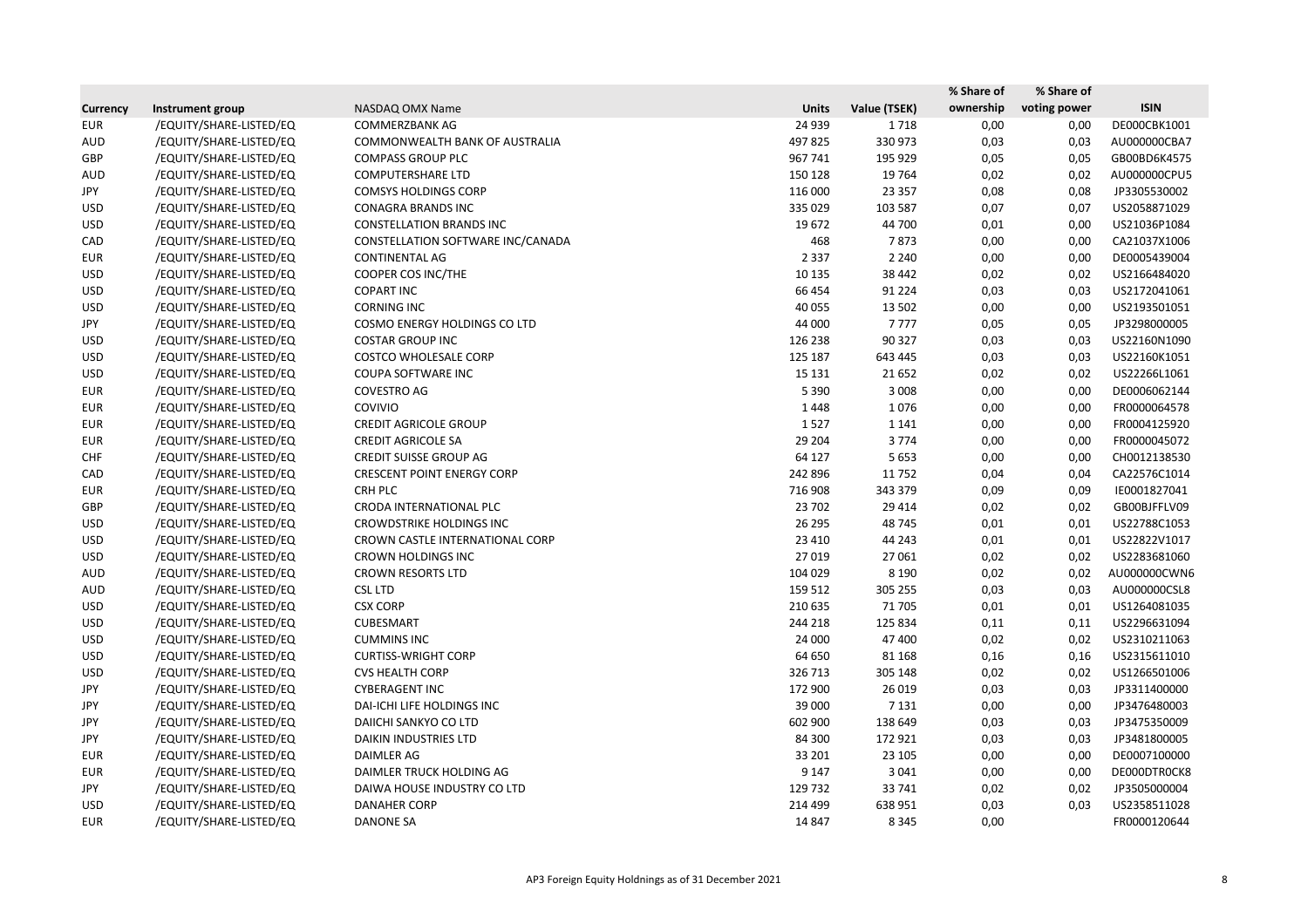| Currency | Instrument group | NASDAQ OMX Name | Units | Value (TSEK) | % Share of ownership | % Share of voting power | ISIN |
|---|---|---|---|---|---|---|---|
| EUR | /EQUITY/SHARE-LISTED/EQ | COMMERZBANK AG | 24 939 | 1 718 | 0,00 | 0,00 | DE000CBK1001 |
| AUD | /EQUITY/SHARE-LISTED/EQ | COMMONWEALTH BANK OF AUSTRALIA | 497 825 | 330 973 | 0,03 | 0,03 | AU000000CBA7 |
| GBP | /EQUITY/SHARE-LISTED/EQ | COMPASS GROUP PLC | 967 741 | 195 929 | 0,05 | 0,05 | GB00BD6K4575 |
| AUD | /EQUITY/SHARE-LISTED/EQ | COMPUTERSHARE LTD | 150 128 | 19 764 | 0,02 | 0,02 | AU000000CPU5 |
| JPY | /EQUITY/SHARE-LISTED/EQ | COMSYS HOLDINGS CORP | 116 000 | 23 357 | 0,08 | 0,08 | JP3305530002 |
| USD | /EQUITY/SHARE-LISTED/EQ | CONAGRA BRANDS INC | 335 029 | 103 587 | 0,07 | 0,07 | US2058871029 |
| USD | /EQUITY/SHARE-LISTED/EQ | CONSTELLATION BRANDS INC | 19 672 | 44 700 | 0,01 | 0,00 | US21036P1084 |
| CAD | /EQUITY/SHARE-LISTED/EQ | CONSTELLATION SOFTWARE INC/CANADA | 468 | 7 873 | 0,00 | 0,00 | CA21037X1006 |
| EUR | /EQUITY/SHARE-LISTED/EQ | CONTINENTAL AG | 2 337 | 2 240 | 0,00 | 0,00 | DE0005439004 |
| USD | /EQUITY/SHARE-LISTED/EQ | COOPER COS INC/THE | 10 135 | 38 442 | 0,02 | 0,02 | US2166484020 |
| USD | /EQUITY/SHARE-LISTED/EQ | COPART INC | 66 454 | 91 224 | 0,03 | 0,03 | US2172041061 |
| USD | /EQUITY/SHARE-LISTED/EQ | CORNING INC | 40 055 | 13 502 | 0,00 | 0,00 | US2193501051 |
| JPY | /EQUITY/SHARE-LISTED/EQ | COSMO ENERGY HOLDINGS CO LTD | 44 000 | 7 777 | 0,05 | 0,05 | JP3298000005 |
| USD | /EQUITY/SHARE-LISTED/EQ | COSTAR GROUP INC | 126 238 | 90 327 | 0,03 | 0,03 | US22160N1090 |
| USD | /EQUITY/SHARE-LISTED/EQ | COSTCO WHOLESALE CORP | 125 187 | 643 445 | 0,03 | 0,03 | US22160K1051 |
| USD | /EQUITY/SHARE-LISTED/EQ | COUPA SOFTWARE INC | 15 131 | 21 652 | 0,02 | 0,02 | US22266L1061 |
| EUR | /EQUITY/SHARE-LISTED/EQ | COVESTRO AG | 5 390 | 3 008 | 0,00 | 0,00 | DE0006062144 |
| EUR | /EQUITY/SHARE-LISTED/EQ | COVIVIO | 1 448 | 1 076 | 0,00 | 0,00 | FR0000064578 |
| EUR | /EQUITY/SHARE-LISTED/EQ | CREDIT AGRICOLE GROUP | 1 527 | 1 141 | 0,00 | 0,00 | FR0004125920 |
| EUR | /EQUITY/SHARE-LISTED/EQ | CREDIT AGRICOLE SA | 29 204 | 3 774 | 0,00 | 0,00 | FR0000045072 |
| CHF | /EQUITY/SHARE-LISTED/EQ | CREDIT SUISSE GROUP AG | 64 127 | 5 653 | 0,00 | 0,00 | CH0012138530 |
| CAD | /EQUITY/SHARE-LISTED/EQ | CRESCENT POINT ENERGY CORP | 242 896 | 11 752 | 0,04 | 0,04 | CA22576C1014 |
| EUR | /EQUITY/SHARE-LISTED/EQ | CRH PLC | 716 908 | 343 379 | 0,09 | 0,09 | IE0001827041 |
| GBP | /EQUITY/SHARE-LISTED/EQ | CRODA INTERNATIONAL PLC | 23 702 | 29 414 | 0,02 | 0,02 | GB00BJFFLV09 |
| USD | /EQUITY/SHARE-LISTED/EQ | CROWDSTRIKE HOLDINGS INC | 26 295 | 48 745 | 0,01 | 0,01 | US22788C1053 |
| USD | /EQUITY/SHARE-LISTED/EQ | CROWN CASTLE INTERNATIONAL CORP | 23 410 | 44 243 | 0,01 | 0,01 | US22822V1017 |
| USD | /EQUITY/SHARE-LISTED/EQ | CROWN HOLDINGS INC | 27 019 | 27 061 | 0,02 | 0,02 | US2283681060 |
| AUD | /EQUITY/SHARE-LISTED/EQ | CROWN RESORTS LTD | 104 029 | 8 190 | 0,02 | 0,02 | AU000000CWN6 |
| AUD | /EQUITY/SHARE-LISTED/EQ | CSL LTD | 159 512 | 305 255 | 0,03 | 0,03 | AU000000CSL8 |
| USD | /EQUITY/SHARE-LISTED/EQ | CSX CORP | 210 635 | 71 705 | 0,01 | 0,01 | US1264081035 |
| USD | /EQUITY/SHARE-LISTED/EQ | CUBESMART | 244 218 | 125 834 | 0,11 | 0,11 | US2296631094 |
| USD | /EQUITY/SHARE-LISTED/EQ | CUMMINS INC | 24 000 | 47 400 | 0,02 | 0,02 | US2310211063 |
| USD | /EQUITY/SHARE-LISTED/EQ | CURTISS-WRIGHT CORP | 64 650 | 81 168 | 0,16 | 0,16 | US2315611010 |
| USD | /EQUITY/SHARE-LISTED/EQ | CVS HEALTH CORP | 326 713 | 305 148 | 0,02 | 0,02 | US1266501006 |
| JPY | /EQUITY/SHARE-LISTED/EQ | CYBERAGENT INC | 172 900 | 26 019 | 0,03 | 0,03 | JP3311400000 |
| JPY | /EQUITY/SHARE-LISTED/EQ | DAI-ICHI LIFE HOLDINGS INC | 39 000 | 7 131 | 0,00 | 0,00 | JP3476480003 |
| JPY | /EQUITY/SHARE-LISTED/EQ | DAIICHI SANKYO CO LTD | 602 900 | 138 649 | 0,03 | 0,03 | JP3475350009 |
| JPY | /EQUITY/SHARE-LISTED/EQ | DAIKIN INDUSTRIES LTD | 84 300 | 172 921 | 0,03 | 0,03 | JP3481800005 |
| EUR | /EQUITY/SHARE-LISTED/EQ | DAIMLER AG | 33 201 | 23 105 | 0,00 | 0,00 | DE0007100000 |
| EUR | /EQUITY/SHARE-LISTED/EQ | DAIMLER TRUCK HOLDING AG | 9 147 | 3 041 | 0,00 | 0,00 | DE000DTR0CK8 |
| JPY | /EQUITY/SHARE-LISTED/EQ | DAIWA HOUSE INDUSTRY CO LTD | 129 732 | 33 741 | 0,02 | 0,02 | JP3505000004 |
| USD | /EQUITY/SHARE-LISTED/EQ | DANAHER CORP | 214 499 | 638 951 | 0,03 | 0,03 | US2358511028 |
| EUR | /EQUITY/SHARE-LISTED/EQ | DANONE SA | 14 847 | 8 345 | 0,00 | | FR0000120644 |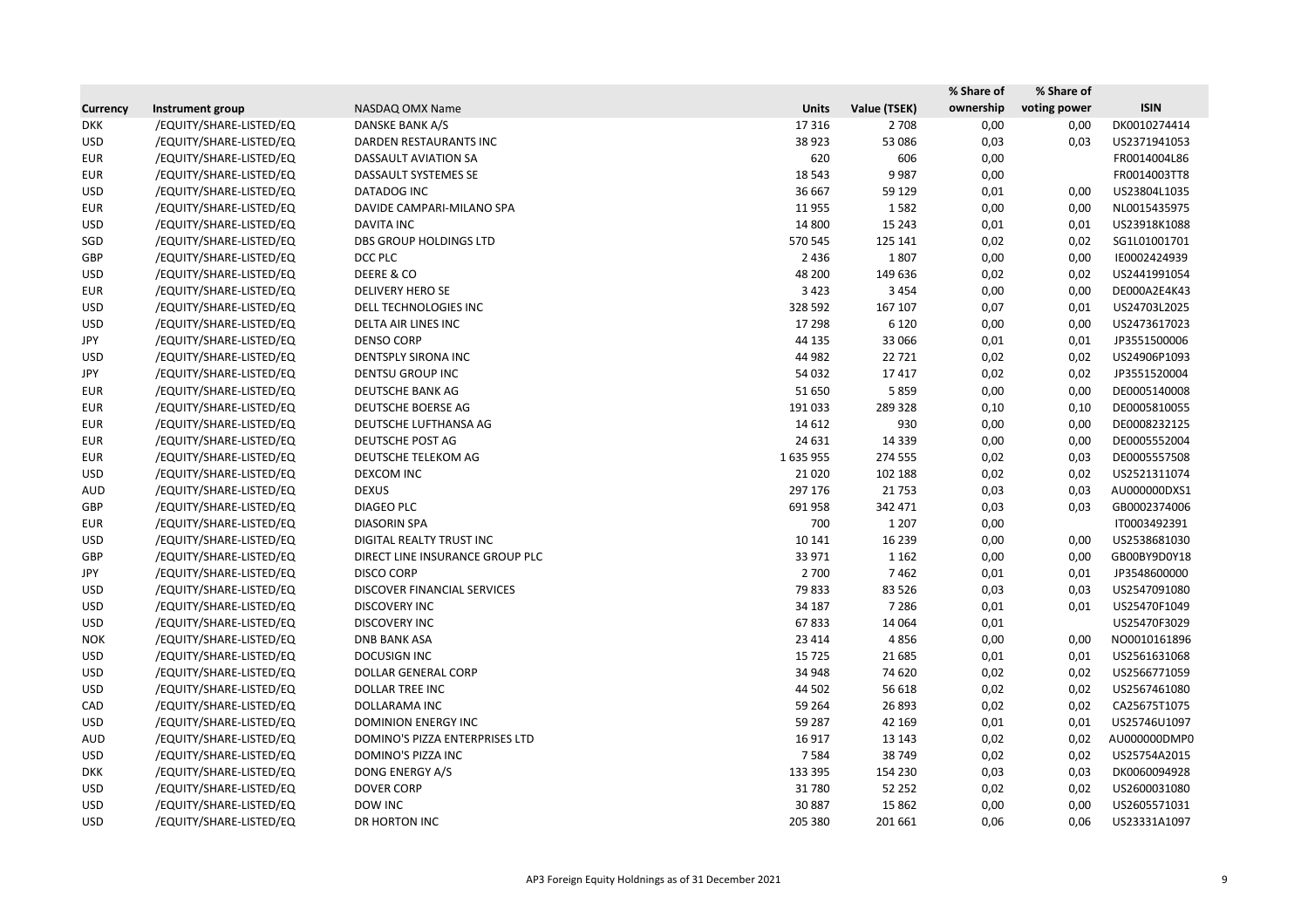| Currency | Instrument group | NASDAQ OMX Name | Units | Value (TSEK) | % Share of ownership | % Share of voting power | ISIN |
|---|---|---|---|---|---|---|---|
| DKK | /EQUITY/SHARE-LISTED/EQ | DANSKE BANK A/S | 17 316 | 2 708 | 0,00 | 0,00 | DK0010274414 |
| USD | /EQUITY/SHARE-LISTED/EQ | DARDEN RESTAURANTS INC | 38 923 | 53 086 | 0,03 | 0,03 | US2371941053 |
| EUR | /EQUITY/SHARE-LISTED/EQ | DASSAULT AVIATION SA | 620 | 606 | 0,00 | | FR0014004L86 |
| EUR | /EQUITY/SHARE-LISTED/EQ | DASSAULT SYSTEMES SE | 18 543 | 9 987 | 0,00 | | FR0014003TT8 |
| USD | /EQUITY/SHARE-LISTED/EQ | DATADOG INC | 36 667 | 59 129 | 0,01 | 0,00 | US23804L1035 |
| EUR | /EQUITY/SHARE-LISTED/EQ | DAVIDE CAMPARI-MILANO SPA | 11 955 | 1 582 | 0,00 | 0,00 | NL0015435975 |
| USD | /EQUITY/SHARE-LISTED/EQ | DAVITA INC | 14 800 | 15 243 | 0,01 | 0,01 | US23918K1088 |
| SGD | /EQUITY/SHARE-LISTED/EQ | DBS GROUP HOLDINGS LTD | 570 545 | 125 141 | 0,02 | 0,02 | SG1L01001701 |
| GBP | /EQUITY/SHARE-LISTED/EQ | DCC PLC | 2 436 | 1 807 | 0,00 | 0,00 | IE0002424939 |
| USD | /EQUITY/SHARE-LISTED/EQ | DEERE & CO | 48 200 | 149 636 | 0,02 | 0,02 | US2441991054 |
| EUR | /EQUITY/SHARE-LISTED/EQ | DELIVERY HERO SE | 3 423 | 3 454 | 0,00 | 0,00 | DE000A2E4K43 |
| USD | /EQUITY/SHARE-LISTED/EQ | DELL TECHNOLOGIES INC | 328 592 | 167 107 | 0,07 | 0,01 | US24703L2025 |
| USD | /EQUITY/SHARE-LISTED/EQ | DELTA AIR LINES INC | 17 298 | 6 120 | 0,00 | 0,00 | US2473617023 |
| JPY | /EQUITY/SHARE-LISTED/EQ | DENSO CORP | 44 135 | 33 066 | 0,01 | 0,01 | JP3551500006 |
| USD | /EQUITY/SHARE-LISTED/EQ | DENTSPLY SIRONA INC | 44 982 | 22 721 | 0,02 | 0,02 | US24906P1093 |
| JPY | /EQUITY/SHARE-LISTED/EQ | DENTSU GROUP INC | 54 032 | 17 417 | 0,02 | 0,02 | JP3551520004 |
| EUR | /EQUITY/SHARE-LISTED/EQ | DEUTSCHE BANK AG | 51 650 | 5 859 | 0,00 | 0,00 | DE0005140008 |
| EUR | /EQUITY/SHARE-LISTED/EQ | DEUTSCHE BOERSE AG | 191 033 | 289 328 | 0,10 | 0,10 | DE0005810055 |
| EUR | /EQUITY/SHARE-LISTED/EQ | DEUTSCHE LUFTHANSA AG | 14 612 | 930 | 0,00 | 0,00 | DE0008232125 |
| EUR | /EQUITY/SHARE-LISTED/EQ | DEUTSCHE POST AG | 24 631 | 14 339 | 0,00 | 0,00 | DE0005552004 |
| EUR | /EQUITY/SHARE-LISTED/EQ | DEUTSCHE TELEKOM AG | 1 635 955 | 274 555 | 0,02 | 0,03 | DE0005557508 |
| USD | /EQUITY/SHARE-LISTED/EQ | DEXCOM INC | 21 020 | 102 188 | 0,02 | 0,02 | US2521311074 |
| AUD | /EQUITY/SHARE-LISTED/EQ | DEXUS | 297 176 | 21 753 | 0,03 | 0,03 | AU000000DXS1 |
| GBP | /EQUITY/SHARE-LISTED/EQ | DIAGEO PLC | 691 958 | 342 471 | 0,03 | 0,03 | GB0002374006 |
| EUR | /EQUITY/SHARE-LISTED/EQ | DIASORIN SPA | 700 | 1 207 | 0,00 | | IT0003492391 |
| USD | /EQUITY/SHARE-LISTED/EQ | DIGITAL REALTY TRUST INC | 10 141 | 16 239 | 0,00 | 0,00 | US2538681030 |
| GBP | /EQUITY/SHARE-LISTED/EQ | DIRECT LINE INSURANCE GROUP PLC | 33 971 | 1 162 | 0,00 | 0,00 | GB00BY9D0Y18 |
| JPY | /EQUITY/SHARE-LISTED/EQ | DISCO CORP | 2 700 | 7 462 | 0,01 | 0,01 | JP3548600000 |
| USD | /EQUITY/SHARE-LISTED/EQ | DISCOVER FINANCIAL SERVICES | 79 833 | 83 526 | 0,03 | 0,03 | US2547091080 |
| USD | /EQUITY/SHARE-LISTED/EQ | DISCOVERY INC | 34 187 | 7 286 | 0,01 | 0,01 | US25470F1049 |
| USD | /EQUITY/SHARE-LISTED/EQ | DISCOVERY INC | 67 833 | 14 064 | 0,01 | | US25470F3029 |
| NOK | /EQUITY/SHARE-LISTED/EQ | DNB BANK ASA | 23 414 | 4 856 | 0,00 | 0,00 | NO0010161896 |
| USD | /EQUITY/SHARE-LISTED/EQ | DOCUSIGN INC | 15 725 | 21 685 | 0,01 | 0,01 | US2561631068 |
| USD | /EQUITY/SHARE-LISTED/EQ | DOLLAR GENERAL CORP | 34 948 | 74 620 | 0,02 | 0,02 | US2566771059 |
| USD | /EQUITY/SHARE-LISTED/EQ | DOLLAR TREE INC | 44 502 | 56 618 | 0,02 | 0,02 | US2567461080 |
| CAD | /EQUITY/SHARE-LISTED/EQ | DOLLARAMA INC | 59 264 | 26 893 | 0,02 | 0,02 | CA25675T1075 |
| USD | /EQUITY/SHARE-LISTED/EQ | DOMINION ENERGY INC | 59 287 | 42 169 | 0,01 | 0,01 | US25746U1097 |
| AUD | /EQUITY/SHARE-LISTED/EQ | DOMINO'S PIZZA ENTERPRISES LTD | 16 917 | 13 143 | 0,02 | 0,02 | AU000000DMP0 |
| USD | /EQUITY/SHARE-LISTED/EQ | DOMINO'S PIZZA INC | 7 584 | 38 749 | 0,02 | 0,02 | US25754A2015 |
| DKK | /EQUITY/SHARE-LISTED/EQ | DONG ENERGY A/S | 133 395 | 154 230 | 0,03 | 0,03 | DK0060094928 |
| USD | /EQUITY/SHARE-LISTED/EQ | DOVER CORP | 31 780 | 52 252 | 0,02 | 0,02 | US2600031080 |
| USD | /EQUITY/SHARE-LISTED/EQ | DOW INC | 30 887 | 15 862 | 0,00 | 0,00 | US2605571031 |
| USD | /EQUITY/SHARE-LISTED/EQ | DR HORTON INC | 205 380 | 201 661 | 0,06 | 0,06 | US23331A1097 |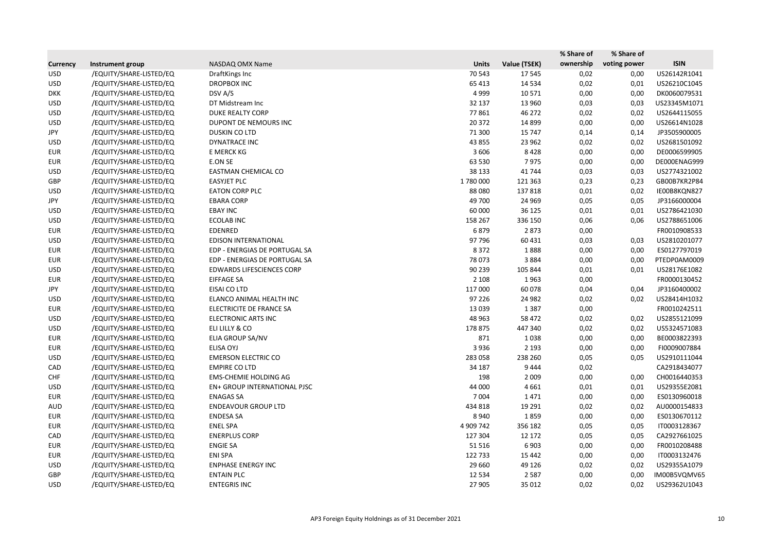| Currency | Instrument group | NASDAQ OMX Name | Units | Value (TSEK) | % Share of ownership | % Share of voting power | ISIN |
|---|---|---|---|---|---|---|---|
| USD | /EQUITY/SHARE-LISTED/EQ | DraftKings Inc | 70 543 | 17 545 | 0,02 | 0,00 | US26142R1041 |
| USD | /EQUITY/SHARE-LISTED/EQ | DROPBOX INC | 65 413 | 14 534 | 0,02 | 0,01 | US26210C1045 |
| DKK | /EQUITY/SHARE-LISTED/EQ | DSV A/S | 4 999 | 10 571 | 0,00 | 0,00 | DK0060079531 |
| USD | /EQUITY/SHARE-LISTED/EQ | DT Midstream Inc | 32 137 | 13 960 | 0,03 | 0,03 | US23345M1071 |
| USD | /EQUITY/SHARE-LISTED/EQ | DUKE REALTY CORP | 77 861 | 46 272 | 0,02 | 0,02 | US2644115055 |
| USD | /EQUITY/SHARE-LISTED/EQ | DUPONT DE NEMOURS INC | 20 372 | 14 899 | 0,00 | 0,00 | US26614N1028 |
| JPY | /EQUITY/SHARE-LISTED/EQ | DUSKIN CO LTD | 71 300 | 15 747 | 0,14 | 0,14 | JP3505900005 |
| USD | /EQUITY/SHARE-LISTED/EQ | DYNATRACE INC | 43 855 | 23 962 | 0,02 | 0,02 | US2681501092 |
| EUR | /EQUITY/SHARE-LISTED/EQ | E MERCK KG | 3 606 | 8 428 | 0,00 | 0,00 | DE0006599905 |
| EUR | /EQUITY/SHARE-LISTED/EQ | E.ON SE | 63 530 | 7 975 | 0,00 | 0,00 | DE000ENAG999 |
| USD | /EQUITY/SHARE-LISTED/EQ | EASTMAN CHEMICAL CO | 38 133 | 41 744 | 0,03 | 0,03 | US2774321002 |
| GBP | /EQUITY/SHARE-LISTED/EQ | EASYJET PLC | 1 780 000 | 121 363 | 0,23 | 0,23 | GB00B7KR2P84 |
| USD | /EQUITY/SHARE-LISTED/EQ | EATON CORP PLC | 88 080 | 137 818 | 0,01 | 0,02 | IE00B8KQN827 |
| JPY | /EQUITY/SHARE-LISTED/EQ | EBARA CORP | 49 700 | 24 969 | 0,05 | 0,05 | JP3166000004 |
| USD | /EQUITY/SHARE-LISTED/EQ | EBAY INC | 60 000 | 36 125 | 0,01 | 0,01 | US2786421030 |
| USD | /EQUITY/SHARE-LISTED/EQ | ECOLAB INC | 158 267 | 336 150 | 0,06 | 0,06 | US2788651006 |
| EUR | /EQUITY/SHARE-LISTED/EQ | EDENRED | 6 879 | 2 873 | 0,00 | | FR0010908533 |
| USD | /EQUITY/SHARE-LISTED/EQ | EDISON INTERNATIONAL | 97 796 | 60 431 | 0,03 | 0,03 | US2810201077 |
| EUR | /EQUITY/SHARE-LISTED/EQ | EDP - ENERGIAS DE PORTUGAL SA | 8 372 | 1 888 | 0,00 | 0,00 | ES0127797019 |
| EUR | /EQUITY/SHARE-LISTED/EQ | EDP - ENERGIAS DE PORTUGAL SA | 78 073 | 3 884 | 0,00 | 0,00 | PTEDP0AM0009 |
| USD | /EQUITY/SHARE-LISTED/EQ | EDWARDS LIFESCIENCES CORP | 90 239 | 105 844 | 0,01 | 0,01 | US28176E1082 |
| EUR | /EQUITY/SHARE-LISTED/EQ | EIFFAGE SA | 2 108 | 1 963 | 0,00 | | FR0000130452 |
| JPY | /EQUITY/SHARE-LISTED/EQ | EISAI CO LTD | 117 000 | 60 078 | 0,04 | 0,04 | JP3160400002 |
| USD | /EQUITY/SHARE-LISTED/EQ | ELANCO ANIMAL HEALTH INC | 97 226 | 24 982 | 0,02 | 0,02 | US28414H1032 |
| EUR | /EQUITY/SHARE-LISTED/EQ | ELECTRICITE DE FRANCE SA | 13 039 | 1 387 | 0,00 | | FR0010242511 |
| USD | /EQUITY/SHARE-LISTED/EQ | ELECTRONIC ARTS INC | 48 963 | 58 472 | 0,02 | 0,02 | US2855121099 |
| USD | /EQUITY/SHARE-LISTED/EQ | ELI LILLY & CO | 178 875 | 447 340 | 0,02 | 0,02 | US5324571083 |
| EUR | /EQUITY/SHARE-LISTED/EQ | ELIA GROUP SA/NV | 871 | 1 038 | 0,00 | 0,00 | BE0003822393 |
| EUR | /EQUITY/SHARE-LISTED/EQ | ELISA OYJ | 3 936 | 2 193 | 0,00 | 0,00 | FI0009007884 |
| USD | /EQUITY/SHARE-LISTED/EQ | EMERSON ELECTRIC CO | 283 058 | 238 260 | 0,05 | 0,05 | US2910111044 |
| CAD | /EQUITY/SHARE-LISTED/EQ | EMPIRE CO LTD | 34 187 | 9 444 | 0,02 | | CA2918434077 |
| CHF | /EQUITY/SHARE-LISTED/EQ | EMS-CHEMIE HOLDING AG | 198 | 2 009 | 0,00 | 0,00 | CH0016440353 |
| USD | /EQUITY/SHARE-LISTED/EQ | EN+ GROUP INTERNATIONAL PJSC | 44 000 | 4 661 | 0,01 | 0,01 | US29355E2081 |
| EUR | /EQUITY/SHARE-LISTED/EQ | ENAGAS SA | 7 004 | 1 471 | 0,00 | 0,00 | ES0130960018 |
| AUD | /EQUITY/SHARE-LISTED/EQ | ENDEAVOUR GROUP LTD | 434 818 | 19 291 | 0,02 | 0,02 | AU0000154833 |
| EUR | /EQUITY/SHARE-LISTED/EQ | ENDESA SA | 8 940 | 1 859 | 0,00 | 0,00 | ES0130670112 |
| EUR | /EQUITY/SHARE-LISTED/EQ | ENEL SPA | 4 909 742 | 356 182 | 0,05 | 0,05 | IT0003128367 |
| CAD | /EQUITY/SHARE-LISTED/EQ | ENERPLUS CORP | 127 304 | 12 172 | 0,05 | 0,05 | CA2927661025 |
| EUR | /EQUITY/SHARE-LISTED/EQ | ENGIE SA | 51 516 | 6 903 | 0,00 | 0,00 | FR0010208488 |
| EUR | /EQUITY/SHARE-LISTED/EQ | ENI SPA | 122 733 | 15 442 | 0,00 | 0,00 | IT0003132476 |
| USD | /EQUITY/SHARE-LISTED/EQ | ENPHASE ENERGY INC | 29 660 | 49 126 | 0,02 | 0,02 | US29355A1079 |
| GBP | /EQUITY/SHARE-LISTED/EQ | ENTAIN PLC | 12 534 | 2 587 | 0,00 | 0,00 | IM00B5VQMV65 |
| USD | /EQUITY/SHARE-LISTED/EQ | ENTEGRIS INC | 27 905 | 35 012 | 0,02 | 0,02 | US29362U1043 |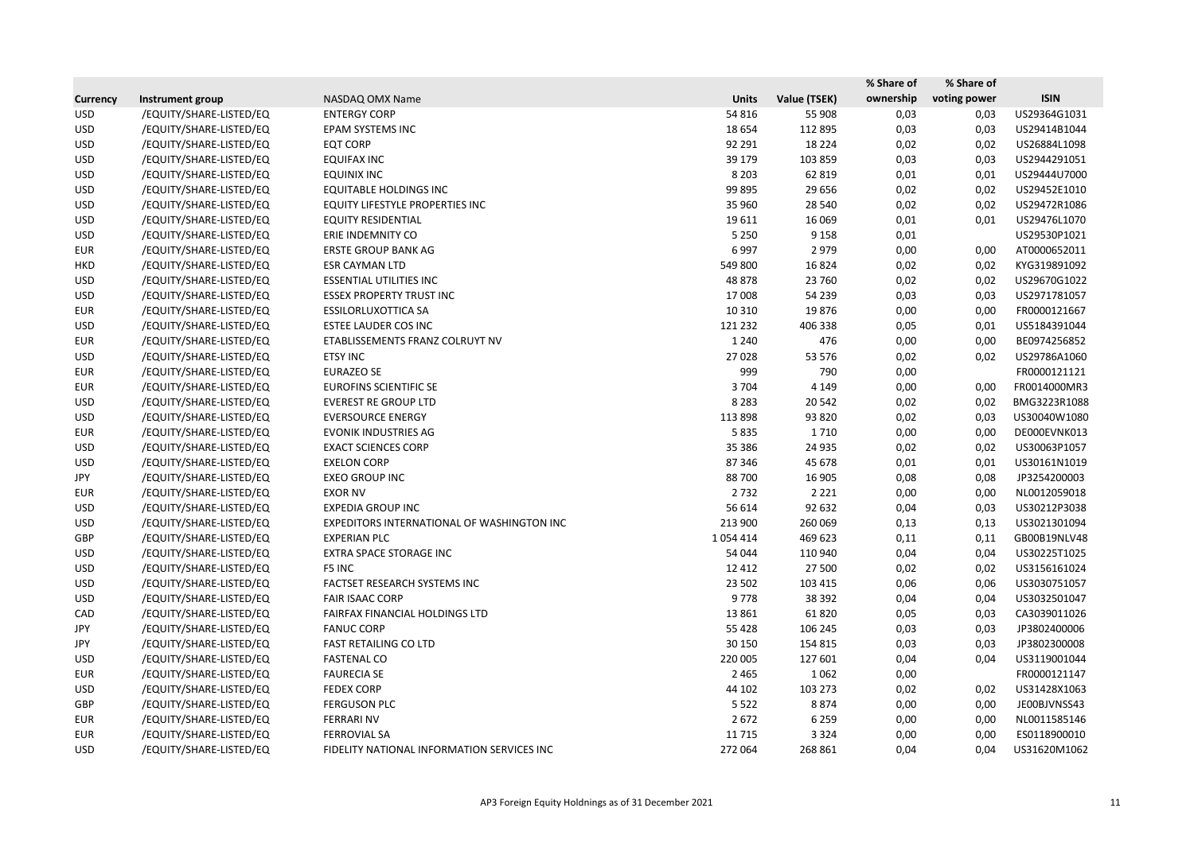| Currency | Instrument group | NASDAQ OMX Name | Units | Value (TSEK) | % Share of ownership | % Share of voting power | ISIN |
|---|---|---|---|---|---|---|---|
| USD | /EQUITY/SHARE-LISTED/EQ | ENTERGY CORP | 54 816 | 55 908 | 0,03 | 0,03 | US29364G1031 |
| USD | /EQUITY/SHARE-LISTED/EQ | EPAM SYSTEMS INC | 18 654 | 112 895 | 0,03 | 0,03 | US29414B1044 |
| USD | /EQUITY/SHARE-LISTED/EQ | EQT CORP | 92 291 | 18 224 | 0,02 | 0,02 | US26884L1098 |
| USD | /EQUITY/SHARE-LISTED/EQ | EQUIFAX INC | 39 179 | 103 859 | 0,03 | 0,03 | US2944291051 |
| USD | /EQUITY/SHARE-LISTED/EQ | EQUINIX INC | 8 203 | 62 819 | 0,01 | 0,01 | US29444U7000 |
| USD | /EQUITY/SHARE-LISTED/EQ | EQUITABLE HOLDINGS INC | 99 895 | 29 656 | 0,02 | 0,02 | US29452E1010 |
| USD | /EQUITY/SHARE-LISTED/EQ | EQUITY LIFESTYLE PROPERTIES INC | 35 960 | 28 540 | 0,02 | 0,02 | US29472R1086 |
| USD | /EQUITY/SHARE-LISTED/EQ | EQUITY RESIDENTIAL | 19 611 | 16 069 | 0,01 | 0,01 | US29476L1070 |
| USD | /EQUITY/SHARE-LISTED/EQ | ERIE INDEMNITY CO | 5 250 | 9 158 | 0,01 | | US29530P1021 |
| EUR | /EQUITY/SHARE-LISTED/EQ | ERSTE GROUP BANK AG | 6 997 | 2 979 | 0,00 | 0,00 | AT0000652011 |
| HKD | /EQUITY/SHARE-LISTED/EQ | ESR CAYMAN LTD | 549 800 | 16 824 | 0,02 | 0,02 | KYG319891092 |
| USD | /EQUITY/SHARE-LISTED/EQ | ESSENTIAL UTILITIES INC | 48 878 | 23 760 | 0,02 | 0,02 | US29670G1022 |
| USD | /EQUITY/SHARE-LISTED/EQ | ESSEX PROPERTY TRUST INC | 17 008 | 54 239 | 0,03 | 0,03 | US2971781057 |
| EUR | /EQUITY/SHARE-LISTED/EQ | ESSILORLUXOTTICA SA | 10 310 | 19 876 | 0,00 | 0,00 | FR0000121667 |
| USD | /EQUITY/SHARE-LISTED/EQ | ESTEE LAUDER COS INC | 121 232 | 406 338 | 0,05 | 0,01 | US5184391044 |
| EUR | /EQUITY/SHARE-LISTED/EQ | ETABLISSEMENTS FRANZ COLRUYT NV | 1 240 | 476 | 0,00 | 0,00 | BE0974256852 |
| USD | /EQUITY/SHARE-LISTED/EQ | ETSY INC | 27 028 | 53 576 | 0,02 | 0,02 | US29786A1060 |
| EUR | /EQUITY/SHARE-LISTED/EQ | EURAZEO SE | 999 | 790 | 0,00 | | FR0000121121 |
| EUR | /EQUITY/SHARE-LISTED/EQ | EUROFINS SCIENTIFIC SE | 3 704 | 4 149 | 0,00 | 0,00 | FR0014000MR3 |
| USD | /EQUITY/SHARE-LISTED/EQ | EVEREST RE GROUP LTD | 8 283 | 20 542 | 0,02 | 0,02 | BMG3223R1088 |
| USD | /EQUITY/SHARE-LISTED/EQ | EVERSOURCE ENERGY | 113 898 | 93 820 | 0,02 | 0,03 | US30040W1080 |
| EUR | /EQUITY/SHARE-LISTED/EQ | EVONIK INDUSTRIES AG | 5 835 | 1 710 | 0,00 | 0,00 | DE000EVNK013 |
| USD | /EQUITY/SHARE-LISTED/EQ | EXACT SCIENCES CORP | 35 386 | 24 935 | 0,02 | 0,02 | US30063P1057 |
| USD | /EQUITY/SHARE-LISTED/EQ | EXELON CORP | 87 346 | 45 678 | 0,01 | 0,01 | US30161N1019 |
| JPY | /EQUITY/SHARE-LISTED/EQ | EXEO GROUP INC | 88 700 | 16 905 | 0,08 | 0,08 | JP3254200003 |
| EUR | /EQUITY/SHARE-LISTED/EQ | EXOR NV | 2 732 | 2 221 | 0,00 | 0,00 | NL0012059018 |
| USD | /EQUITY/SHARE-LISTED/EQ | EXPEDIA GROUP INC | 56 614 | 92 632 | 0,04 | 0,03 | US30212P3038 |
| USD | /EQUITY/SHARE-LISTED/EQ | EXPEDITORS INTERNATIONAL OF WASHINGTON INC | 213 900 | 260 069 | 0,13 | 0,13 | US3021301094 |
| GBP | /EQUITY/SHARE-LISTED/EQ | EXPERIAN PLC | 1 054 414 | 469 623 | 0,11 | 0,11 | GB00B19NLV48 |
| USD | /EQUITY/SHARE-LISTED/EQ | EXTRA SPACE STORAGE INC | 54 044 | 110 940 | 0,04 | 0,04 | US30225T1025 |
| USD | /EQUITY/SHARE-LISTED/EQ | F5 INC | 12 412 | 27 500 | 0,02 | 0,02 | US3156161024 |
| USD | /EQUITY/SHARE-LISTED/EQ | FACTSET RESEARCH SYSTEMS INC | 23 502 | 103 415 | 0,06 | 0,06 | US3030751057 |
| USD | /EQUITY/SHARE-LISTED/EQ | FAIR ISAAC CORP | 9 778 | 38 392 | 0,04 | 0,04 | US3032501047 |
| CAD | /EQUITY/SHARE-LISTED/EQ | FAIRFAX FINANCIAL HOLDINGS LTD | 13 861 | 61 820 | 0,05 | 0,03 | CA3039011026 |
| JPY | /EQUITY/SHARE-LISTED/EQ | FANUC CORP | 55 428 | 106 245 | 0,03 | 0,03 | JP3802400006 |
| JPY | /EQUITY/SHARE-LISTED/EQ | FAST RETAILING CO LTD | 30 150 | 154 815 | 0,03 | 0,03 | JP3802300008 |
| USD | /EQUITY/SHARE-LISTED/EQ | FASTENAL CO | 220 005 | 127 601 | 0,04 | 0,04 | US3119001044 |
| EUR | /EQUITY/SHARE-LISTED/EQ | FAURECIA SE | 2 465 | 1 062 | 0,00 | | FR0000121147 |
| USD | /EQUITY/SHARE-LISTED/EQ | FEDEX CORP | 44 102 | 103 273 | 0,02 | 0,02 | US31428X1063 |
| GBP | /EQUITY/SHARE-LISTED/EQ | FERGUSON PLC | 5 522 | 8 874 | 0,00 | 0,00 | JE00BJVNSS43 |
| EUR | /EQUITY/SHARE-LISTED/EQ | FERRARI NV | 2 672 | 6 259 | 0,00 | 0,00 | NL0011585146 |
| EUR | /EQUITY/SHARE-LISTED/EQ | FERROVIAL SA | 11 715 | 3 324 | 0,00 | 0,00 | ES0118900010 |
| USD | /EQUITY/SHARE-LISTED/EQ | FIDELITY NATIONAL INFORMATION SERVICES INC | 272 064 | 268 861 | 0,04 | 0,04 | US31620M1062 |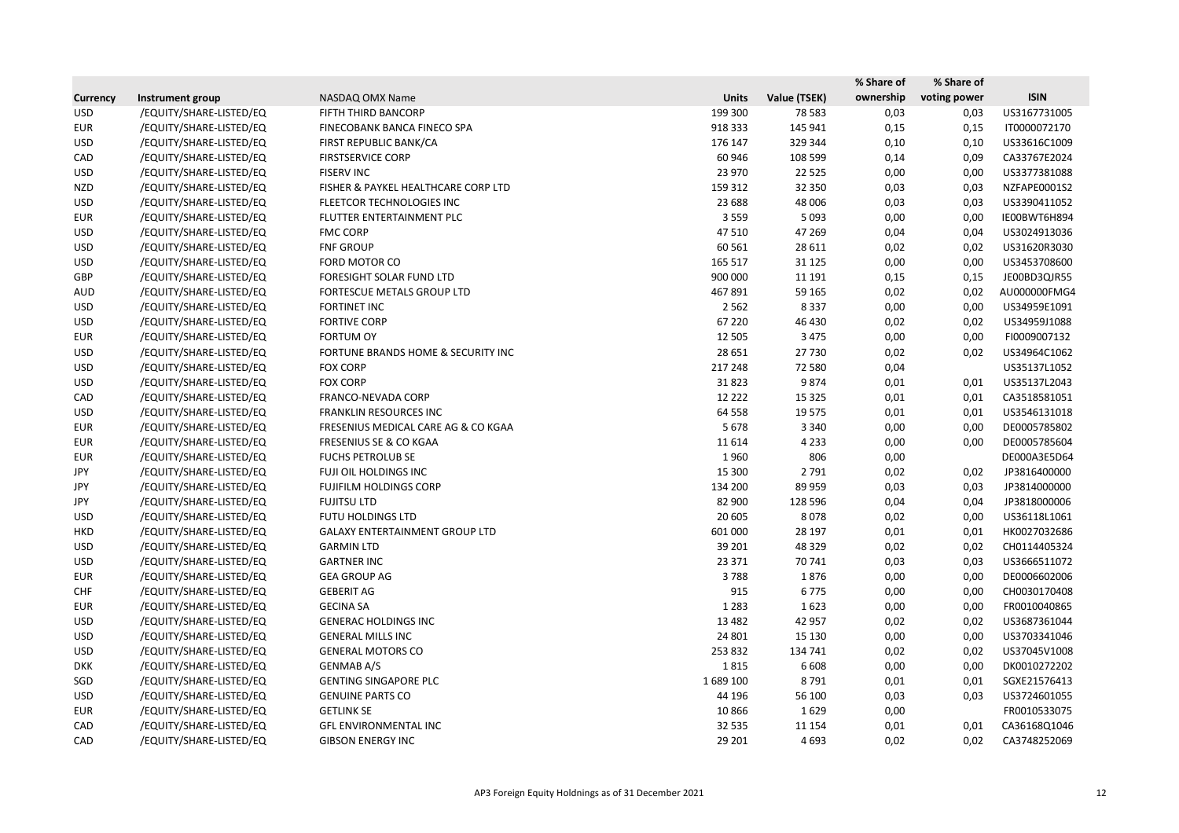| Currency | Instrument group | NASDAQ OMX Name | Units | Value (TSEK) | % Share of ownership | % Share of voting power | ISIN |
|---|---|---|---|---|---|---|---|
| USD | /EQUITY/SHARE-LISTED/EQ | FIFTH THIRD BANCORP | 199 300 | 78 583 | 0,03 | 0,03 | US3167731005 |
| EUR | /EQUITY/SHARE-LISTED/EQ | FINECOBANK BANCA FINECO SPA | 918 333 | 145 941 | 0,15 | 0,15 | IT0000072170 |
| USD | /EQUITY/SHARE-LISTED/EQ | FIRST REPUBLIC BANK/CA | 176 147 | 329 344 | 0,10 | 0,10 | US33616C1009 |
| CAD | /EQUITY/SHARE-LISTED/EQ | FIRSTSERVICE CORP | 60 946 | 108 599 | 0,14 | 0,09 | CA33767E2024 |
| USD | /EQUITY/SHARE-LISTED/EQ | FISERV INC | 23 970 | 22 525 | 0,00 | 0,00 | US3377381088 |
| NZD | /EQUITY/SHARE-LISTED/EQ | FISHER & PAYKEL HEALTHCARE CORP LTD | 159 312 | 32 350 | 0,03 | 0,03 | NZFAPE0001S2 |
| USD | /EQUITY/SHARE-LISTED/EQ | FLEETCOR TECHNOLOGIES INC | 23 688 | 48 006 | 0,03 | 0,03 | US3390411052 |
| EUR | /EQUITY/SHARE-LISTED/EQ | FLUTTER ENTERTAINMENT PLC | 3 559 | 5 093 | 0,00 | 0,00 | IE00BWT6H894 |
| USD | /EQUITY/SHARE-LISTED/EQ | FMC CORP | 47 510 | 47 269 | 0,04 | 0,04 | US3024913036 |
| USD | /EQUITY/SHARE-LISTED/EQ | FNF GROUP | 60 561 | 28 611 | 0,02 | 0,02 | US31620R3030 |
| USD | /EQUITY/SHARE-LISTED/EQ | FORD MOTOR CO | 165 517 | 31 125 | 0,00 | 0,00 | US3453708600 |
| GBP | /EQUITY/SHARE-LISTED/EQ | FORESIGHT SOLAR FUND LTD | 900 000 | 11 191 | 0,15 | 0,15 | JE00BD3QJR55 |
| AUD | /EQUITY/SHARE-LISTED/EQ | FORTESCUE METALS GROUP LTD | 467 891 | 59 165 | 0,02 | 0,02 | AU000000FMG4 |
| USD | /EQUITY/SHARE-LISTED/EQ | FORTINET INC | 2 562 | 8 337 | 0,00 | 0,00 | US34959E1091 |
| USD | /EQUITY/SHARE-LISTED/EQ | FORTIVE CORP | 67 220 | 46 430 | 0,02 | 0,02 | US34959J1088 |
| EUR | /EQUITY/SHARE-LISTED/EQ | FORTUM OY | 12 505 | 3 475 | 0,00 | 0,00 | FI0009007132 |
| USD | /EQUITY/SHARE-LISTED/EQ | FORTUNE BRANDS HOME & SECURITY INC | 28 651 | 27 730 | 0,02 | 0,02 | US34964C1062 |
| USD | /EQUITY/SHARE-LISTED/EQ | FOX CORP | 217 248 | 72 580 | 0,04 | | US35137L1052 |
| USD | /EQUITY/SHARE-LISTED/EQ | FOX CORP | 31 823 | 9 874 | 0,01 | 0,01 | US35137L2043 |
| CAD | /EQUITY/SHARE-LISTED/EQ | FRANCO-NEVADA CORP | 12 222 | 15 325 | 0,01 | 0,01 | CA3518581051 |
| USD | /EQUITY/SHARE-LISTED/EQ | FRANKLIN RESOURCES INC | 64 558 | 19 575 | 0,01 | 0,01 | US3546131018 |
| EUR | /EQUITY/SHARE-LISTED/EQ | FRESENIUS MEDICAL CARE AG & CO KGAA | 5 678 | 3 340 | 0,00 | 0,00 | DE0005785802 |
| EUR | /EQUITY/SHARE-LISTED/EQ | FRESENIUS SE & CO KGAA | 11 614 | 4 233 | 0,00 | 0,00 | DE0005785604 |
| EUR | /EQUITY/SHARE-LISTED/EQ | FUCHS PETROLUB SE | 1 960 | 806 | 0,00 | | DE000A3E5D64 |
| JPY | /EQUITY/SHARE-LISTED/EQ | FUJI OIL HOLDINGS INC | 15 300 | 2 791 | 0,02 | 0,02 | JP3816400000 |
| JPY | /EQUITY/SHARE-LISTED/EQ | FUJIFILM HOLDINGS CORP | 134 200 | 89 959 | 0,03 | 0,03 | JP3814000000 |
| JPY | /EQUITY/SHARE-LISTED/EQ | FUJITSU LTD | 82 900 | 128 596 | 0,04 | 0,04 | JP3818000006 |
| USD | /EQUITY/SHARE-LISTED/EQ | FUTU HOLDINGS LTD | 20 605 | 8 078 | 0,02 | 0,00 | US36118L1061 |
| HKD | /EQUITY/SHARE-LISTED/EQ | GALAXY ENTERTAINMENT GROUP LTD | 601 000 | 28 197 | 0,01 | 0,01 | HK0027032686 |
| USD | /EQUITY/SHARE-LISTED/EQ | GARMIN LTD | 39 201 | 48 329 | 0,02 | 0,02 | CH0114405324 |
| USD | /EQUITY/SHARE-LISTED/EQ | GARTNER INC | 23 371 | 70 741 | 0,03 | 0,03 | US3666511072 |
| EUR | /EQUITY/SHARE-LISTED/EQ | GEA GROUP AG | 3 788 | 1 876 | 0,00 | 0,00 | DE0006602006 |
| CHF | /EQUITY/SHARE-LISTED/EQ | GEBERIT AG | 915 | 6 775 | 0,00 | 0,00 | CH0030170408 |
| EUR | /EQUITY/SHARE-LISTED/EQ | GECINA SA | 1 283 | 1 623 | 0,00 | 0,00 | FR0010040865 |
| USD | /EQUITY/SHARE-LISTED/EQ | GENERAC HOLDINGS INC | 13 482 | 42 957 | 0,02 | 0,02 | US3687361044 |
| USD | /EQUITY/SHARE-LISTED/EQ | GENERAL MILLS INC | 24 801 | 15 130 | 0,00 | 0,00 | US3703341046 |
| USD | /EQUITY/SHARE-LISTED/EQ | GENERAL MOTORS CO | 253 832 | 134 741 | 0,02 | 0,02 | US37045V1008 |
| DKK | /EQUITY/SHARE-LISTED/EQ | GENMAB A/S | 1 815 | 6 608 | 0,00 | 0,00 | DK0010272202 |
| SGD | /EQUITY/SHARE-LISTED/EQ | GENTING SINGAPORE PLC | 1 689 100 | 8 791 | 0,01 | 0,01 | SGXE21576413 |
| USD | /EQUITY/SHARE-LISTED/EQ | GENUINE PARTS CO | 44 196 | 56 100 | 0,03 | 0,03 | US3724601055 |
| EUR | /EQUITY/SHARE-LISTED/EQ | GETLINK SE | 10 866 | 1 629 | 0,00 | | FR0010533075 |
| CAD | /EQUITY/SHARE-LISTED/EQ | GFL ENVIRONMENTAL INC | 32 535 | 11 154 | 0,01 | 0,01 | CA36168Q1046 |
| CAD | /EQUITY/SHARE-LISTED/EQ | GIBSON ENERGY INC | 29 201 | 4 693 | 0,02 | 0,02 | CA3748252069 |

AP3 Foreign Equity Holdings as of 31 December 2021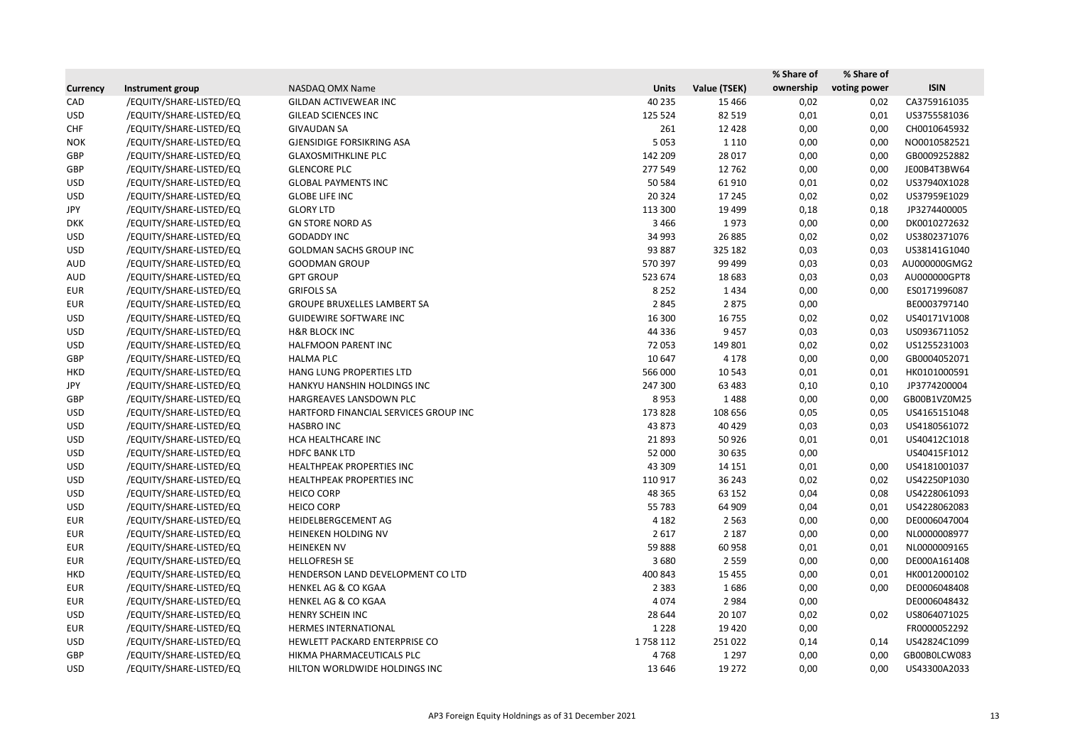| Currency | Instrument group | NASDAQ OMX Name | Units | Value (TSEK) | % Share of ownership | % Share of voting power | ISIN |
|---|---|---|---|---|---|---|---|
| CAD | /EQUITY/SHARE-LISTED/EQ | GILDAN ACTIVEWEAR INC | 40 235 | 15 466 | 0,02 | 0,02 | CA3759161035 |
| USD | /EQUITY/SHARE-LISTED/EQ | GILEAD SCIENCES INC | 125 524 | 82 519 | 0,01 | 0,01 | US3755581036 |
| CHF | /EQUITY/SHARE-LISTED/EQ | GIVAUDAN SA | 261 | 12 428 | 0,00 | 0,00 | CH0010645932 |
| NOK | /EQUITY/SHARE-LISTED/EQ | GJENSIDIGE FORSIKRING ASA | 5 053 | 1 110 | 0,00 | 0,00 | NO0010582521 |
| GBP | /EQUITY/SHARE-LISTED/EQ | GLAXOSMITHKLINE PLC | 142 209 | 28 017 | 0,00 | 0,00 | GB0009252882 |
| GBP | /EQUITY/SHARE-LISTED/EQ | GLENCORE PLC | 277 549 | 12 762 | 0,00 | 0,00 | JE00B4T3BW64 |
| USD | /EQUITY/SHARE-LISTED/EQ | GLOBAL PAYMENTS INC | 50 584 | 61 910 | 0,01 | 0,02 | US37940X1028 |
| USD | /EQUITY/SHARE-LISTED/EQ | GLOBE LIFE INC | 20 324 | 17 245 | 0,02 | 0,02 | US37959E1029 |
| JPY | /EQUITY/SHARE-LISTED/EQ | GLORY LTD | 113 300 | 19 499 | 0,18 | 0,18 | JP3274400005 |
| DKK | /EQUITY/SHARE-LISTED/EQ | GN STORE NORD AS | 3 466 | 1 973 | 0,00 | 0,00 | DK0010272632 |
| USD | /EQUITY/SHARE-LISTED/EQ | GODADDY INC | 34 993 | 26 885 | 0,02 | 0,02 | US3802371076 |
| USD | /EQUITY/SHARE-LISTED/EQ | GOLDMAN SACHS GROUP INC | 93 887 | 325 182 | 0,03 | 0,03 | US38141G1040 |
| AUD | /EQUITY/SHARE-LISTED/EQ | GOODMAN GROUP | 570 397 | 99 499 | 0,03 | 0,03 | AU000000GMG2 |
| AUD | /EQUITY/SHARE-LISTED/EQ | GPT GROUP | 523 674 | 18 683 | 0,03 | 0,03 | AU000000GPT8 |
| EUR | /EQUITY/SHARE-LISTED/EQ | GRIFOLS SA | 8 252 | 1 434 | 0,00 | 0,00 | ES0171996087 |
| EUR | /EQUITY/SHARE-LISTED/EQ | GROUPE BRUXELLES LAMBERT SA | 2 845 | 2 875 | 0,00 | | BE0003797140 |
| USD | /EQUITY/SHARE-LISTED/EQ | GUIDEWIRE SOFTWARE INC | 16 300 | 16 755 | 0,02 | 0,02 | US40171V1008 |
| USD | /EQUITY/SHARE-LISTED/EQ | H&R BLOCK INC | 44 336 | 9 457 | 0,03 | 0,03 | US0936711052 |
| USD | /EQUITY/SHARE-LISTED/EQ | HALFMOON PARENT INC | 72 053 | 149 801 | 0,02 | 0,02 | US1255231003 |
| GBP | /EQUITY/SHARE-LISTED/EQ | HALMA PLC | 10 647 | 4 178 | 0,00 | 0,00 | GB0004052071 |
| HKD | /EQUITY/SHARE-LISTED/EQ | HANG LUNG PROPERTIES LTD | 566 000 | 10 543 | 0,01 | 0,01 | HK0101000591 |
| JPY | /EQUITY/SHARE-LISTED/EQ | HANKYU HANSHIN HOLDINGS INC | 247 300 | 63 483 | 0,10 | 0,10 | JP3774200004 |
| GBP | /EQUITY/SHARE-LISTED/EQ | HARGREAVES LANSDOWN PLC | 8 953 | 1 488 | 0,00 | 0,00 | GB00B1VZ0M25 |
| USD | /EQUITY/SHARE-LISTED/EQ | HARTFORD FINANCIAL SERVICES GROUP INC | 173 828 | 108 656 | 0,05 | 0,05 | US4165151048 |
| USD | /EQUITY/SHARE-LISTED/EQ | HASBRO INC | 43 873 | 40 429 | 0,03 | 0,03 | US4180561072 |
| USD | /EQUITY/SHARE-LISTED/EQ | HCA HEALTHCARE INC | 21 893 | 50 926 | 0,01 | 0,01 | US40412C1018 |
| USD | /EQUITY/SHARE-LISTED/EQ | HDFC BANK LTD | 52 000 | 30 635 | 0,00 | | US40415F1012 |
| USD | /EQUITY/SHARE-LISTED/EQ | HEALTHPEAK PROPERTIES INC | 43 309 | 14 151 | 0,01 | 0,00 | US4181001037 |
| USD | /EQUITY/SHARE-LISTED/EQ | HEALTHPEAK PROPERTIES INC | 110 917 | 36 243 | 0,02 | 0,02 | US42250P1030 |
| USD | /EQUITY/SHARE-LISTED/EQ | HEICO CORP | 48 365 | 63 152 | 0,04 | 0,08 | US4228061093 |
| USD | /EQUITY/SHARE-LISTED/EQ | HEICO CORP | 55 783 | 64 909 | 0,04 | 0,01 | US4228062083 |
| EUR | /EQUITY/SHARE-LISTED/EQ | HEIDELBERGCEMENT AG | 4 182 | 2 563 | 0,00 | 0,00 | DE0006047004 |
| EUR | /EQUITY/SHARE-LISTED/EQ | HEINEKEN HOLDING NV | 2 617 | 2 187 | 0,00 | 0,00 | NL0000008977 |
| EUR | /EQUITY/SHARE-LISTED/EQ | HEINEKEN NV | 59 888 | 60 958 | 0,01 | 0,01 | NL0000009165 |
| EUR | /EQUITY/SHARE-LISTED/EQ | HELLOFRESH SE | 3 680 | 2 559 | 0,00 | 0,00 | DE000A161408 |
| HKD | /EQUITY/SHARE-LISTED/EQ | HENDERSON LAND DEVELOPMENT CO LTD | 400 843 | 15 455 | 0,00 | 0,01 | HK0012000102 |
| EUR | /EQUITY/SHARE-LISTED/EQ | HENKEL AG & CO KGAA | 2 383 | 1 686 | 0,00 | 0,00 | DE0006048408 |
| EUR | /EQUITY/SHARE-LISTED/EQ | HENKEL AG & CO KGAA | 4 074 | 2 984 | 0,00 | | DE0006048432 |
| USD | /EQUITY/SHARE-LISTED/EQ | HENRY SCHEIN INC | 28 644 | 20 107 | 0,02 | 0,02 | US8064071025 |
| EUR | /EQUITY/SHARE-LISTED/EQ | HERMES INTERNATIONAL | 1 228 | 19 420 | 0,00 | | FR0000052292 |
| USD | /EQUITY/SHARE-LISTED/EQ | HEWLETT PACKARD ENTERPRISE CO | 1 758 112 | 251 022 | 0,14 | 0,14 | US42824C1099 |
| GBP | /EQUITY/SHARE-LISTED/EQ | HIKMA PHARMACEUTICALS PLC | 4 768 | 1 297 | 0,00 | 0,00 | GB00B0LCW083 |
| USD | /EQUITY/SHARE-LISTED/EQ | HILTON WORLDWIDE HOLDINGS INC | 13 646 | 19 272 | 0,00 | 0,00 | US43300A2033 |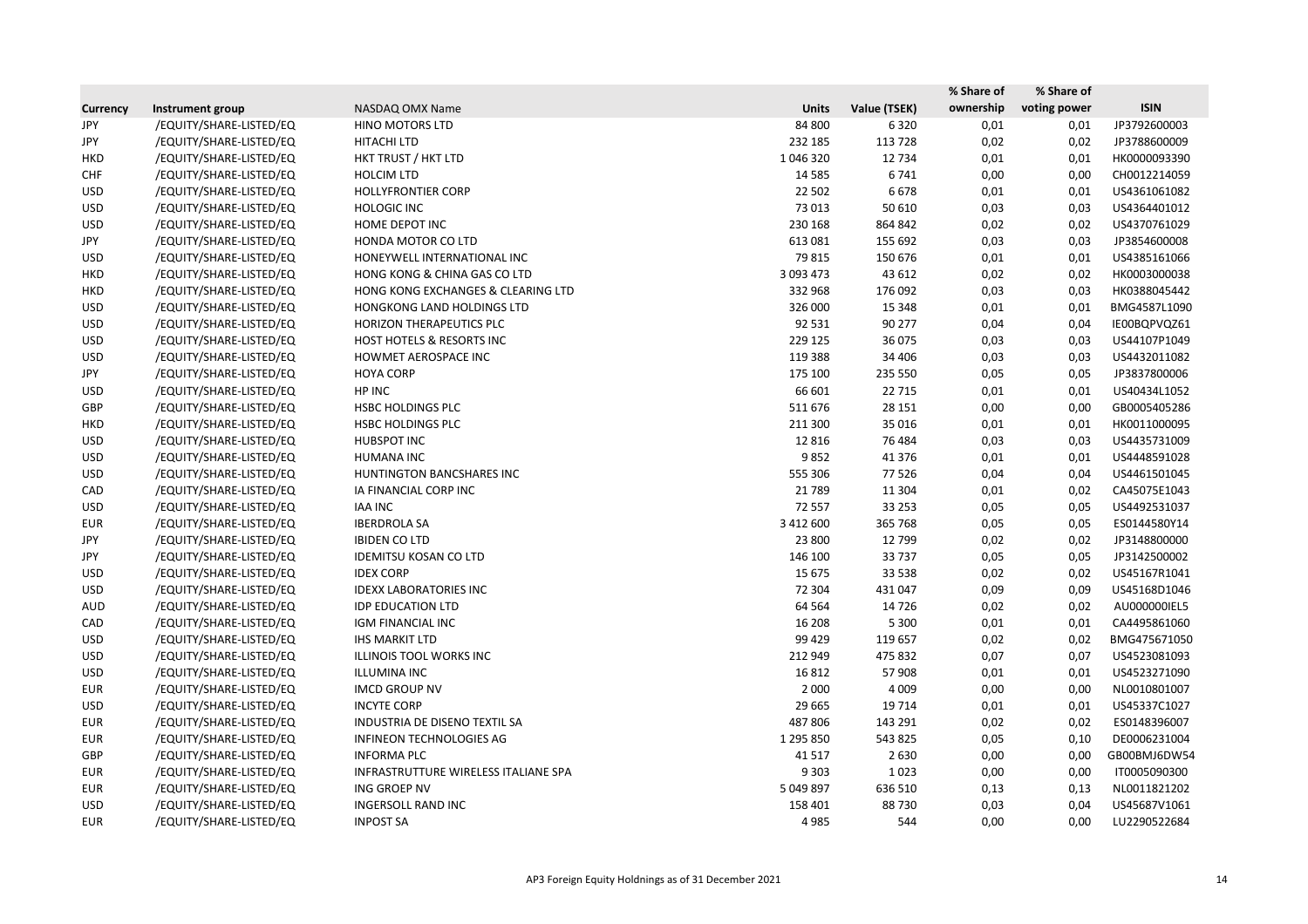| Currency | Instrument group | NASDAQ OMX Name | Units | Value (TSEK) | % Share of ownership | % Share of voting power | ISIN |
|---|---|---|---|---|---|---|---|
| JPY | /EQUITY/SHARE-LISTED/EQ | HINO MOTORS LTD | 84 800 | 6 320 | 0,01 | 0,01 | JP3792600003 |
| JPY | /EQUITY/SHARE-LISTED/EQ | HITACHI LTD | 232 185 | 113 728 | 0,02 | 0,02 | JP3788600009 |
| HKD | /EQUITY/SHARE-LISTED/EQ | HKT TRUST / HKT LTD | 1 046 320 | 12 734 | 0,01 | 0,01 | HK0000093390 |
| CHF | /EQUITY/SHARE-LISTED/EQ | HOLCIM LTD | 14 585 | 6 741 | 0,00 | 0,00 | CH0012214059 |
| USD | /EQUITY/SHARE-LISTED/EQ | HOLLYFRONTIER CORP | 22 502 | 6 678 | 0,01 | 0,01 | US4361061082 |
| USD | /EQUITY/SHARE-LISTED/EQ | HOLOGIC INC | 73 013 | 50 610 | 0,03 | 0,03 | US4364401012 |
| USD | /EQUITY/SHARE-LISTED/EQ | HOME DEPOT INC | 230 168 | 864 842 | 0,02 | 0,02 | US4370761029 |
| JPY | /EQUITY/SHARE-LISTED/EQ | HONDA MOTOR CO LTD | 613 081 | 155 692 | 0,03 | 0,03 | JP3854600008 |
| USD | /EQUITY/SHARE-LISTED/EQ | HONEYWELL INTERNATIONAL INC | 79 815 | 150 676 | 0,01 | 0,01 | US4385161066 |
| HKD | /EQUITY/SHARE-LISTED/EQ | HONG KONG & CHINA GAS CO LTD | 3 093 473 | 43 612 | 0,02 | 0,02 | HK0003000038 |
| HKD | /EQUITY/SHARE-LISTED/EQ | HONG KONG EXCHANGES & CLEARING LTD | 332 968 | 176 092 | 0,03 | 0,03 | HK0388045442 |
| USD | /EQUITY/SHARE-LISTED/EQ | HONGKONG LAND HOLDINGS LTD | 326 000 | 15 348 | 0,01 | 0,01 | BMG4587L1090 |
| USD | /EQUITY/SHARE-LISTED/EQ | HORIZON THERAPEUTICS PLC | 92 531 | 90 277 | 0,04 | 0,04 | IE00BQPVQZ61 |
| USD | /EQUITY/SHARE-LISTED/EQ | HOST HOTELS & RESORTS INC | 229 125 | 36 075 | 0,03 | 0,03 | US44107P1049 |
| USD | /EQUITY/SHARE-LISTED/EQ | HOWMET AEROSPACE INC | 119 388 | 34 406 | 0,03 | 0,03 | US4432011082 |
| JPY | /EQUITY/SHARE-LISTED/EQ | HOYA CORP | 175 100 | 235 550 | 0,05 | 0,05 | JP3837800006 |
| USD | /EQUITY/SHARE-LISTED/EQ | HP INC | 66 601 | 22 715 | 0,01 | 0,01 | US40434L1052 |
| GBP | /EQUITY/SHARE-LISTED/EQ | HSBC HOLDINGS PLC | 511 676 | 28 151 | 0,00 | 0,00 | GB0005405286 |
| HKD | /EQUITY/SHARE-LISTED/EQ | HSBC HOLDINGS PLC | 211 300 | 35 016 | 0,01 | 0,01 | HK0011000095 |
| USD | /EQUITY/SHARE-LISTED/EQ | HUBSPOT INC | 12 816 | 76 484 | 0,03 | 0,03 | US4435731009 |
| USD | /EQUITY/SHARE-LISTED/EQ | HUMANA INC | 9 852 | 41 376 | 0,01 | 0,01 | US4448591028 |
| USD | /EQUITY/SHARE-LISTED/EQ | HUNTINGTON BANCSHARES INC | 555 306 | 77 526 | 0,04 | 0,04 | US4461501045 |
| CAD | /EQUITY/SHARE-LISTED/EQ | IA FINANCIAL CORP INC | 21 789 | 11 304 | 0,01 | 0,02 | CA45075E1043 |
| USD | /EQUITY/SHARE-LISTED/EQ | IAA INC | 72 557 | 33 253 | 0,05 | 0,05 | US4492531037 |
| EUR | /EQUITY/SHARE-LISTED/EQ | IBERDROLA SA | 3 412 600 | 365 768 | 0,05 | 0,05 | ES0144580Y14 |
| JPY | /EQUITY/SHARE-LISTED/EQ | IBIDEN CO LTD | 23 800 | 12 799 | 0,02 | 0,02 | JP3148800000 |
| JPY | /EQUITY/SHARE-LISTED/EQ | IDEMITSU KOSAN CO LTD | 146 100 | 33 737 | 0,05 | 0,05 | JP3142500002 |
| USD | /EQUITY/SHARE-LISTED/EQ | IDEX CORP | 15 675 | 33 538 | 0,02 | 0,02 | US45167R1041 |
| USD | /EQUITY/SHARE-LISTED/EQ | IDEXX LABORATORIES INC | 72 304 | 431 047 | 0,09 | 0,09 | US45168D1046 |
| AUD | /EQUITY/SHARE-LISTED/EQ | IDP EDUCATION LTD | 64 564 | 14 726 | 0,02 | 0,02 | AU000000IEL5 |
| CAD | /EQUITY/SHARE-LISTED/EQ | IGM FINANCIAL INC | 16 208 | 5 300 | 0,01 | 0,01 | CA4495861060 |
| USD | /EQUITY/SHARE-LISTED/EQ | IHS MARKIT LTD | 99 429 | 119 657 | 0,02 | 0,02 | BMG475671050 |
| USD | /EQUITY/SHARE-LISTED/EQ | ILLINOIS TOOL WORKS INC | 212 949 | 475 832 | 0,07 | 0,07 | US4523081093 |
| USD | /EQUITY/SHARE-LISTED/EQ | ILLUMINA INC | 16 812 | 57 908 | 0,01 | 0,01 | US4523271090 |
| EUR | /EQUITY/SHARE-LISTED/EQ | IMCD GROUP NV | 2 000 | 4 009 | 0,00 | 0,00 | NL0010801007 |
| USD | /EQUITY/SHARE-LISTED/EQ | INCYTE CORP | 29 665 | 19 714 | 0,01 | 0,01 | US45337C1027 |
| EUR | /EQUITY/SHARE-LISTED/EQ | INDUSTRIA DE DISENO TEXTIL SA | 487 806 | 143 291 | 0,02 | 0,02 | ES0148396007 |
| EUR | /EQUITY/SHARE-LISTED/EQ | INFINEON TECHNOLOGIES AG | 1 295 850 | 543 825 | 0,05 | 0,10 | DE0006231004 |
| GBP | /EQUITY/SHARE-LISTED/EQ | INFORMA PLC | 41 517 | 2 630 | 0,00 | 0,00 | GB00BMJ6DW54 |
| EUR | /EQUITY/SHARE-LISTED/EQ | INFRASTRUTTURE WIRELESS ITALIANE SPA | 9 303 | 1 023 | 0,00 | 0,00 | IT0005090300 |
| EUR | /EQUITY/SHARE-LISTED/EQ | ING GROEP NV | 5 049 897 | 636 510 | 0,13 | 0,13 | NL0011821202 |
| USD | /EQUITY/SHARE-LISTED/EQ | INGERSOLL RAND INC | 158 401 | 88 730 | 0,03 | 0,04 | US45687V1061 |
| EUR | /EQUITY/SHARE-LISTED/EQ | INPOST SA | 4 985 | 544 | 0,00 | 0,00 | LU2290522684 |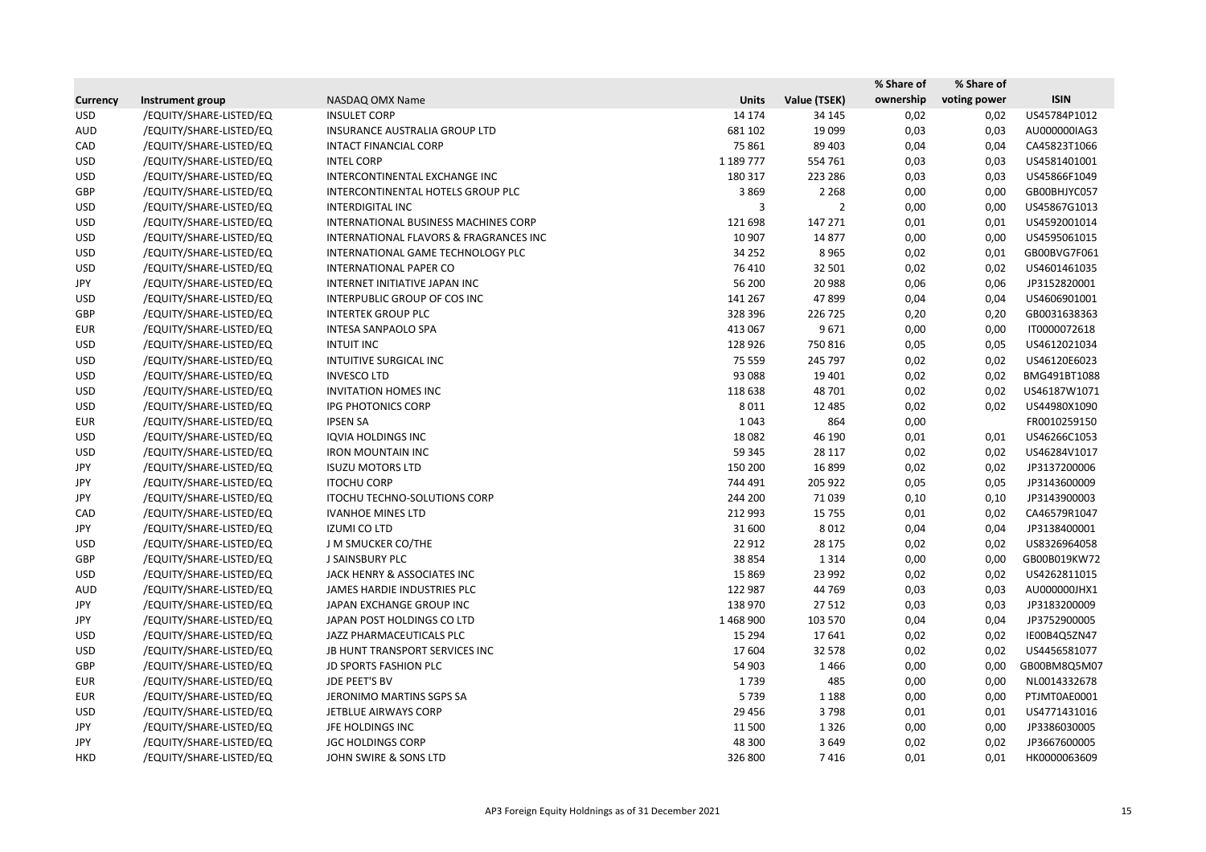| Currency | Instrument group | NASDAQ OMX Name | Units | Value (TSEK) | % Share of ownership | % Share of voting power | ISIN |
|---|---|---|---|---|---|---|---|
| USD | /EQUITY/SHARE-LISTED/EQ | INSULET CORP | 14 174 | 34 145 | 0,02 | 0,02 | US45784P1012 |
| AUD | /EQUITY/SHARE-LISTED/EQ | INSURANCE AUSTRALIA GROUP LTD | 681 102 | 19 099 | 0,03 | 0,03 | AU000000IAG3 |
| CAD | /EQUITY/SHARE-LISTED/EQ | INTACT FINANCIAL CORP | 75 861 | 89 403 | 0,04 | 0,04 | CA45823T1066 |
| USD | /EQUITY/SHARE-LISTED/EQ | INTEL CORP | 1 189 777 | 554 761 | 0,03 | 0,03 | US4581401001 |
| USD | /EQUITY/SHARE-LISTED/EQ | INTERCONTINENTAL EXCHANGE INC | 180 317 | 223 286 | 0,03 | 0,03 | US45866F1049 |
| GBP | /EQUITY/SHARE-LISTED/EQ | INTERCONTINENTAL HOTELS GROUP PLC | 3 869 | 2 268 | 0,00 | 0,00 | GB00BHJYC057 |
| USD | /EQUITY/SHARE-LISTED/EQ | INTERDIGITAL INC | 3 | 2 | 0,00 | 0,00 | US45867G1013 |
| USD | /EQUITY/SHARE-LISTED/EQ | INTERNATIONAL BUSINESS MACHINES CORP | 121 698 | 147 271 | 0,01 | 0,01 | US4592001014 |
| USD | /EQUITY/SHARE-LISTED/EQ | INTERNATIONAL FLAVORS & FRAGRANCES INC | 10 907 | 14 877 | 0,00 | 0,00 | US4595061015 |
| USD | /EQUITY/SHARE-LISTED/EQ | INTERNATIONAL GAME TECHNOLOGY PLC | 34 252 | 8 965 | 0,02 | 0,01 | GB00BVG7F061 |
| USD | /EQUITY/SHARE-LISTED/EQ | INTERNATIONAL PAPER CO | 76 410 | 32 501 | 0,02 | 0,02 | US4601461035 |
| JPY | /EQUITY/SHARE-LISTED/EQ | INTERNET INITIATIVE JAPAN INC | 56 200 | 20 988 | 0,06 | 0,06 | JP3152820001 |
| USD | /EQUITY/SHARE-LISTED/EQ | INTERPUBLIC GROUP OF COS INC | 141 267 | 47 899 | 0,04 | 0,04 | US4606901001 |
| GBP | /EQUITY/SHARE-LISTED/EQ | INTERTEK GROUP PLC | 328 396 | 226 725 | 0,20 | 0,20 | GB0031638363 |
| EUR | /EQUITY/SHARE-LISTED/EQ | INTESA SANPAOLO SPA | 413 067 | 9 671 | 0,00 | 0,00 | IT0000072618 |
| USD | /EQUITY/SHARE-LISTED/EQ | INTUIT INC | 128 926 | 750 816 | 0,05 | 0,05 | US4612021034 |
| USD | /EQUITY/SHARE-LISTED/EQ | INTUITIVE SURGICAL INC | 75 559 | 245 797 | 0,02 | 0,02 | US46120E6023 |
| USD | /EQUITY/SHARE-LISTED/EQ | INVESCO LTD | 93 088 | 19 401 | 0,02 | 0,02 | BMG491BT1088 |
| USD | /EQUITY/SHARE-LISTED/EQ | INVITATION HOMES INC | 118 638 | 48 701 | 0,02 | 0,02 | US46187W1071 |
| USD | /EQUITY/SHARE-LISTED/EQ | IPG PHOTONICS CORP | 8 011 | 12 485 | 0,02 | 0,02 | US44980X1090 |
| EUR | /EQUITY/SHARE-LISTED/EQ | IPSEN SA | 1 043 | 864 | 0,00 | | FR0010259150 |
| USD | /EQUITY/SHARE-LISTED/EQ | IQVIA HOLDINGS INC | 18 082 | 46 190 | 0,01 | 0,01 | US46266C1053 |
| USD | /EQUITY/SHARE-LISTED/EQ | IRON MOUNTAIN INC | 59 345 | 28 117 | 0,02 | 0,02 | US46284V1017 |
| JPY | /EQUITY/SHARE-LISTED/EQ | ISUZU MOTORS LTD | 150 200 | 16 899 | 0,02 | 0,02 | JP3137200006 |
| JPY | /EQUITY/SHARE-LISTED/EQ | ITOCHU CORP | 744 491 | 205 922 | 0,05 | 0,05 | JP3143600009 |
| JPY | /EQUITY/SHARE-LISTED/EQ | ITOCHU TECHNO-SOLUTIONS CORP | 244 200 | 71 039 | 0,10 | 0,10 | JP3143900003 |
| CAD | /EQUITY/SHARE-LISTED/EQ | IVANHOE MINES LTD | 212 993 | 15 755 | 0,01 | 0,02 | CA46579R1047 |
| JPY | /EQUITY/SHARE-LISTED/EQ | IZUMI CO LTD | 31 600 | 8 012 | 0,04 | 0,04 | JP3138400001 |
| USD | /EQUITY/SHARE-LISTED/EQ | J M SMUCKER CO/THE | 22 912 | 28 175 | 0,02 | 0,02 | US8326964058 |
| GBP | /EQUITY/SHARE-LISTED/EQ | J SAINSBURY PLC | 38 854 | 1 314 | 0,00 | 0,00 | GB00B019KW72 |
| USD | /EQUITY/SHARE-LISTED/EQ | JACK HENRY & ASSOCIATES INC | 15 869 | 23 992 | 0,02 | 0,02 | US4262811015 |
| AUD | /EQUITY/SHARE-LISTED/EQ | JAMES HARDIE INDUSTRIES PLC | 122 987 | 44 769 | 0,03 | 0,03 | AU000000JHX1 |
| JPY | /EQUITY/SHARE-LISTED/EQ | JAPAN EXCHANGE GROUP INC | 138 970 | 27 512 | 0,03 | 0,03 | JP3183200009 |
| JPY | /EQUITY/SHARE-LISTED/EQ | JAPAN POST HOLDINGS CO LTD | 1 468 900 | 103 570 | 0,04 | 0,04 | JP3752900005 |
| USD | /EQUITY/SHARE-LISTED/EQ | JAZZ PHARMACEUTICALS PLC | 15 294 | 17 641 | 0,02 | 0,02 | IE00B4Q5ZN47 |
| USD | /EQUITY/SHARE-LISTED/EQ | JB HUNT TRANSPORT SERVICES INC | 17 604 | 32 578 | 0,02 | 0,02 | US4456581077 |
| GBP | /EQUITY/SHARE-LISTED/EQ | JD SPORTS FASHION PLC | 54 903 | 1 466 | 0,00 | 0,00 | GB00BM8Q5M07 |
| EUR | /EQUITY/SHARE-LISTED/EQ | JDE PEET'S BV | 1 739 | 485 | 0,00 | 0,00 | NL0014332678 |
| EUR | /EQUITY/SHARE-LISTED/EQ | JERONIMO MARTINS SGPS SA | 5 739 | 1 188 | 0,00 | 0,00 | PTJMT0AE0001 |
| USD | /EQUITY/SHARE-LISTED/EQ | JETBLUE AIRWAYS CORP | 29 456 | 3 798 | 0,01 | 0,01 | US4771431016 |
| JPY | /EQUITY/SHARE-LISTED/EQ | JFE HOLDINGS INC | 11 500 | 1 326 | 0,00 | 0,00 | JP3386030005 |
| JPY | /EQUITY/SHARE-LISTED/EQ | JGC HOLDINGS CORP | 48 300 | 3 649 | 0,02 | 0,02 | JP3667600005 |
| HKD | /EQUITY/SHARE-LISTED/EQ | JOHN SWIRE & SONS LTD | 326 800 | 7 416 | 0,01 | 0,01 | HK0000063609 |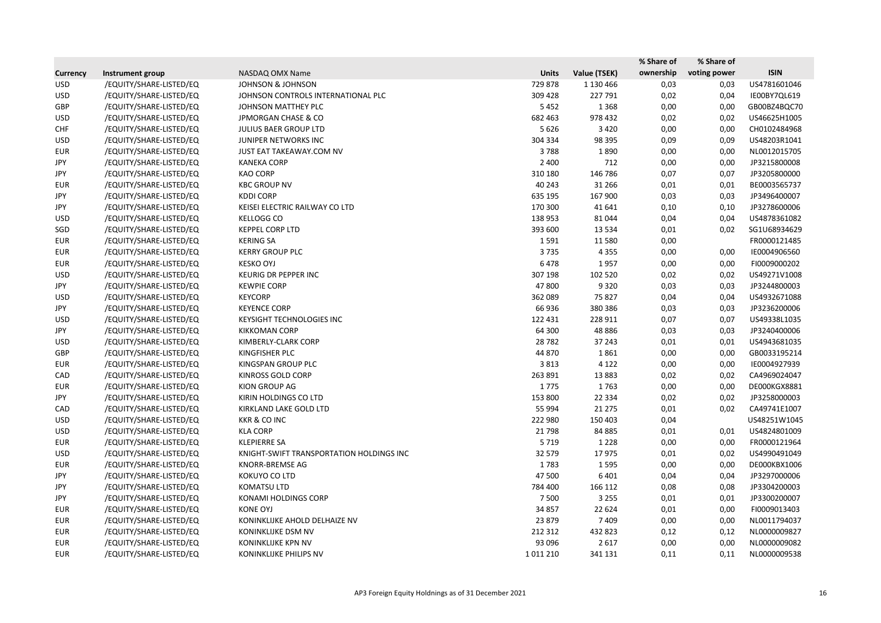| Currency | Instrument group | NASDAQ OMX Name | Units | Value (TSEK) | % Share of ownership | % Share of voting power | ISIN |
|---|---|---|---|---|---|---|---|
| USD | /EQUITY/SHARE-LISTED/EQ | JOHNSON & JOHNSON | 729 878 | 1 130 466 | 0,03 | 0,03 | US4781601046 |
| USD | /EQUITY/SHARE-LISTED/EQ | JOHNSON CONTROLS INTERNATIONAL PLC | 309 428 | 227 791 | 0,02 | 0,04 | IE00BY7QL619 |
| GBP | /EQUITY/SHARE-LISTED/EQ | JOHNSON MATTHEY PLC | 5 452 | 1 368 | 0,00 | 0,00 | GB00BZ4BQC70 |
| USD | /EQUITY/SHARE-LISTED/EQ | JPMORGAN CHASE & CO | 682 463 | 978 432 | 0,02 | 0,02 | US46625H1005 |
| CHF | /EQUITY/SHARE-LISTED/EQ | JULIUS BAER GROUP LTD | 5 626 | 3 420 | 0,00 | 0,00 | CH0102484968 |
| USD | /EQUITY/SHARE-LISTED/EQ | JUNIPER NETWORKS INC | 304 334 | 98 395 | 0,09 | 0,09 | US48203R1041 |
| EUR | /EQUITY/SHARE-LISTED/EQ | JUST EAT TAKEAWAY.COM NV | 3 788 | 1 890 | 0,00 | 0,00 | NL0012015705 |
| JPY | /EQUITY/SHARE-LISTED/EQ | KANEKA CORP | 2 400 | 712 | 0,00 | 0,00 | JP3215800008 |
| JPY | /EQUITY/SHARE-LISTED/EQ | KAO CORP | 310 180 | 146 786 | 0,07 | 0,07 | JP3205800000 |
| EUR | /EQUITY/SHARE-LISTED/EQ | KBC GROUP NV | 40 243 | 31 266 | 0,01 | 0,01 | BE0003565737 |
| JPY | /EQUITY/SHARE-LISTED/EQ | KDDI CORP | 635 195 | 167 900 | 0,03 | 0,03 | JP3496400007 |
| JPY | /EQUITY/SHARE-LISTED/EQ | KEISEI ELECTRIC RAILWAY CO LTD | 170 300 | 41 641 | 0,10 | 0,10 | JP3278600006 |
| USD | /EQUITY/SHARE-LISTED/EQ | KELLOGG CO | 138 953 | 81 044 | 0,04 | 0,04 | US4878361082 |
| SGD | /EQUITY/SHARE-LISTED/EQ | KEPPEL CORP LTD | 393 600 | 13 534 | 0,01 | 0,02 | SG1U68934629 |
| EUR | /EQUITY/SHARE-LISTED/EQ | KERING SA | 1 591 | 11 580 | 0,00 | | FR0000121485 |
| EUR | /EQUITY/SHARE-LISTED/EQ | KERRY GROUP PLC | 3 735 | 4 355 | 0,00 | 0,00 | IE0004906560 |
| EUR | /EQUITY/SHARE-LISTED/EQ | KESKO OYJ | 6 478 | 1 957 | 0,00 | 0,00 | FI0009000202 |
| USD | /EQUITY/SHARE-LISTED/EQ | KEURIG DR PEPPER INC | 307 198 | 102 520 | 0,02 | 0,02 | US49271V1008 |
| JPY | /EQUITY/SHARE-LISTED/EQ | KEWPIE CORP | 47 800 | 9 320 | 0,03 | 0,03 | JP3244800003 |
| USD | /EQUITY/SHARE-LISTED/EQ | KEYCORP | 362 089 | 75 827 | 0,04 | 0,04 | US4932671088 |
| JPY | /EQUITY/SHARE-LISTED/EQ | KEYENCE CORP | 66 936 | 380 386 | 0,03 | 0,03 | JP3236200006 |
| USD | /EQUITY/SHARE-LISTED/EQ | KEYSIGHT TECHNOLOGIES INC | 122 431 | 228 911 | 0,07 | 0,07 | US49338L1035 |
| JPY | /EQUITY/SHARE-LISTED/EQ | KIKKOMAN CORP | 64 300 | 48 886 | 0,03 | 0,03 | JP3240400006 |
| USD | /EQUITY/SHARE-LISTED/EQ | KIMBERLY-CLARK CORP | 28 782 | 37 243 | 0,01 | 0,01 | US4943681035 |
| GBP | /EQUITY/SHARE-LISTED/EQ | KINGFISHER PLC | 44 870 | 1 861 | 0,00 | 0,00 | GB0033195214 |
| EUR | /EQUITY/SHARE-LISTED/EQ | KINGSPAN GROUP PLC | 3 813 | 4 122 | 0,00 | 0,00 | IE0004927939 |
| CAD | /EQUITY/SHARE-LISTED/EQ | KINROSS GOLD CORP | 263 891 | 13 883 | 0,02 | 0,02 | CA4969024047 |
| EUR | /EQUITY/SHARE-LISTED/EQ | KION GROUP AG | 1 775 | 1 763 | 0,00 | 0,00 | DE000KGX8881 |
| JPY | /EQUITY/SHARE-LISTED/EQ | KIRIN HOLDINGS CO LTD | 153 800 | 22 334 | 0,02 | 0,02 | JP3258000003 |
| CAD | /EQUITY/SHARE-LISTED/EQ | KIRKLAND LAKE GOLD LTD | 55 994 | 21 275 | 0,01 | 0,02 | CA49741E1007 |
| USD | /EQUITY/SHARE-LISTED/EQ | KKR & CO INC | 222 980 | 150 403 | 0,04 | | US48251W1045 |
| USD | /EQUITY/SHARE-LISTED/EQ | KLA CORP | 21 798 | 84 885 | 0,01 | 0,01 | US4824801009 |
| EUR | /EQUITY/SHARE-LISTED/EQ | KLEPIERRE SA | 5 719 | 1 228 | 0,00 | 0,00 | FR0000121964 |
| USD | /EQUITY/SHARE-LISTED/EQ | KNIGHT-SWIFT TRANSPORTATION HOLDINGS INC | 32 579 | 17 975 | 0,01 | 0,02 | US4990491049 |
| EUR | /EQUITY/SHARE-LISTED/EQ | KNORR-BREMSE AG | 1 783 | 1 595 | 0,00 | 0,00 | DE000KBX1006 |
| JPY | /EQUITY/SHARE-LISTED/EQ | KOKUYO CO LTD | 47 500 | 6 401 | 0,04 | 0,04 | JP3297000006 |
| JPY | /EQUITY/SHARE-LISTED/EQ | KOMATSU LTD | 784 400 | 166 112 | 0,08 | 0,08 | JP3304200003 |
| JPY | /EQUITY/SHARE-LISTED/EQ | KONAMI HOLDINGS CORP | 7 500 | 3 255 | 0,01 | 0,01 | JP3300200007 |
| EUR | /EQUITY/SHARE-LISTED/EQ | KONE OYJ | 34 857 | 22 624 | 0,01 | 0,00 | FI0009013403 |
| EUR | /EQUITY/SHARE-LISTED/EQ | KONINKLIJKE AHOLD DELHAIZE NV | 23 879 | 7 409 | 0,00 | 0,00 | NL0011794037 |
| EUR | /EQUITY/SHARE-LISTED/EQ | KONINKLIJKE DSM NV | 212 312 | 432 823 | 0,12 | 0,12 | NL0000009827 |
| EUR | /EQUITY/SHARE-LISTED/EQ | KONINKLIJKE KPN NV | 93 096 | 2 617 | 0,00 | 0,00 | NL0000009082 |
| EUR | /EQUITY/SHARE-LISTED/EQ | KONINKLIJKE PHILIPS NV | 1 011 210 | 341 131 | 0,11 | 0,11 | NL0000009538 |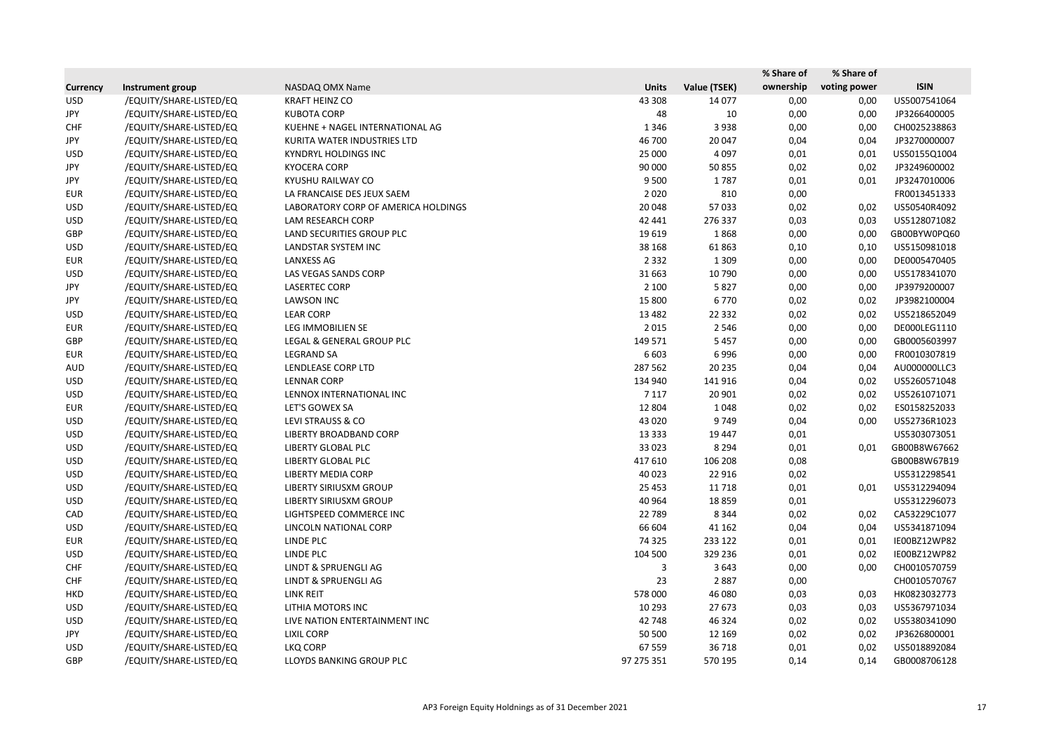| Currency | Instrument group | NASDAQ OMX Name | Units | Value (TSEK) | % Share of ownership | % Share of voting power | ISIN |
|---|---|---|---|---|---|---|---|
| USD | /EQUITY/SHARE-LISTED/EQ | KRAFT HEINZ CO | 43 308 | 14 077 | 0,00 | 0,00 | US5007541064 |
| JPY | /EQUITY/SHARE-LISTED/EQ | KUBOTA CORP | 48 | 10 | 0,00 | 0,00 | JP3266400005 |
| CHF | /EQUITY/SHARE-LISTED/EQ | KUEHNE + NAGEL INTERNATIONAL AG | 1 346 | 3 938 | 0,00 | 0,00 | CH0025238863 |
| JPY | /EQUITY/SHARE-LISTED/EQ | KURITA WATER INDUSTRIES LTD | 46 700 | 20 047 | 0,04 | 0,04 | JP3270000007 |
| USD | /EQUITY/SHARE-LISTED/EQ | KYNDRYL HOLDINGS INC | 25 000 | 4 097 | 0,01 | 0,01 | US50155Q1004 |
| JPY | /EQUITY/SHARE-LISTED/EQ | KYOCERA CORP | 90 000 | 50 855 | 0,02 | 0,02 | JP3249600002 |
| JPY | /EQUITY/SHARE-LISTED/EQ | KYUSHU RAILWAY CO | 9 500 | 1 787 | 0,01 | 0,01 | JP3247010006 |
| EUR | /EQUITY/SHARE-LISTED/EQ | LA FRANCAISE DES JEUX SAEM | 2 020 | 810 | 0,00 | | FR0013451333 |
| USD | /EQUITY/SHARE-LISTED/EQ | LABORATORY CORP OF AMERICA HOLDINGS | 20 048 | 57 033 | 0,02 | 0,02 | US50540R4092 |
| USD | /EQUITY/SHARE-LISTED/EQ | LAM RESEARCH CORP | 42 441 | 276 337 | 0,03 | 0,03 | US5128071082 |
| GBP | /EQUITY/SHARE-LISTED/EQ | LAND SECURITIES GROUP PLC | 19 619 | 1 868 | 0,00 | 0,00 | GB00BYW0PQ60 |
| USD | /EQUITY/SHARE-LISTED/EQ | LANDSTAR SYSTEM INC | 38 168 | 61 863 | 0,10 | 0,10 | US5150981018 |
| EUR | /EQUITY/SHARE-LISTED/EQ | LANXESS AG | 2 332 | 1 309 | 0,00 | 0,00 | DE0005470405 |
| USD | /EQUITY/SHARE-LISTED/EQ | LAS VEGAS SANDS CORP | 31 663 | 10 790 | 0,00 | 0,00 | US5178341070 |
| JPY | /EQUITY/SHARE-LISTED/EQ | LASERTEC CORP | 2 100 | 5 827 | 0,00 | 0,00 | JP3979200007 |
| JPY | /EQUITY/SHARE-LISTED/EQ | LAWSON INC | 15 800 | 6 770 | 0,02 | 0,02 | JP3982100004 |
| USD | /EQUITY/SHARE-LISTED/EQ | LEAR CORP | 13 482 | 22 332 | 0,02 | 0,02 | US5218652049 |
| EUR | /EQUITY/SHARE-LISTED/EQ | LEG IMMOBILIEN SE | 2 015 | 2 546 | 0,00 | 0,00 | DE000LEG1110 |
| GBP | /EQUITY/SHARE-LISTED/EQ | LEGAL & GENERAL GROUP PLC | 149 571 | 5 457 | 0,00 | 0,00 | GB0005603997 |
| EUR | /EQUITY/SHARE-LISTED/EQ | LEGRAND SA | 6 603 | 6 996 | 0,00 | 0,00 | FR0010307819 |
| AUD | /EQUITY/SHARE-LISTED/EQ | LENDLEASE CORP LTD | 287 562 | 20 235 | 0,04 | 0,04 | AU000000LLC3 |
| USD | /EQUITY/SHARE-LISTED/EQ | LENNAR CORP | 134 940 | 141 916 | 0,04 | 0,02 | US5260571048 |
| USD | /EQUITY/SHARE-LISTED/EQ | LENNOX INTERNATIONAL INC | 7 117 | 20 901 | 0,02 | 0,02 | US5261071071 |
| EUR | /EQUITY/SHARE-LISTED/EQ | LET'S GOWEX SA | 12 804 | 1 048 | 0,02 | 0,02 | ES0158252033 |
| USD | /EQUITY/SHARE-LISTED/EQ | LEVI STRAUSS & CO | 43 020 | 9 749 | 0,04 | 0,00 | US52736R1023 |
| USD | /EQUITY/SHARE-LISTED/EQ | LIBERTY BROADBAND CORP | 13 333 | 19 447 | 0,01 | | US5303073051 |
| USD | /EQUITY/SHARE-LISTED/EQ | LIBERTY GLOBAL PLC | 33 023 | 8 294 | 0,01 | 0,01 | GB00B8W67662 |
| USD | /EQUITY/SHARE-LISTED/EQ | LIBERTY GLOBAL PLC | 417 610 | 106 208 | 0,08 | | GB00B8W67B19 |
| USD | /EQUITY/SHARE-LISTED/EQ | LIBERTY MEDIA CORP | 40 023 | 22 916 | 0,02 | | US5312298541 |
| USD | /EQUITY/SHARE-LISTED/EQ | LIBERTY SIRIUSXM GROUP | 25 453 | 11 718 | 0,01 | 0,01 | US5312294094 |
| USD | /EQUITY/SHARE-LISTED/EQ | LIBERTY SIRIUSXM GROUP | 40 964 | 18 859 | 0,01 | | US5312296073 |
| CAD | /EQUITY/SHARE-LISTED/EQ | LIGHTSPEED COMMERCE INC | 22 789 | 8 344 | 0,02 | 0,02 | CA53229C1077 |
| USD | /EQUITY/SHARE-LISTED/EQ | LINCOLN NATIONAL CORP | 66 604 | 41 162 | 0,04 | 0,04 | US5341871094 |
| EUR | /EQUITY/SHARE-LISTED/EQ | LINDE PLC | 74 325 | 233 122 | 0,01 | 0,01 | IE00BZ12WP82 |
| USD | /EQUITY/SHARE-LISTED/EQ | LINDE PLC | 104 500 | 329 236 | 0,01 | 0,02 | IE00BZ12WP82 |
| CHF | /EQUITY/SHARE-LISTED/EQ | LINDT & SPRUENGLI AG | 3 | 3 643 | 0,00 | 0,00 | CH0010570759 |
| CHF | /EQUITY/SHARE-LISTED/EQ | LINDT & SPRUENGLI AG | 23 | 2 887 | 0,00 | | CH0010570767 |
| HKD | /EQUITY/SHARE-LISTED/EQ | LINK REIT | 578 000 | 46 080 | 0,03 | 0,03 | HK0823032773 |
| USD | /EQUITY/SHARE-LISTED/EQ | LITHIA MOTORS INC | 10 293 | 27 673 | 0,03 | 0,03 | US5367971034 |
| USD | /EQUITY/SHARE-LISTED/EQ | LIVE NATION ENTERTAINMENT INC | 42 748 | 46 324 | 0,02 | 0,02 | US5380341090 |
| JPY | /EQUITY/SHARE-LISTED/EQ | LIXIL CORP | 50 500 | 12 169 | 0,02 | 0,02 | JP3626800001 |
| USD | /EQUITY/SHARE-LISTED/EQ | LKQ CORP | 67 559 | 36 718 | 0,01 | 0,02 | US5018892084 |
| GBP | /EQUITY/SHARE-LISTED/EQ | LLOYDS BANKING GROUP PLC | 97 275 351 | 570 195 | 0,14 | 0,14 | GB0008706128 |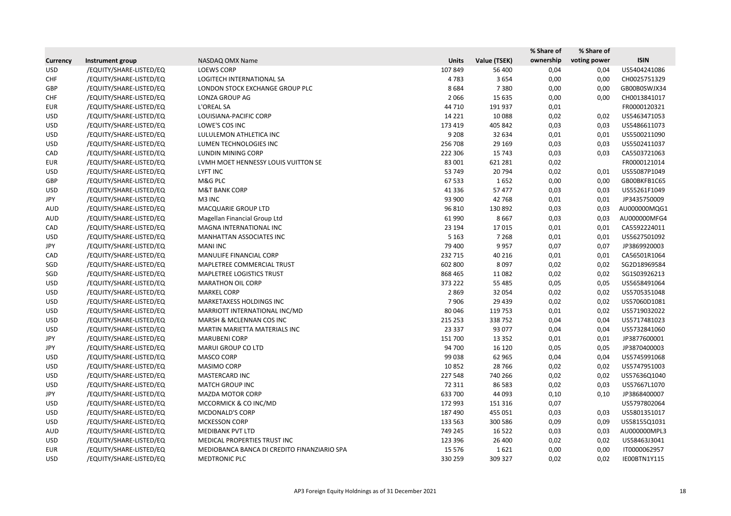| Currency | Instrument group | NASDAQ OMX Name | Units | Value (TSEK) | % Share of ownership | % Share of voting power | ISIN |
|---|---|---|---|---|---|---|---|
| USD | /EQUITY/SHARE-LISTED/EQ | LOEWS CORP | 107 849 | 56 400 | 0,04 | 0,04 | US5404241086 |
| CHF | /EQUITY/SHARE-LISTED/EQ | LOGITECH INTERNATIONAL SA | 4 783 | 3 654 | 0,00 | 0,00 | CH0025751329 |
| GBP | /EQUITY/SHARE-LISTED/EQ | LONDON STOCK EXCHANGE GROUP PLC | 8 684 | 7 380 | 0,00 | 0,00 | GB00B0SWJX34 |
| CHF | /EQUITY/SHARE-LISTED/EQ | LONZA GROUP AG | 2 066 | 15 635 | 0,00 | 0,00 | CH0013841017 |
| EUR | /EQUITY/SHARE-LISTED/EQ | L'OREAL SA | 44 710 | 191 937 | 0,01 | | FR0000120321 |
| USD | /EQUITY/SHARE-LISTED/EQ | LOUISIANA-PACIFIC CORP | 14 221 | 10 088 | 0,02 | 0,02 | US5463471053 |
| USD | /EQUITY/SHARE-LISTED/EQ | LOWE'S COS INC | 173 419 | 405 842 | 0,03 | 0,03 | US5486611073 |
| USD | /EQUITY/SHARE-LISTED/EQ | LULULEMON ATHLETICA INC | 9 208 | 32 634 | 0,01 | 0,01 | US5500211090 |
| USD | /EQUITY/SHARE-LISTED/EQ | LUMEN TECHNOLOGIES INC | 256 708 | 29 169 | 0,03 | 0,03 | US5502411037 |
| CAD | /EQUITY/SHARE-LISTED/EQ | LUNDIN MINING CORP | 222 306 | 15 743 | 0,03 | 0,03 | CA5503721063 |
| EUR | /EQUITY/SHARE-LISTED/EQ | LVMH MOET HENNESSY LOUIS VUITTON SE | 83 001 | 621 281 | 0,02 | | FR0000121014 |
| USD | /EQUITY/SHARE-LISTED/EQ | LYFT INC | 53 749 | 20 794 | 0,02 | 0,01 | US55087P1049 |
| GBP | /EQUITY/SHARE-LISTED/EQ | M&G PLC | 67 533 | 1 652 | 0,00 | 0,00 | GB00BKFB1C65 |
| USD | /EQUITY/SHARE-LISTED/EQ | M&T BANK CORP | 41 336 | 57 477 | 0,03 | 0,03 | US55261F1049 |
| JPY | /EQUITY/SHARE-LISTED/EQ | M3 INC | 93 900 | 42 768 | 0,01 | 0,01 | JP3435750009 |
| AUD | /EQUITY/SHARE-LISTED/EQ | MACQUARIE GROUP LTD | 96 810 | 130 892 | 0,03 | 0,03 | AU000000MQG1 |
| AUD | /EQUITY/SHARE-LISTED/EQ | Magellan Financial Group Ltd | 61 990 | 8 667 | 0,03 | 0,03 | AU000000MFG4 |
| CAD | /EQUITY/SHARE-LISTED/EQ | MAGNA INTERNATIONAL INC | 23 194 | 17 015 | 0,01 | 0,01 | CA5592224011 |
| USD | /EQUITY/SHARE-LISTED/EQ | MANHATTAN ASSOCIATES INC | 5 163 | 7 268 | 0,01 | 0,01 | US5627501092 |
| JPY | /EQUITY/SHARE-LISTED/EQ | MANI INC | 79 400 | 9 957 | 0,07 | 0,07 | JP3869920003 |
| CAD | /EQUITY/SHARE-LISTED/EQ | MANULIFE FINANCIAL CORP | 232 715 | 40 216 | 0,01 | 0,01 | CA56501R1064 |
| SGD | /EQUITY/SHARE-LISTED/EQ | MAPLETREE COMMERCIAL TRUST | 602 800 | 8 097 | 0,02 | 0,02 | SG2D18969584 |
| SGD | /EQUITY/SHARE-LISTED/EQ | MAPLETREE LOGISTICS TRUST | 868 465 | 11 082 | 0,02 | 0,02 | SG1S03926213 |
| USD | /EQUITY/SHARE-LISTED/EQ | MARATHON OIL CORP | 373 222 | 55 485 | 0,05 | 0,05 | US5658491064 |
| USD | /EQUITY/SHARE-LISTED/EQ | MARKEL CORP | 2 869 | 32 054 | 0,02 | 0,02 | US5705351048 |
| USD | /EQUITY/SHARE-LISTED/EQ | MARKETAXESS HOLDINGS INC | 7 906 | 29 439 | 0,02 | 0,02 | US57060D1081 |
| USD | /EQUITY/SHARE-LISTED/EQ | MARRIOTT INTERNATIONAL INC/MD | 80 046 | 119 753 | 0,01 | 0,02 | US5719032022 |
| USD | /EQUITY/SHARE-LISTED/EQ | MARSH & MCLENNAN COS INC | 215 253 | 338 752 | 0,04 | 0,04 | US5717481023 |
| USD | /EQUITY/SHARE-LISTED/EQ | MARTIN MARIETTA MATERIALS INC | 23 337 | 93 077 | 0,04 | 0,04 | US5732841060 |
| JPY | /EQUITY/SHARE-LISTED/EQ | MARUBENI CORP | 151 700 | 13 352 | 0,01 | 0,01 | JP3877600001 |
| JPY | /EQUITY/SHARE-LISTED/EQ | MARUI GROUP CO LTD | 94 700 | 16 120 | 0,05 | 0,05 | JP3870400003 |
| USD | /EQUITY/SHARE-LISTED/EQ | MASCO CORP | 99 038 | 62 965 | 0,04 | 0,04 | US5745991068 |
| USD | /EQUITY/SHARE-LISTED/EQ | MASIMO CORP | 10 852 | 28 766 | 0,02 | 0,02 | US5747951003 |
| USD | /EQUITY/SHARE-LISTED/EQ | MASTERCARD INC | 227 548 | 740 266 | 0,02 | 0,02 | US57636Q1040 |
| USD | /EQUITY/SHARE-LISTED/EQ | MATCH GROUP INC | 72 311 | 86 583 | 0,02 | 0,03 | US57667L1070 |
| JPY | /EQUITY/SHARE-LISTED/EQ | MAZDA MOTOR CORP | 633 700 | 44 093 | 0,10 | 0,10 | JP3868400007 |
| USD | /EQUITY/SHARE-LISTED/EQ | MCCORMICK & CO INC/MD | 172 993 | 151 316 | 0,07 | | US5797802064 |
| USD | /EQUITY/SHARE-LISTED/EQ | MCDONALD'S CORP | 187 490 | 455 051 | 0,03 | 0,03 | US5801351017 |
| USD | /EQUITY/SHARE-LISTED/EQ | MCKESSON CORP | 133 563 | 300 586 | 0,09 | 0,09 | US58155Q1031 |
| AUD | /EQUITY/SHARE-LISTED/EQ | MEDIBANK PVT LTD | 749 245 | 16 522 | 0,03 | 0,03 | AU000000MPL3 |
| USD | /EQUITY/SHARE-LISTED/EQ | MEDICAL PROPERTIES TRUST INC | 123 396 | 26 400 | 0,02 | 0,02 | US58463J3041 |
| EUR | /EQUITY/SHARE-LISTED/EQ | MEDIOBANCA BANCA DI CREDITO FINANZIARIO SPA | 15 576 | 1 621 | 0,00 | 0,00 | IT0000062957 |
| USD | /EQUITY/SHARE-LISTED/EQ | MEDTRONIC PLC | 330 259 | 309 327 | 0,02 | 0,02 | IE00BTN1Y115 |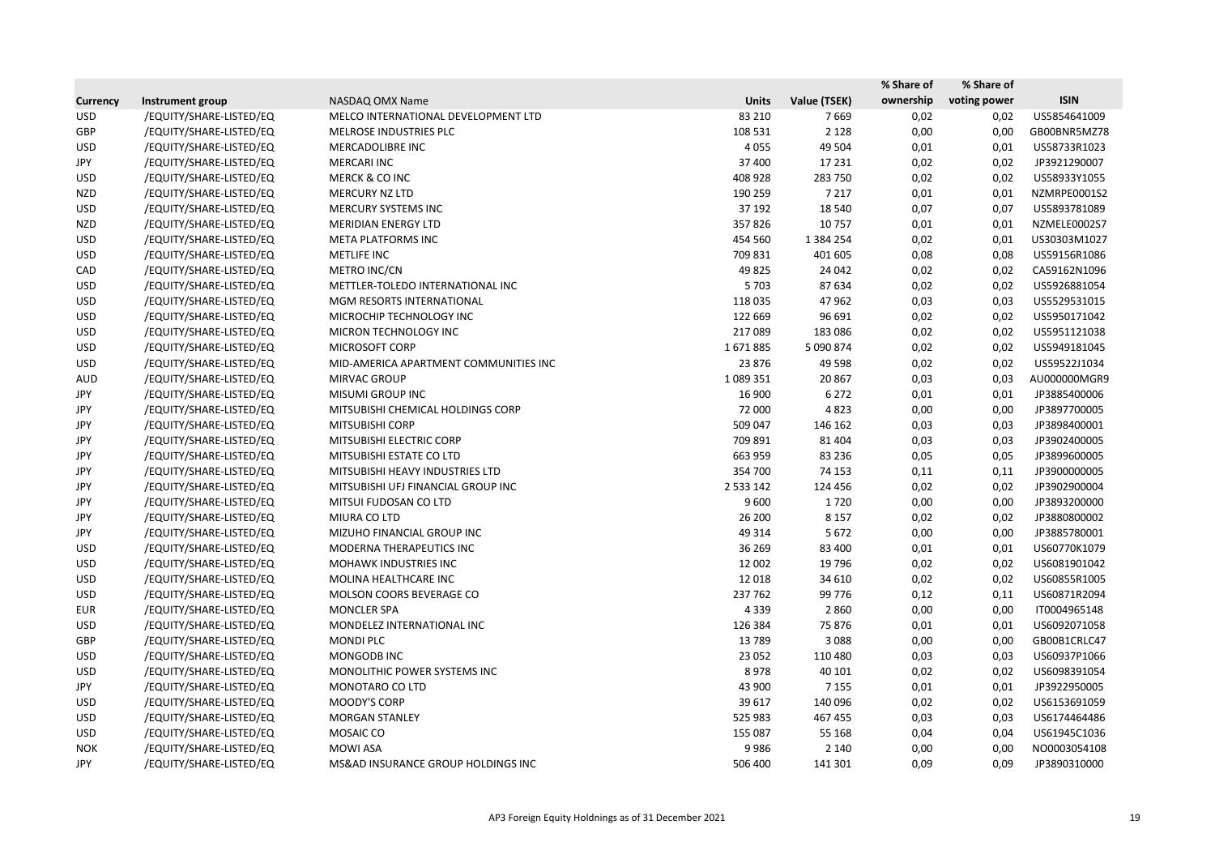| Currency | Instrument group | NASDAQ OMX Name | Units | Value (TSEK) | % Share of ownership | % Share of voting power | ISIN |
|---|---|---|---|---|---|---|---|
| USD | /EQUITY/SHARE-LISTED/EQ | MELCO INTERNATIONAL DEVELOPMENT LTD | 83 210 | 7 669 | 0,02 | 0,02 | US5854641009 |
| GBP | /EQUITY/SHARE-LISTED/EQ | MELROSE INDUSTRIES PLC | 108 531 | 2 128 | 0,00 | 0,00 | GB00BNR5MZ78 |
| USD | /EQUITY/SHARE-LISTED/EQ | MERCADOLIBRE INC | 4 055 | 49 504 | 0,01 | 0,01 | US58733R1023 |
| JPY | /EQUITY/SHARE-LISTED/EQ | MERCARI INC | 37 400 | 17 231 | 0,02 | 0,02 | JP3921290007 |
| USD | /EQUITY/SHARE-LISTED/EQ | MERCK & CO INC | 408 928 | 283 750 | 0,02 | 0,02 | US58933Y1055 |
| NZD | /EQUITY/SHARE-LISTED/EQ | MERCURY NZ LTD | 190 259 | 7 217 | 0,01 | 0,01 | NZMRPE0001S2 |
| USD | /EQUITY/SHARE-LISTED/EQ | MERCURY SYSTEMS INC | 37 192 | 18 540 | 0,07 | 0,07 | US5893781089 |
| NZD | /EQUITY/SHARE-LISTED/EQ | MERIDIAN ENERGY LTD | 357 826 | 10 757 | 0,01 | 0,01 | NZMELE0002S7 |
| USD | /EQUITY/SHARE-LISTED/EQ | META PLATFORMS INC | 454 560 | 1 384 254 | 0,02 | 0,01 | US30303M1027 |
| USD | /EQUITY/SHARE-LISTED/EQ | METLIFE INC | 709 831 | 401 605 | 0,08 | 0,08 | US59156R1086 |
| CAD | /EQUITY/SHARE-LISTED/EQ | METRO INC/CN | 49 825 | 24 042 | 0,02 | 0,02 | CA59162N1096 |
| USD | /EQUITY/SHARE-LISTED/EQ | METTLER-TOLEDO INTERNATIONAL INC | 5 703 | 87 634 | 0,02 | 0,02 | US5926881054 |
| USD | /EQUITY/SHARE-LISTED/EQ | MGM RESORTS INTERNATIONAL | 118 035 | 47 962 | 0,03 | 0,03 | US5529531015 |
| USD | /EQUITY/SHARE-LISTED/EQ | MICROCHIP TECHNOLOGY INC | 122 669 | 96 691 | 0,02 | 0,02 | US5950171042 |
| USD | /EQUITY/SHARE-LISTED/EQ | MICRON TECHNOLOGY INC | 217 089 | 183 086 | 0,02 | 0,02 | US5951121038 |
| USD | /EQUITY/SHARE-LISTED/EQ | MICROSOFT CORP | 1 671 885 | 5 090 874 | 0,02 | 0,02 | US5949181045 |
| USD | /EQUITY/SHARE-LISTED/EQ | MID-AMERICA APARTMENT COMMUNITIES INC | 23 876 | 49 598 | 0,02 | 0,02 | US59522J1034 |
| AUD | /EQUITY/SHARE-LISTED/EQ | MIRVAC GROUP | 1 089 351 | 20 867 | 0,03 | 0,03 | AU000000MGR9 |
| JPY | /EQUITY/SHARE-LISTED/EQ | MISUMI GROUP INC | 16 900 | 6 272 | 0,01 | 0,01 | JP3885400006 |
| JPY | /EQUITY/SHARE-LISTED/EQ | MITSUBISHI CHEMICAL HOLDINGS CORP | 72 000 | 4 823 | 0,00 | 0,00 | JP3897700005 |
| JPY | /EQUITY/SHARE-LISTED/EQ | MITSUBISHI CORP | 509 047 | 146 162 | 0,03 | 0,03 | JP3898400001 |
| JPY | /EQUITY/SHARE-LISTED/EQ | MITSUBISHI ELECTRIC CORP | 709 891 | 81 404 | 0,03 | 0,03 | JP3902400005 |
| JPY | /EQUITY/SHARE-LISTED/EQ | MITSUBISHI ESTATE CO LTD | 663 959 | 83 236 | 0,05 | 0,05 | JP3899600005 |
| JPY | /EQUITY/SHARE-LISTED/EQ | MITSUBISHI HEAVY INDUSTRIES LTD | 354 700 | 74 153 | 0,11 | 0,11 | JP3900000005 |
| JPY | /EQUITY/SHARE-LISTED/EQ | MITSUBISHI UFJ FINANCIAL GROUP INC | 2 533 142 | 124 456 | 0,02 | 0,02 | JP3902900004 |
| JPY | /EQUITY/SHARE-LISTED/EQ | MITSUI FUDOSAN CO LTD | 9 600 | 1 720 | 0,00 | 0,00 | JP3893200000 |
| JPY | /EQUITY/SHARE-LISTED/EQ | MIURA CO LTD | 26 200 | 8 157 | 0,02 | 0,02 | JP3880800002 |
| JPY | /EQUITY/SHARE-LISTED/EQ | MIZUHO FINANCIAL GROUP INC | 49 314 | 5 672 | 0,00 | 0,00 | JP3885780001 |
| USD | /EQUITY/SHARE-LISTED/EQ | MODERNA THERAPEUTICS INC | 36 269 | 83 400 | 0,01 | 0,01 | US60770K1079 |
| USD | /EQUITY/SHARE-LISTED/EQ | MOHAWK INDUSTRIES INC | 12 002 | 19 796 | 0,02 | 0,02 | US6081901042 |
| USD | /EQUITY/SHARE-LISTED/EQ | MOLINA HEALTHCARE INC | 12 018 | 34 610 | 0,02 | 0,02 | US60855R1005 |
| USD | /EQUITY/SHARE-LISTED/EQ | MOLSON COORS BEVERAGE CO | 237 762 | 99 776 | 0,12 | 0,11 | US60871R2094 |
| EUR | /EQUITY/SHARE-LISTED/EQ | MONCLER SPA | 4 339 | 2 860 | 0,00 | 0,00 | IT0004965148 |
| USD | /EQUITY/SHARE-LISTED/EQ | MONDELEZ INTERNATIONAL INC | 126 384 | 75 876 | 0,01 | 0,01 | US6092071058 |
| GBP | /EQUITY/SHARE-LISTED/EQ | MONDI PLC | 13 789 | 3 088 | 0,00 | 0,00 | GB00B1CRLC47 |
| USD | /EQUITY/SHARE-LISTED/EQ | MONGODB INC | 23 052 | 110 480 | 0,03 | 0,03 | US60937P1066 |
| USD | /EQUITY/SHARE-LISTED/EQ | MONOLITHIC POWER SYSTEMS INC | 8 978 | 40 101 | 0,02 | 0,02 | US6098391054 |
| JPY | /EQUITY/SHARE-LISTED/EQ | MONOTARO CO LTD | 43 900 | 7 155 | 0,01 | 0,01 | JP3922950005 |
| USD | /EQUITY/SHARE-LISTED/EQ | MOODY'S CORP | 39 617 | 140 096 | 0,02 | 0,02 | US6153691059 |
| USD | /EQUITY/SHARE-LISTED/EQ | MORGAN STANLEY | 525 983 | 467 455 | 0,03 | 0,03 | US6174464486 |
| USD | /EQUITY/SHARE-LISTED/EQ | MOSAIC CO | 155 087 | 55 168 | 0,04 | 0,04 | US61945C1036 |
| NOK | /EQUITY/SHARE-LISTED/EQ | MOWI ASA | 9 986 | 2 140 | 0,00 | 0,00 | NO0003054108 |
| JPY | /EQUITY/SHARE-LISTED/EQ | MS&AD INSURANCE GROUP HOLDINGS INC | 506 400 | 141 301 | 0,09 | 0,09 | JP3890310000 |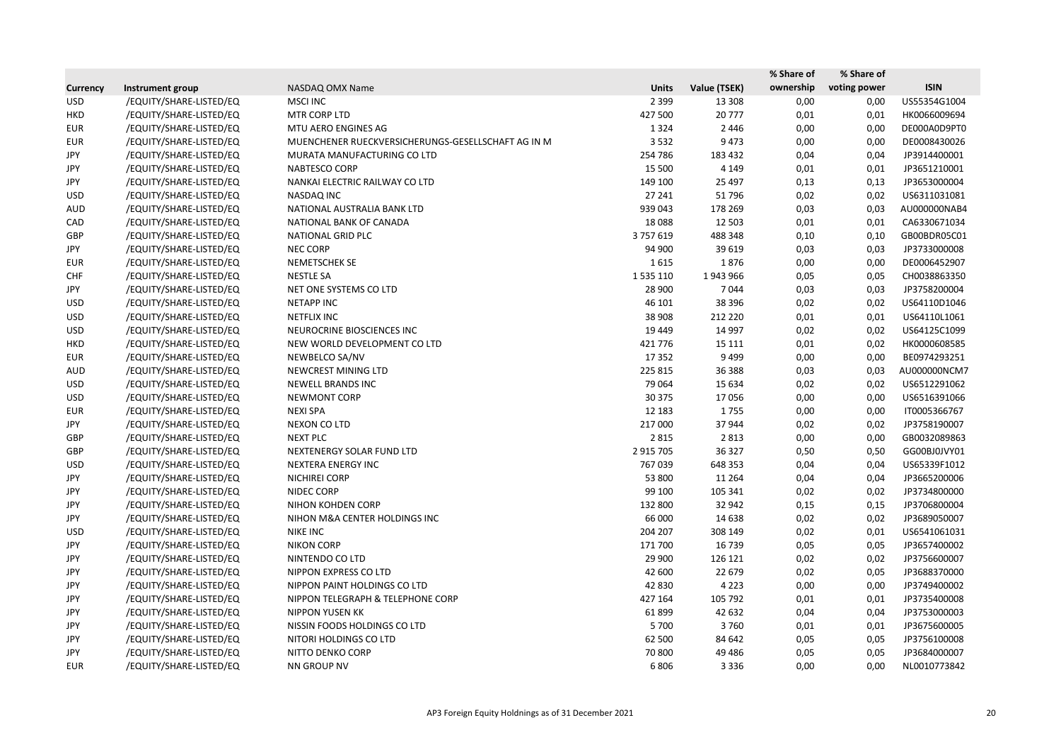| Currency | Instrument group | NASDAQ OMX Name | Units | Value (TSEK) | % Share of ownership | % Share of voting power | ISIN |
|---|---|---|---|---|---|---|---|
| USD | /EQUITY/SHARE-LISTED/EQ | MSCI INC | 2 399 | 13 308 | 0,00 | 0,00 | US55354G1004 |
| HKD | /EQUITY/SHARE-LISTED/EQ | MTR CORP LTD | 427 500 | 20 777 | 0,01 | 0,01 | HK0066009694 |
| EUR | /EQUITY/SHARE-LISTED/EQ | MTU AERO ENGINES AG | 1 324 | 2 446 | 0,00 | 0,00 | DE000A0D9PT0 |
| EUR | /EQUITY/SHARE-LISTED/EQ | MUENCHENER RUECKVERSICHERUNGS-GESELLSCHAFT AG IN M | 3 532 | 9 473 | 0,00 | 0,00 | DE0008430026 |
| JPY | /EQUITY/SHARE-LISTED/EQ | MURATA MANUFACTURING CO LTD | 254 786 | 183 432 | 0,04 | 0,04 | JP3914400001 |
| JPY | /EQUITY/SHARE-LISTED/EQ | NABTESCO CORP | 15 500 | 4 149 | 0,01 | 0,01 | JP3651210001 |
| JPY | /EQUITY/SHARE-LISTED/EQ | NANKAI ELECTRIC RAILWAY CO LTD | 149 100 | 25 497 | 0,13 | 0,13 | JP3653000004 |
| USD | /EQUITY/SHARE-LISTED/EQ | NASDAQ INC | 27 241 | 51 796 | 0,02 | 0,02 | US6311031081 |
| AUD | /EQUITY/SHARE-LISTED/EQ | NATIONAL AUSTRALIA BANK LTD | 939 043 | 178 269 | 0,03 | 0,03 | AU000000NAB4 |
| CAD | /EQUITY/SHARE-LISTED/EQ | NATIONAL BANK OF CANADA | 18 088 | 12 503 | 0,01 | 0,01 | CA6330671034 |
| GBP | /EQUITY/SHARE-LISTED/EQ | NATIONAL GRID PLC | 3 757 619 | 488 348 | 0,10 | 0,10 | GB00BDR05C01 |
| JPY | /EQUITY/SHARE-LISTED/EQ | NEC CORP | 94 900 | 39 619 | 0,03 | 0,03 | JP3733000008 |
| EUR | /EQUITY/SHARE-LISTED/EQ | NEMETSCHEK SE | 1 615 | 1 876 | 0,00 | 0,00 | DE0006452907 |
| CHF | /EQUITY/SHARE-LISTED/EQ | NESTLE SA | 1 535 110 | 1 943 966 | 0,05 | 0,05 | CH0038863350 |
| JPY | /EQUITY/SHARE-LISTED/EQ | NET ONE SYSTEMS CO LTD | 28 900 | 7 044 | 0,03 | 0,03 | JP3758200004 |
| USD | /EQUITY/SHARE-LISTED/EQ | NETAPP INC | 46 101 | 38 396 | 0,02 | 0,02 | US64110D1046 |
| USD | /EQUITY/SHARE-LISTED/EQ | NETFLIX INC | 38 908 | 212 220 | 0,01 | 0,01 | US64110L1061 |
| USD | /EQUITY/SHARE-LISTED/EQ | NEUROCRINE BIOSCIENCES INC | 19 449 | 14 997 | 0,02 | 0,02 | US64125C1099 |
| HKD | /EQUITY/SHARE-LISTED/EQ | NEW WORLD DEVELOPMENT CO LTD | 421 776 | 15 111 | 0,01 | 0,02 | HK0000608585 |
| EUR | /EQUITY/SHARE-LISTED/EQ | NEWBELCO SA/NV | 17 352 | 9 499 | 0,00 | 0,00 | BE0974293251 |
| AUD | /EQUITY/SHARE-LISTED/EQ | NEWCREST MINING LTD | 225 815 | 36 388 | 0,03 | 0,03 | AU000000NCM7 |
| USD | /EQUITY/SHARE-LISTED/EQ | NEWELL BRANDS INC | 79 064 | 15 634 | 0,02 | 0,02 | US6512291062 |
| USD | /EQUITY/SHARE-LISTED/EQ | NEWMONT CORP | 30 375 | 17 056 | 0,00 | 0,00 | US6516391066 |
| EUR | /EQUITY/SHARE-LISTED/EQ | NEXI SPA | 12 183 | 1 755 | 0,00 | 0,00 | IT0005366767 |
| JPY | /EQUITY/SHARE-LISTED/EQ | NEXON CO LTD | 217 000 | 37 944 | 0,02 | 0,02 | JP3758190007 |
| GBP | /EQUITY/SHARE-LISTED/EQ | NEXT PLC | 2 815 | 2 813 | 0,00 | 0,00 | GB0032089863 |
| GBP | /EQUITY/SHARE-LISTED/EQ | NEXTENERGY SOLAR FUND LTD | 2 915 705 | 36 327 | 0,50 | 0,50 | GG00BJ0JVY01 |
| USD | /EQUITY/SHARE-LISTED/EQ | NEXTERA ENERGY INC | 767 039 | 648 353 | 0,04 | 0,04 | US65339F1012 |
| JPY | /EQUITY/SHARE-LISTED/EQ | NICHIREI CORP | 53 800 | 11 264 | 0,04 | 0,04 | JP3665200006 |
| JPY | /EQUITY/SHARE-LISTED/EQ | NIDEC CORP | 99 100 | 105 341 | 0,02 | 0,02 | JP3734800000 |
| JPY | /EQUITY/SHARE-LISTED/EQ | NIHON KOHDEN CORP | 132 800 | 32 942 | 0,15 | 0,15 | JP3706800004 |
| JPY | /EQUITY/SHARE-LISTED/EQ | NIHON M&A CENTER HOLDINGS INC | 66 000 | 14 638 | 0,02 | 0,02 | JP3689050007 |
| USD | /EQUITY/SHARE-LISTED/EQ | NIKE INC | 204 207 | 308 149 | 0,02 | 0,01 | US6541061031 |
| JPY | /EQUITY/SHARE-LISTED/EQ | NIKON CORP | 171 700 | 16 739 | 0,05 | 0,05 | JP3657400002 |
| JPY | /EQUITY/SHARE-LISTED/EQ | NINTENDO CO LTD | 29 900 | 126 121 | 0,02 | 0,02 | JP3756600007 |
| JPY | /EQUITY/SHARE-LISTED/EQ | NIPPON EXPRESS CO LTD | 42 600 | 22 679 | 0,02 | 0,05 | JP3688370000 |
| JPY | /EQUITY/SHARE-LISTED/EQ | NIPPON PAINT HOLDINGS CO LTD | 42 830 | 4 223 | 0,00 | 0,00 | JP3749400002 |
| JPY | /EQUITY/SHARE-LISTED/EQ | NIPPON TELEGRAPH & TELEPHONE CORP | 427 164 | 105 792 | 0,01 | 0,01 | JP3735400008 |
| JPY | /EQUITY/SHARE-LISTED/EQ | NIPPON YUSEN KK | 61 899 | 42 632 | 0,04 | 0,04 | JP3753000003 |
| JPY | /EQUITY/SHARE-LISTED/EQ | NISSIN FOODS HOLDINGS CO LTD | 5 700 | 3 760 | 0,01 | 0,01 | JP3675600005 |
| JPY | /EQUITY/SHARE-LISTED/EQ | NITORI HOLDINGS CO LTD | 62 500 | 84 642 | 0,05 | 0,05 | JP3756100008 |
| JPY | /EQUITY/SHARE-LISTED/EQ | NITTO DENKO CORP | 70 800 | 49 486 | 0,05 | 0,05 | JP3684000007 |
| EUR | /EQUITY/SHARE-LISTED/EQ | NN GROUP NV | 6 806 | 3 336 | 0,00 | 0,00 | NL0010773842 |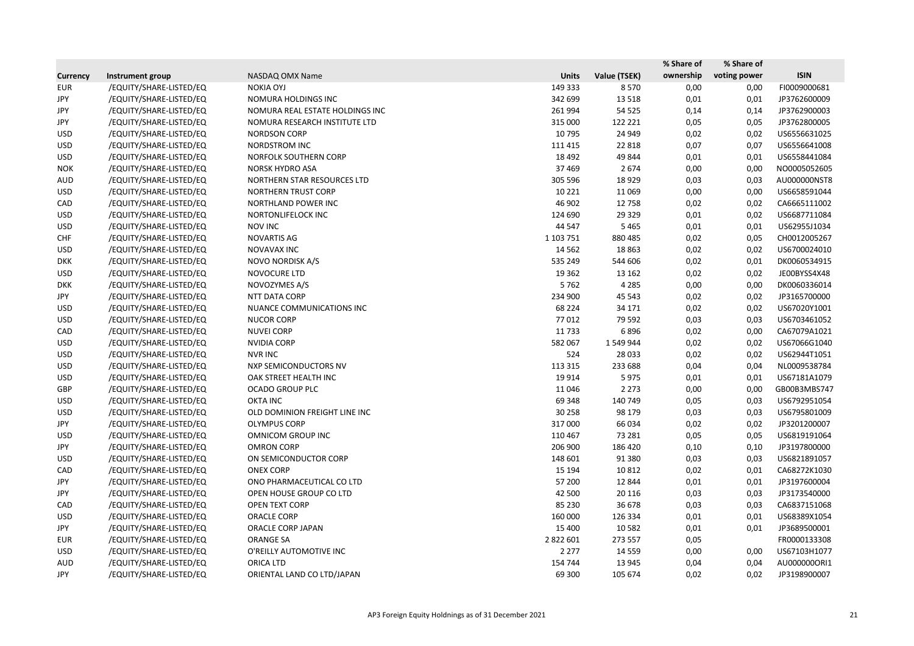| Currency | Instrument group | NASDAQ OMX Name | Units | Value (TSEK) | % Share of ownership | % Share of voting power | ISIN |
|---|---|---|---|---|---|---|---|
| EUR | /EQUITY/SHARE-LISTED/EQ | NOKIA OYJ | 149 333 | 8 570 | 0,00 | 0,00 | FI0009000681 |
| JPY | /EQUITY/SHARE-LISTED/EQ | NOMURA HOLDINGS INC | 342 699 | 13 518 | 0,01 | 0,01 | JP3762600009 |
| JPY | /EQUITY/SHARE-LISTED/EQ | NOMURA REAL ESTATE HOLDINGS INC | 261 994 | 54 525 | 0,14 | 0,14 | JP3762900003 |
| JPY | /EQUITY/SHARE-LISTED/EQ | NOMURA RESEARCH INSTITUTE LTD | 315 000 | 122 221 | 0,05 | 0,05 | JP3762800005 |
| USD | /EQUITY/SHARE-LISTED/EQ | NORDSON CORP | 10 795 | 24 949 | 0,02 | 0,02 | US6556631025 |
| USD | /EQUITY/SHARE-LISTED/EQ | NORDSTROM INC | 111 415 | 22 818 | 0,07 | 0,07 | US6556641008 |
| USD | /EQUITY/SHARE-LISTED/EQ | NORFOLK SOUTHERN CORP | 18 492 | 49 844 | 0,01 | 0,01 | US6558441084 |
| NOK | /EQUITY/SHARE-LISTED/EQ | NORSK HYDRO ASA | 37 469 | 2 674 | 0,00 | 0,00 | NO0005052605 |
| AUD | /EQUITY/SHARE-LISTED/EQ | NORTHERN STAR RESOURCES LTD | 305 596 | 18 929 | 0,03 | 0,03 | AU000000NST8 |
| USD | /EQUITY/SHARE-LISTED/EQ | NORTHERN TRUST CORP | 10 221 | 11 069 | 0,00 | 0,00 | US6658591044 |
| CAD | /EQUITY/SHARE-LISTED/EQ | NORTHLAND POWER INC | 46 902 | 12 758 | 0,02 | 0,02 | CA6665111002 |
| USD | /EQUITY/SHARE-LISTED/EQ | NORTONLIFELOCK INC | 124 690 | 29 329 | 0,01 | 0,02 | US6687711084 |
| USD | /EQUITY/SHARE-LISTED/EQ | NOV INC | 44 547 | 5 465 | 0,01 | 0,01 | US62955J1034 |
| CHF | /EQUITY/SHARE-LISTED/EQ | NOVARTIS AG | 1 103 751 | 880 485 | 0,02 | 0,05 | CH0012005267 |
| USD | /EQUITY/SHARE-LISTED/EQ | NOVAVAX INC | 14 562 | 18 863 | 0,02 | 0,02 | US6700024010 |
| DKK | /EQUITY/SHARE-LISTED/EQ | NOVO NORDISK A/S | 535 249 | 544 606 | 0,02 | 0,01 | DK0060534915 |
| USD | /EQUITY/SHARE-LISTED/EQ | NOVOCURE LTD | 19 362 | 13 162 | 0,02 | 0,02 | JE00BYSS4X48 |
| DKK | /EQUITY/SHARE-LISTED/EQ | NOVOZYMES A/S | 5 762 | 4 285 | 0,00 | 0,00 | DK0060336014 |
| JPY | /EQUITY/SHARE-LISTED/EQ | NTT DATA CORP | 234 900 | 45 543 | 0,02 | 0,02 | JP3165700000 |
| USD | /EQUITY/SHARE-LISTED/EQ | NUANCE COMMUNICATIONS INC | 68 224 | 34 171 | 0,02 | 0,02 | US67020Y1001 |
| USD | /EQUITY/SHARE-LISTED/EQ | NUCOR CORP | 77 012 | 79 592 | 0,03 | 0,03 | US6703461052 |
| CAD | /EQUITY/SHARE-LISTED/EQ | NUVEI CORP | 11 733 | 6 896 | 0,02 | 0,00 | CA67079A1021 |
| USD | /EQUITY/SHARE-LISTED/EQ | NVIDIA CORP | 582 067 | 1 549 944 | 0,02 | 0,02 | US67066G1040 |
| USD | /EQUITY/SHARE-LISTED/EQ | NVR INC | 524 | 28 033 | 0,02 | 0,02 | US62944T1051 |
| USD | /EQUITY/SHARE-LISTED/EQ | NXP SEMICONDUCTORS NV | 113 315 | 233 688 | 0,04 | 0,04 | NL0009538784 |
| USD | /EQUITY/SHARE-LISTED/EQ | OAK STREET HEALTH INC | 19 914 | 5 975 | 0,01 | 0,01 | US67181A1079 |
| GBP | /EQUITY/SHARE-LISTED/EQ | OCADO GROUP PLC | 11 046 | 2 273 | 0,00 | 0,00 | GB00B3MBS747 |
| USD | /EQUITY/SHARE-LISTED/EQ | OKTA INC | 69 348 | 140 749 | 0,05 | 0,03 | US6792951054 |
| USD | /EQUITY/SHARE-LISTED/EQ | OLD DOMINION FREIGHT LINE INC | 30 258 | 98 179 | 0,03 | 0,03 | US6795801009 |
| JPY | /EQUITY/SHARE-LISTED/EQ | OLYMPUS CORP | 317 000 | 66 034 | 0,02 | 0,02 | JP3201200007 |
| USD | /EQUITY/SHARE-LISTED/EQ | OMNICOM GROUP INC | 110 467 | 73 281 | 0,05 | 0,05 | US6819191064 |
| JPY | /EQUITY/SHARE-LISTED/EQ | OMRON CORP | 206 900 | 186 420 | 0,10 | 0,10 | JP3197800000 |
| USD | /EQUITY/SHARE-LISTED/EQ | ON SEMICONDUCTOR CORP | 148 601 | 91 380 | 0,03 | 0,03 | US6821891057 |
| CAD | /EQUITY/SHARE-LISTED/EQ | ONEX CORP | 15 194 | 10 812 | 0,02 | 0,01 | CA68272K1030 |
| JPY | /EQUITY/SHARE-LISTED/EQ | ONO PHARMACEUTICAL CO LTD | 57 200 | 12 844 | 0,01 | 0,01 | JP3197600004 |
| JPY | /EQUITY/SHARE-LISTED/EQ | OPEN HOUSE GROUP CO LTD | 42 500 | 20 116 | 0,03 | 0,03 | JP3173540000 |
| CAD | /EQUITY/SHARE-LISTED/EQ | OPEN TEXT CORP | 85 230 | 36 678 | 0,03 | 0,03 | CA6837151068 |
| USD | /EQUITY/SHARE-LISTED/EQ | ORACLE CORP | 160 000 | 126 334 | 0,01 | 0,01 | US68389X1054 |
| JPY | /EQUITY/SHARE-LISTED/EQ | ORACLE CORP JAPAN | 15 400 | 10 582 | 0,01 | 0,01 | JP3689500001 |
| EUR | /EQUITY/SHARE-LISTED/EQ | ORANGE SA | 2 822 601 | 273 557 | 0,05 | | FR0000133308 |
| USD | /EQUITY/SHARE-LISTED/EQ | O'REILLY AUTOMOTIVE INC | 2 277 | 14 559 | 0,00 | 0,00 | US67103H1077 |
| AUD | /EQUITY/SHARE-LISTED/EQ | ORICA LTD | 154 744 | 13 945 | 0,04 | 0,04 | AU000000ORI1 |
| JPY | /EQUITY/SHARE-LISTED/EQ | ORIENTAL LAND CO LTD/JAPAN | 69 300 | 105 674 | 0,02 | 0,02 | JP3198900007 |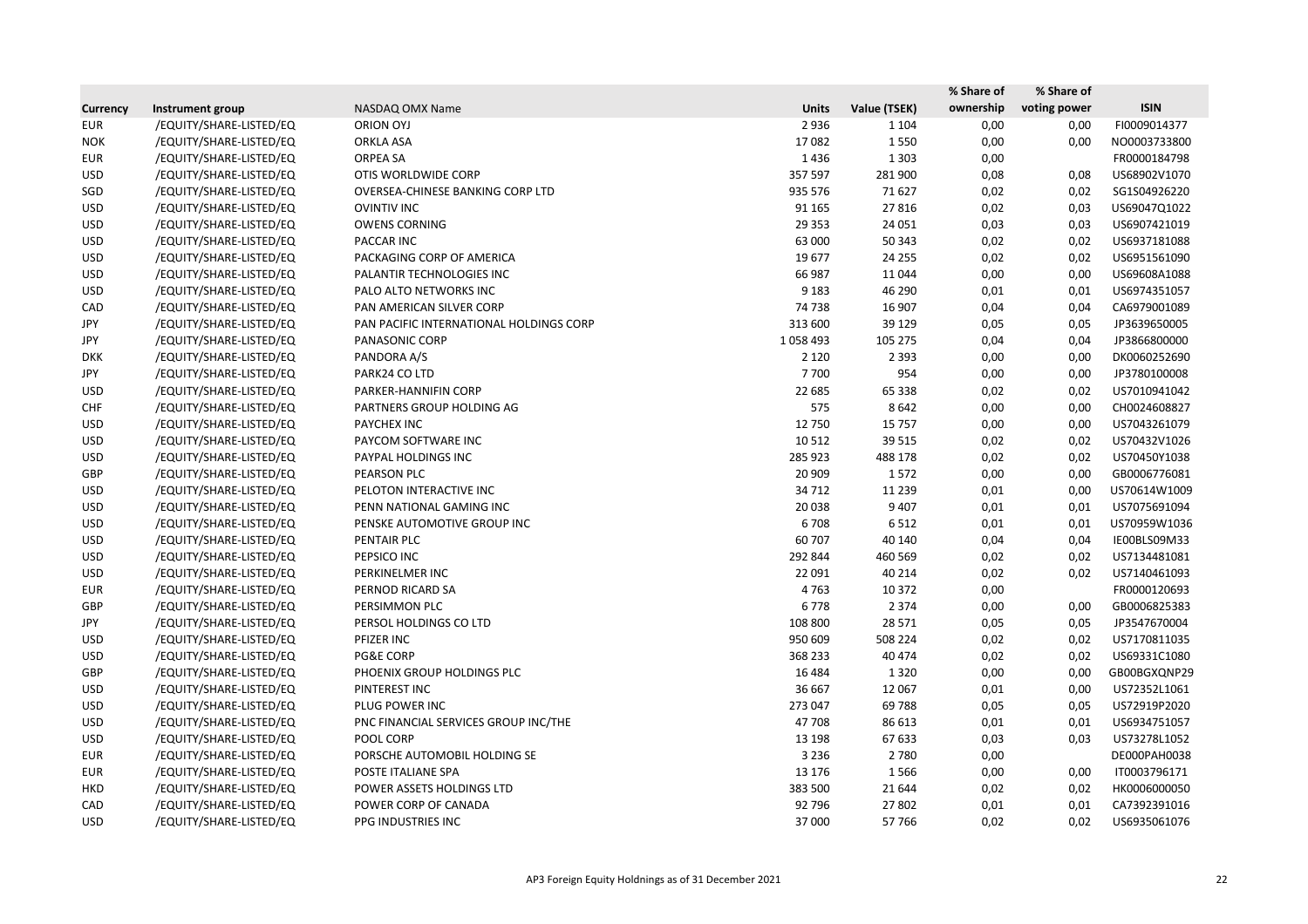| Currency | Instrument group | NASDAQ OMX Name | Units | Value (TSEK) | % Share of ownership | % Share of voting power | ISIN |
|---|---|---|---|---|---|---|---|
| EUR | /EQUITY/SHARE-LISTED/EQ | ORION OYJ | 2 936 | 1 104 | 0,00 | 0,00 | FI0009014377 |
| NOK | /EQUITY/SHARE-LISTED/EQ | ORKLA ASA | 17 082 | 1 550 | 0,00 | 0,00 | NO0003733800 |
| EUR | /EQUITY/SHARE-LISTED/EQ | ORPEA SA | 1 436 | 1 303 | 0,00 | | FR0000184798 |
| USD | /EQUITY/SHARE-LISTED/EQ | OTIS WORLDWIDE CORP | 357 597 | 281 900 | 0,08 | 0,08 | US68902V1070 |
| SGD | /EQUITY/SHARE-LISTED/EQ | OVERSEA-CHINESE BANKING CORP LTD | 935 576 | 71 627 | 0,02 | 0,02 | SG1S04926220 |
| USD | /EQUITY/SHARE-LISTED/EQ | OVINTIV INC | 91 165 | 27 816 | 0,02 | 0,03 | US69047Q1022 |
| USD | /EQUITY/SHARE-LISTED/EQ | OWENS CORNING | 29 353 | 24 051 | 0,03 | 0,03 | US6907421019 |
| USD | /EQUITY/SHARE-LISTED/EQ | PACCAR INC | 63 000 | 50 343 | 0,02 | 0,02 | US6937181088 |
| USD | /EQUITY/SHARE-LISTED/EQ | PACKAGING CORP OF AMERICA | 19 677 | 24 255 | 0,02 | 0,02 | US6951561090 |
| USD | /EQUITY/SHARE-LISTED/EQ | PALANTIR TECHNOLOGIES INC | 66 987 | 11 044 | 0,00 | 0,00 | US69608A1088 |
| USD | /EQUITY/SHARE-LISTED/EQ | PALO ALTO NETWORKS INC | 9 183 | 46 290 | 0,01 | 0,01 | US6974351057 |
| CAD | /EQUITY/SHARE-LISTED/EQ | PAN AMERICAN SILVER CORP | 74 738 | 16 907 | 0,04 | 0,04 | CA6979001089 |
| JPY | /EQUITY/SHARE-LISTED/EQ | PAN PACIFIC INTERNATIONAL HOLDINGS CORP | 313 600 | 39 129 | 0,05 | 0,05 | JP3639650005 |
| JPY | /EQUITY/SHARE-LISTED/EQ | PANASONIC CORP | 1 058 493 | 105 275 | 0,04 | 0,04 | JP3866800000 |
| DKK | /EQUITY/SHARE-LISTED/EQ | PANDORA A/S | 2 120 | 2 393 | 0,00 | 0,00 | DK0060252690 |
| JPY | /EQUITY/SHARE-LISTED/EQ | PARK24 CO LTD | 7 700 | 954 | 0,00 | 0,00 | JP3780100008 |
| USD | /EQUITY/SHARE-LISTED/EQ | PARKER-HANNIFIN CORP | 22 685 | 65 338 | 0,02 | 0,02 | US7010941042 |
| CHF | /EQUITY/SHARE-LISTED/EQ | PARTNERS GROUP HOLDING AG | 575 | 8 642 | 0,00 | 0,00 | CH0024608827 |
| USD | /EQUITY/SHARE-LISTED/EQ | PAYCHEX INC | 12 750 | 15 757 | 0,00 | 0,00 | US7043261079 |
| USD | /EQUITY/SHARE-LISTED/EQ | PAYCOM SOFTWARE INC | 10 512 | 39 515 | 0,02 | 0,02 | US70432V1026 |
| USD | /EQUITY/SHARE-LISTED/EQ | PAYPAL HOLDINGS INC | 285 923 | 488 178 | 0,02 | 0,02 | US70450Y1038 |
| GBP | /EQUITY/SHARE-LISTED/EQ | PEARSON PLC | 20 909 | 1 572 | 0,00 | 0,00 | GB0006776081 |
| USD | /EQUITY/SHARE-LISTED/EQ | PELOTON INTERACTIVE INC | 34 712 | 11 239 | 0,01 | 0,00 | US70614W1009 |
| USD | /EQUITY/SHARE-LISTED/EQ | PENN NATIONAL GAMING INC | 20 038 | 9 407 | 0,01 | 0,01 | US7075691094 |
| USD | /EQUITY/SHARE-LISTED/EQ | PENSKE AUTOMOTIVE GROUP INC | 6 708 | 6 512 | 0,01 | 0,01 | US70959W1036 |
| USD | /EQUITY/SHARE-LISTED/EQ | PENTAIR PLC | 60 707 | 40 140 | 0,04 | 0,04 | IE00BLS09M33 |
| USD | /EQUITY/SHARE-LISTED/EQ | PEPSICO INC | 292 844 | 460 569 | 0,02 | 0,02 | US7134481081 |
| USD | /EQUITY/SHARE-LISTED/EQ | PERKINELMER INC | 22 091 | 40 214 | 0,02 | 0,02 | US7140461093 |
| EUR | /EQUITY/SHARE-LISTED/EQ | PERNOD RICARD SA | 4 763 | 10 372 | 0,00 | | FR0000120693 |
| GBP | /EQUITY/SHARE-LISTED/EQ | PERSIMMON PLC | 6 778 | 2 374 | 0,00 | 0,00 | GB0006825383 |
| JPY | /EQUITY/SHARE-LISTED/EQ | PERSOL HOLDINGS CO LTD | 108 800 | 28 571 | 0,05 | 0,05 | JP3547670004 |
| USD | /EQUITY/SHARE-LISTED/EQ | PFIZER INC | 950 609 | 508 224 | 0,02 | 0,02 | US7170811035 |
| USD | /EQUITY/SHARE-LISTED/EQ | PG&E CORP | 368 233 | 40 474 | 0,02 | 0,02 | US69331C1080 |
| GBP | /EQUITY/SHARE-LISTED/EQ | PHOENIX GROUP HOLDINGS PLC | 16 484 | 1 320 | 0,00 | 0,00 | GB00BGXQNP29 |
| USD | /EQUITY/SHARE-LISTED/EQ | PINTEREST INC | 36 667 | 12 067 | 0,01 | 0,00 | US72352L1061 |
| USD | /EQUITY/SHARE-LISTED/EQ | PLUG POWER INC | 273 047 | 69 788 | 0,05 | 0,05 | US72919P2020 |
| USD | /EQUITY/SHARE-LISTED/EQ | PNC FINANCIAL SERVICES GROUP INC/THE | 47 708 | 86 613 | 0,01 | 0,01 | US6934751057 |
| USD | /EQUITY/SHARE-LISTED/EQ | POOL CORP | 13 198 | 67 633 | 0,03 | 0,03 | US73278L1052 |
| EUR | /EQUITY/SHARE-LISTED/EQ | PORSCHE AUTOMOBIL HOLDING SE | 3 236 | 2 780 | 0,00 | | DE000PAH0038 |
| EUR | /EQUITY/SHARE-LISTED/EQ | POSTE ITALIANE SPA | 13 176 | 1 566 | 0,00 | 0,00 | IT0003796171 |
| HKD | /EQUITY/SHARE-LISTED/EQ | POWER ASSETS HOLDINGS LTD | 383 500 | 21 644 | 0,02 | 0,02 | HK0006000050 |
| CAD | /EQUITY/SHARE-LISTED/EQ | POWER CORP OF CANADA | 92 796 | 27 802 | 0,01 | 0,01 | CA7392391016 |
| USD | /EQUITY/SHARE-LISTED/EQ | PPG INDUSTRIES INC | 37 000 | 57 766 | 0,02 | 0,02 | US6935061076 |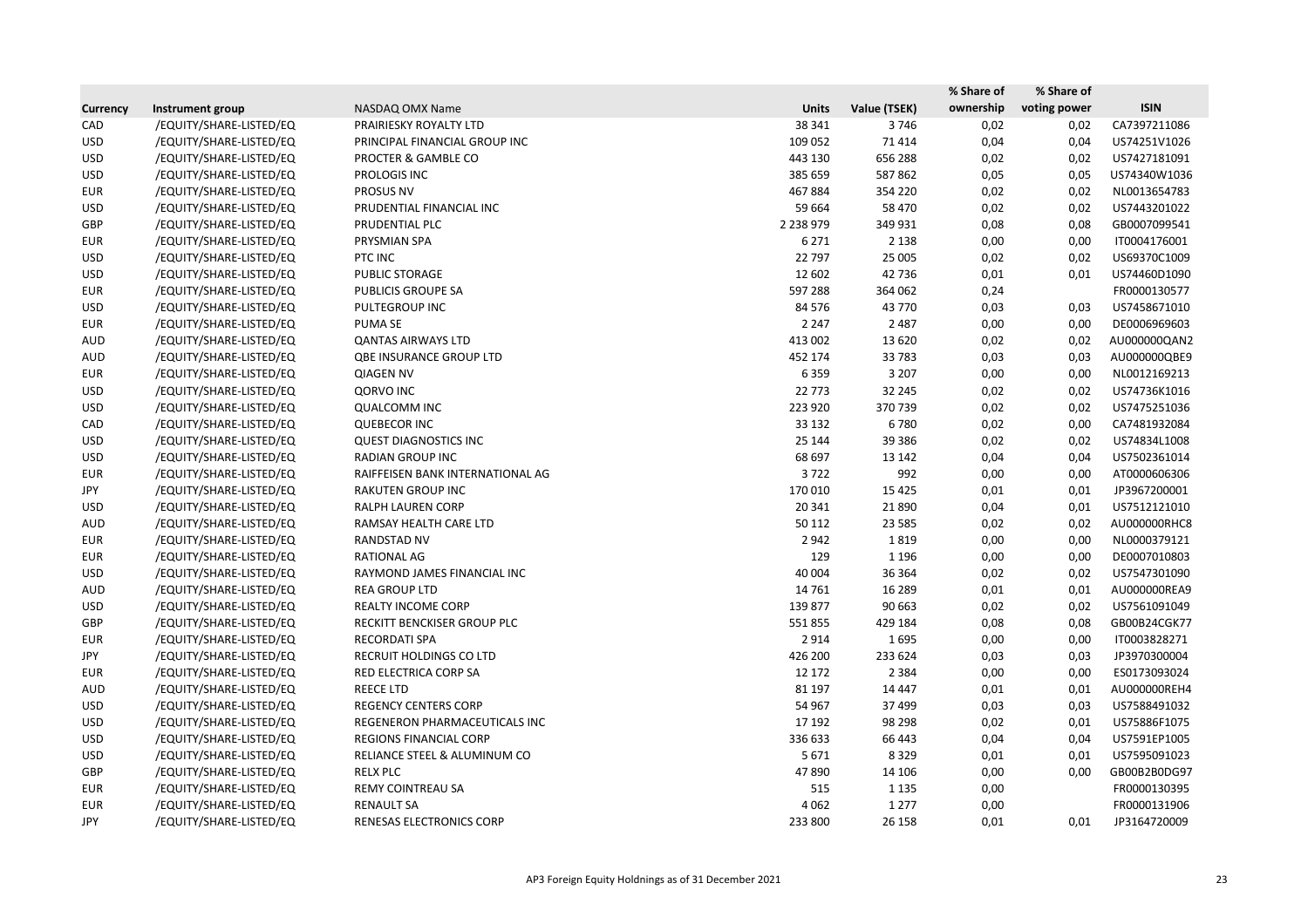| Currency | Instrument group | NASDAQ OMX Name | Units | Value (TSEK) | % Share of ownership | % Share of voting power | ISIN |
|---|---|---|---|---|---|---|---|
| CAD | /EQUITY/SHARE-LISTED/EQ | PRAIRIESKY ROYALTY LTD | 38 341 | 3 746 | 0,02 | 0,02 | CA7397211086 |
| USD | /EQUITY/SHARE-LISTED/EQ | PRINCIPAL FINANCIAL GROUP INC | 109 052 | 71 414 | 0,04 | 0,04 | US74251V1026 |
| USD | /EQUITY/SHARE-LISTED/EQ | PROCTER & GAMBLE CO | 443 130 | 656 288 | 0,02 | 0,02 | US7427181091 |
| USD | /EQUITY/SHARE-LISTED/EQ | PROLOGIS INC | 385 659 | 587 862 | 0,05 | 0,05 | US74340W1036 |
| EUR | /EQUITY/SHARE-LISTED/EQ | PROSUS NV | 467 884 | 354 220 | 0,02 | 0,02 | NL0013654783 |
| USD | /EQUITY/SHARE-LISTED/EQ | PRUDENTIAL FINANCIAL INC | 59 664 | 58 470 | 0,02 | 0,02 | US7443201022 |
| GBP | /EQUITY/SHARE-LISTED/EQ | PRUDENTIAL PLC | 2 238 979 | 349 931 | 0,08 | 0,08 | GB0007099541 |
| EUR | /EQUITY/SHARE-LISTED/EQ | PRYSMIAN SPA | 6 271 | 2 138 | 0,00 | 0,00 | IT0004176001 |
| USD | /EQUITY/SHARE-LISTED/EQ | PTC INC | 22 797 | 25 005 | 0,02 | 0,02 | US69370C1009 |
| USD | /EQUITY/SHARE-LISTED/EQ | PUBLIC STORAGE | 12 602 | 42 736 | 0,01 | 0,01 | US74460D1090 |
| EUR | /EQUITY/SHARE-LISTED/EQ | PUBLICIS GROUPE SA | 597 288 | 364 062 | 0,24 | | FR0000130577 |
| USD | /EQUITY/SHARE-LISTED/EQ | PULTEGROUP INC | 84 576 | 43 770 | 0,03 | 0,03 | US7458671010 |
| EUR | /EQUITY/SHARE-LISTED/EQ | PUMA SE | 2 247 | 2 487 | 0,00 | 0,00 | DE0006969603 |
| AUD | /EQUITY/SHARE-LISTED/EQ | QANTAS AIRWAYS LTD | 413 002 | 13 620 | 0,02 | 0,02 | AU000000QAN2 |
| AUD | /EQUITY/SHARE-LISTED/EQ | QBE INSURANCE GROUP LTD | 452 174 | 33 783 | 0,03 | 0,03 | AU000000QBE9 |
| EUR | /EQUITY/SHARE-LISTED/EQ | QIAGEN NV | 6 359 | 3 207 | 0,00 | 0,00 | NL0012169213 |
| USD | /EQUITY/SHARE-LISTED/EQ | QORVO INC | 22 773 | 32 245 | 0,02 | 0,02 | US74736K1016 |
| USD | /EQUITY/SHARE-LISTED/EQ | QUALCOMM INC | 223 920 | 370 739 | 0,02 | 0,02 | US7475251036 |
| CAD | /EQUITY/SHARE-LISTED/EQ | QUEBECOR INC | 33 132 | 6 780 | 0,02 | 0,00 | CA7481932084 |
| USD | /EQUITY/SHARE-LISTED/EQ | QUEST DIAGNOSTICS INC | 25 144 | 39 386 | 0,02 | 0,02 | US74834L1008 |
| USD | /EQUITY/SHARE-LISTED/EQ | RADIAN GROUP INC | 68 697 | 13 142 | 0,04 | 0,04 | US7502361014 |
| EUR | /EQUITY/SHARE-LISTED/EQ | RAIFFEISEN BANK INTERNATIONAL AG | 3 722 | 992 | 0,00 | 0,00 | AT0000606306 |
| JPY | /EQUITY/SHARE-LISTED/EQ | RAKUTEN GROUP INC | 170 010 | 15 425 | 0,01 | 0,01 | JP3967200001 |
| USD | /EQUITY/SHARE-LISTED/EQ | RALPH LAUREN CORP | 20 341 | 21 890 | 0,04 | 0,01 | US7512121010 |
| AUD | /EQUITY/SHARE-LISTED/EQ | RAMSAY HEALTH CARE LTD | 50 112 | 23 585 | 0,02 | 0,02 | AU000000RHC8 |
| EUR | /EQUITY/SHARE-LISTED/EQ | RANDSTAD NV | 2 942 | 1 819 | 0,00 | 0,00 | NL0000379121 |
| EUR | /EQUITY/SHARE-LISTED/EQ | RATIONAL AG | 129 | 1 196 | 0,00 | 0,00 | DE0007010803 |
| USD | /EQUITY/SHARE-LISTED/EQ | RAYMOND JAMES FINANCIAL INC | 40 004 | 36 364 | 0,02 | 0,02 | US7547301090 |
| AUD | /EQUITY/SHARE-LISTED/EQ | REA GROUP LTD | 14 761 | 16 289 | 0,01 | 0,01 | AU000000REA9 |
| USD | /EQUITY/SHARE-LISTED/EQ | REALTY INCOME CORP | 139 877 | 90 663 | 0,02 | 0,02 | US7561091049 |
| GBP | /EQUITY/SHARE-LISTED/EQ | RECKITT BENCKISER GROUP PLC | 551 855 | 429 184 | 0,08 | 0,08 | GB00B24CGK77 |
| EUR | /EQUITY/SHARE-LISTED/EQ | RECORDATI SPA | 2 914 | 1 695 | 0,00 | 0,00 | IT0003828271 |
| JPY | /EQUITY/SHARE-LISTED/EQ | RECRUIT HOLDINGS CO LTD | 426 200 | 233 624 | 0,03 | 0,03 | JP3970300004 |
| EUR | /EQUITY/SHARE-LISTED/EQ | RED ELECTRICA CORP SA | 12 172 | 2 384 | 0,00 | 0,00 | ES0173093024 |
| AUD | /EQUITY/SHARE-LISTED/EQ | REECE LTD | 81 197 | 14 447 | 0,01 | 0,01 | AU000000REH4 |
| USD | /EQUITY/SHARE-LISTED/EQ | REGENCY CENTERS CORP | 54 967 | 37 499 | 0,03 | 0,03 | US7588491032 |
| USD | /EQUITY/SHARE-LISTED/EQ | REGENERON PHARMACEUTICALS INC | 17 192 | 98 298 | 0,02 | 0,01 | US75886F1075 |
| USD | /EQUITY/SHARE-LISTED/EQ | REGIONS FINANCIAL CORP | 336 633 | 66 443 | 0,04 | 0,04 | US7591EP1005 |
| USD | /EQUITY/SHARE-LISTED/EQ | RELIANCE STEEL & ALUMINUM CO | 5 671 | 8 329 | 0,01 | 0,01 | US7595091023 |
| GBP | /EQUITY/SHARE-LISTED/EQ | RELX PLC | 47 890 | 14 106 | 0,00 | 0,00 | GB00B2B0DG97 |
| EUR | /EQUITY/SHARE-LISTED/EQ | REMY COINTREAU SA | 515 | 1 135 | 0,00 | | FR0000130395 |
| EUR | /EQUITY/SHARE-LISTED/EQ | RENAULT SA | 4 062 | 1 277 | 0,00 | | FR0000131906 |
| JPY | /EQUITY/SHARE-LISTED/EQ | RENESAS ELECTRONICS CORP | 233 800 | 26 158 | 0,01 | 0,01 | JP3164720009 |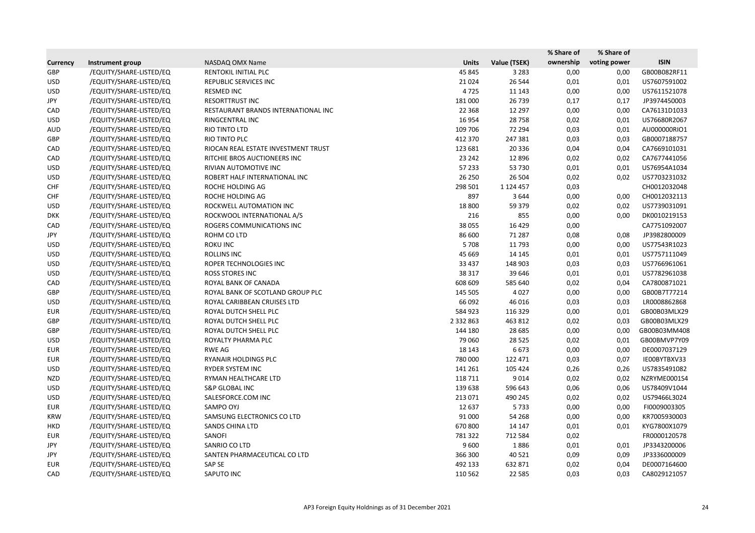| Currency | Instrument group | NASDAQ OMX Name | Units | Value (TSEK) | % Share of ownership | % Share of voting power | ISIN |
|---|---|---|---|---|---|---|---|
| GBP | /EQUITY/SHARE-LISTED/EQ | RENTOKIL INITIAL PLC | 45 845 | 3 283 | 0,00 | 0,00 | GB00B082RF11 |
| USD | /EQUITY/SHARE-LISTED/EQ | REPUBLIC SERVICES INC | 21 024 | 26 544 | 0,01 | 0,01 | US7607591002 |
| USD | /EQUITY/SHARE-LISTED/EQ | RESMED INC | 4 725 | 11 143 | 0,00 | 0,00 | US7611521078 |
| JPY | /EQUITY/SHARE-LISTED/EQ | RESORTTRUST INC | 181 000 | 26 739 | 0,17 | 0,17 | JP3974450003 |
| CAD | /EQUITY/SHARE-LISTED/EQ | RESTAURANT BRANDS INTERNATIONAL INC | 22 368 | 12 297 | 0,00 | 0,00 | CA76131D1033 |
| USD | /EQUITY/SHARE-LISTED/EQ | RINGCENTRAL INC | 16 954 | 28 758 | 0,02 | 0,01 | US76680R2067 |
| AUD | /EQUITY/SHARE-LISTED/EQ | RIO TINTO LTD | 109 706 | 72 294 | 0,03 | 0,01 | AU000000RIO1 |
| GBP | /EQUITY/SHARE-LISTED/EQ | RIO TINTO PLC | 412 370 | 247 381 | 0,03 | 0,03 | GB0007188757 |
| CAD | /EQUITY/SHARE-LISTED/EQ | RIOCAN REAL ESTATE INVESTMENT TRUST | 123 681 | 20 336 | 0,04 | 0,04 | CA7669101031 |
| CAD | /EQUITY/SHARE-LISTED/EQ | RITCHIE BROS AUCTIONEERS INC | 23 242 | 12 896 | 0,02 | 0,02 | CA7677441056 |
| USD | /EQUITY/SHARE-LISTED/EQ | RIVIAN AUTOMOTIVE INC | 57 233 | 53 730 | 0,01 | 0,01 | US76954A1034 |
| USD | /EQUITY/SHARE-LISTED/EQ | ROBERT HALF INTERNATIONAL INC | 26 250 | 26 504 | 0,02 | 0,02 | US7703231032 |
| CHF | /EQUITY/SHARE-LISTED/EQ | ROCHE HOLDING AG | 298 501 | 1 124 457 | 0,03 | | CH0012032048 |
| CHF | /EQUITY/SHARE-LISTED/EQ | ROCHE HOLDING AG | 897 | 3 644 | 0,00 | 0,00 | CH0012032113 |
| USD | /EQUITY/SHARE-LISTED/EQ | ROCKWELL AUTOMATION INC | 18 800 | 59 379 | 0,02 | 0,02 | US7739031091 |
| DKK | /EQUITY/SHARE-LISTED/EQ | ROCKWOOL INTERNATIONAL A/S | 216 | 855 | 0,00 | 0,00 | DK0010219153 |
| CAD | /EQUITY/SHARE-LISTED/EQ | ROGERS COMMUNICATIONS INC | 38 055 | 16 429 | 0,00 | | CA7751092007 |
| JPY | /EQUITY/SHARE-LISTED/EQ | ROHM CO LTD | 86 600 | 71 287 | 0,08 | 0,08 | JP3982800009 |
| USD | /EQUITY/SHARE-LISTED/EQ | ROKU INC | 5 708 | 11 793 | 0,00 | 0,00 | US77543R1023 |
| USD | /EQUITY/SHARE-LISTED/EQ | ROLLINS INC | 45 669 | 14 145 | 0,01 | 0,01 | US7757111049 |
| USD | /EQUITY/SHARE-LISTED/EQ | ROPER TECHNOLOGIES INC | 33 437 | 148 903 | 0,03 | 0,03 | US7766961061 |
| USD | /EQUITY/SHARE-LISTED/EQ | ROSS STORES INC | 38 317 | 39 646 | 0,01 | 0,01 | US7782961038 |
| CAD | /EQUITY/SHARE-LISTED/EQ | ROYAL BANK OF CANADA | 608 609 | 585 640 | 0,02 | 0,04 | CA7800871021 |
| GBP | /EQUITY/SHARE-LISTED/EQ | ROYAL BANK OF SCOTLAND GROUP PLC | 145 505 | 4 027 | 0,00 | 0,00 | GB00B7T77214 |
| USD | /EQUITY/SHARE-LISTED/EQ | ROYAL CARIBBEAN CRUISES LTD | 66 092 | 46 016 | 0,03 | 0,03 | LR0008862868 |
| EUR | /EQUITY/SHARE-LISTED/EQ | ROYAL DUTCH SHELL PLC | 584 923 | 116 329 | 0,00 | 0,01 | GB00B03MLX29 |
| GBP | /EQUITY/SHARE-LISTED/EQ | ROYAL DUTCH SHELL PLC | 2 332 863 | 463 812 | 0,02 | 0,03 | GB00B03MLX29 |
| GBP | /EQUITY/SHARE-LISTED/EQ | ROYAL DUTCH SHELL PLC | 144 180 | 28 685 | 0,00 | 0,00 | GB00B03MM408 |
| USD | /EQUITY/SHARE-LISTED/EQ | ROYALTY PHARMA PLC | 79 060 | 28 525 | 0,02 | 0,01 | GB00BMVP7Y09 |
| EUR | /EQUITY/SHARE-LISTED/EQ | RWE AG | 18 143 | 6 673 | 0,00 | 0,00 | DE0007037129 |
| EUR | /EQUITY/SHARE-LISTED/EQ | RYANAIR HOLDINGS PLC | 780 000 | 122 471 | 0,03 | 0,07 | IE00BYTBXV33 |
| USD | /EQUITY/SHARE-LISTED/EQ | RYDER SYSTEM INC | 141 261 | 105 424 | 0,26 | 0,26 | US7835491082 |
| NZD | /EQUITY/SHARE-LISTED/EQ | RYMAN HEALTHCARE LTD | 118 711 | 9 014 | 0,02 | 0,02 | NZRYME0001S4 |
| USD | /EQUITY/SHARE-LISTED/EQ | S&P GLOBAL INC | 139 638 | 596 643 | 0,06 | 0,06 | US78409V1044 |
| USD | /EQUITY/SHARE-LISTED/EQ | SALESFORCE.COM INC | 213 071 | 490 245 | 0,02 | 0,02 | US79466L3024 |
| EUR | /EQUITY/SHARE-LISTED/EQ | SAMPO OYJ | 12 637 | 5 733 | 0,00 | 0,00 | FI0009003305 |
| KRW | /EQUITY/SHARE-LISTED/EQ | SAMSUNG ELECTRONICS CO LTD | 91 000 | 54 268 | 0,00 | 0,00 | KR7005930003 |
| HKD | /EQUITY/SHARE-LISTED/EQ | SANDS CHINA LTD | 670 800 | 14 147 | 0,01 | 0,01 | KYG7800X1079 |
| EUR | /EQUITY/SHARE-LISTED/EQ | SANOFI | 781 322 | 712 584 | 0,02 | | FR0000120578 |
| JPY | /EQUITY/SHARE-LISTED/EQ | SANRIO CO LTD | 9 600 | 1 886 | 0,01 | 0,01 | JP3343200006 |
| JPY | /EQUITY/SHARE-LISTED/EQ | SANTEN PHARMACEUTICAL CO LTD | 366 300 | 40 521 | 0,09 | 0,09 | JP3336000009 |
| EUR | /EQUITY/SHARE-LISTED/EQ | SAP SE | 492 133 | 632 871 | 0,02 | 0,04 | DE0007164600 |
| CAD | /EQUITY/SHARE-LISTED/EQ | SAPUTO INC | 110 562 | 22 585 | 0,03 | 0,03 | CA8029121057 |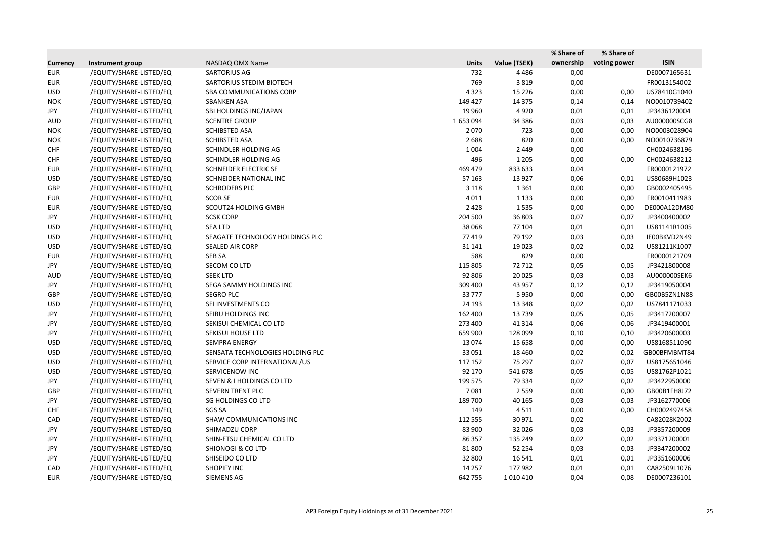| Currency | Instrument group | NASDAQ OMX Name | Units | Value (TSEK) | % Share of ownership | % Share of voting power | ISIN |
|---|---|---|---|---|---|---|---|
| EUR | /EQUITY/SHARE-LISTED/EQ | SARTORIUS AG | 732 | 4 486 | 0,00 | | DE0007165631 |
| EUR | /EQUITY/SHARE-LISTED/EQ | SARTORIUS STEDIM BIOTECH | 769 | 3 819 | 0,00 | | FR0013154002 |
| USD | /EQUITY/SHARE-LISTED/EQ | SBA COMMUNICATIONS CORP | 4 323 | 15 226 | 0,00 | 0,00 | US78410G1040 |
| NOK | /EQUITY/SHARE-LISTED/EQ | SBANKEN ASA | 149 427 | 14 375 | 0,14 | 0,14 | NO0010739402 |
| JPY | /EQUITY/SHARE-LISTED/EQ | SBI HOLDINGS INC/JAPAN | 19 960 | 4 920 | 0,01 | 0,01 | JP3436120004 |
| AUD | /EQUITY/SHARE-LISTED/EQ | SCENTRE GROUP | 1 653 094 | 34 386 | 0,03 | 0,03 | AU000000SCG8 |
| NOK | /EQUITY/SHARE-LISTED/EQ | SCHIBSTED ASA | 2 070 | 723 | 0,00 | 0,00 | NO0003028904 |
| NOK | /EQUITY/SHARE-LISTED/EQ | SCHIBSTED ASA | 2 688 | 820 | 0,00 | 0,00 | NO0010736879 |
| CHF | /EQUITY/SHARE-LISTED/EQ | SCHINDLER HOLDING AG | 1 004 | 2 449 | 0,00 | | CH0024638196 |
| CHF | /EQUITY/SHARE-LISTED/EQ | SCHINDLER HOLDING AG | 496 | 1 205 | 0,00 | 0,00 | CH0024638212 |
| EUR | /EQUITY/SHARE-LISTED/EQ | SCHNEIDER ELECTRIC SE | 469 479 | 833 633 | 0,04 | | FR0000121972 |
| USD | /EQUITY/SHARE-LISTED/EQ | SCHNEIDER NATIONAL INC | 57 163 | 13 927 | 0,06 | 0,01 | US80689H1023 |
| GBP | /EQUITY/SHARE-LISTED/EQ | SCHRODERS PLC | 3 118 | 1 361 | 0,00 | 0,00 | GB0002405495 |
| EUR | /EQUITY/SHARE-LISTED/EQ | SCOR SE | 4 011 | 1 133 | 0,00 | 0,00 | FR0010411983 |
| EUR | /EQUITY/SHARE-LISTED/EQ | SCOUT24 HOLDING GMBH | 2 428 | 1 535 | 0,00 | 0,00 | DE000A12DM80 |
| JPY | /EQUITY/SHARE-LISTED/EQ | SCSK CORP | 204 500 | 36 803 | 0,07 | 0,07 | JP3400400002 |
| USD | /EQUITY/SHARE-LISTED/EQ | SEA LTD | 38 068 | 77 104 | 0,01 | 0,01 | US81141R1005 |
| USD | /EQUITY/SHARE-LISTED/EQ | SEAGATE TECHNOLOGY HOLDINGS PLC | 77 419 | 79 192 | 0,03 | 0,03 | IE00BKVD2N49 |
| USD | /EQUITY/SHARE-LISTED/EQ | SEALED AIR CORP | 31 141 | 19 023 | 0,02 | 0,02 | US81211K1007 |
| EUR | /EQUITY/SHARE-LISTED/EQ | SEB SA | 588 | 829 | 0,00 | | FR0000121709 |
| JPY | /EQUITY/SHARE-LISTED/EQ | SECOM CO LTD | 115 805 | 72 712 | 0,05 | 0,05 | JP3421800008 |
| AUD | /EQUITY/SHARE-LISTED/EQ | SEEK LTD | 92 806 | 20 025 | 0,03 | 0,03 | AU000000SEK6 |
| JPY | /EQUITY/SHARE-LISTED/EQ | SEGA SAMMY HOLDINGS INC | 309 400 | 43 957 | 0,12 | 0,12 | JP3419050004 |
| GBP | /EQUITY/SHARE-LISTED/EQ | SEGRO PLC | 33 777 | 5 950 | 0,00 | 0,00 | GB00B5ZN1N88 |
| USD | /EQUITY/SHARE-LISTED/EQ | SEI INVESTMENTS CO | 24 193 | 13 348 | 0,02 | 0,02 | US7841171033 |
| JPY | /EQUITY/SHARE-LISTED/EQ | SEIBU HOLDINGS INC | 162 400 | 13 739 | 0,05 | 0,05 | JP3417200007 |
| JPY | /EQUITY/SHARE-LISTED/EQ | SEKISUI CHEMICAL CO LTD | 273 400 | 41 314 | 0,06 | 0,06 | JP3419400001 |
| JPY | /EQUITY/SHARE-LISTED/EQ | SEKISUI HOUSE LTD | 659 900 | 128 099 | 0,10 | 0,10 | JP3420600003 |
| USD | /EQUITY/SHARE-LISTED/EQ | SEMPRA ENERGY | 13 074 | 15 658 | 0,00 | 0,00 | US8168511090 |
| USD | /EQUITY/SHARE-LISTED/EQ | SENSATA TECHNOLOGIES HOLDING PLC | 33 051 | 18 460 | 0,02 | 0,02 | GB00BFMBMT84 |
| USD | /EQUITY/SHARE-LISTED/EQ | SERVICE CORP INTERNATIONAL/US | 117 152 | 75 297 | 0,07 | 0,07 | US8175651046 |
| USD | /EQUITY/SHARE-LISTED/EQ | SERVICENOW INC | 92 170 | 541 678 | 0,05 | 0,05 | US81762P1021 |
| JPY | /EQUITY/SHARE-LISTED/EQ | SEVEN & I HOLDINGS CO LTD | 199 575 | 79 334 | 0,02 | 0,02 | JP3422950000 |
| GBP | /EQUITY/SHARE-LISTED/EQ | SEVERN TRENT PLC | 7 081 | 2 559 | 0,00 | 0,00 | GB00B1FH8J72 |
| JPY | /EQUITY/SHARE-LISTED/EQ | SG HOLDINGS CO LTD | 189 700 | 40 165 | 0,03 | 0,03 | JP3162770006 |
| CHF | /EQUITY/SHARE-LISTED/EQ | SGS SA | 149 | 4 511 | 0,00 | 0,00 | CH0002497458 |
| CAD | /EQUITY/SHARE-LISTED/EQ | SHAW COMMUNICATIONS INC | 112 555 | 30 971 | 0,02 | | CA82028K2002 |
| JPY | /EQUITY/SHARE-LISTED/EQ | SHIMADZU CORP | 83 900 | 32 026 | 0,03 | 0,03 | JP3357200009 |
| JPY | /EQUITY/SHARE-LISTED/EQ | SHIN-ETSU CHEMICAL CO LTD | 86 357 | 135 249 | 0,02 | 0,02 | JP3371200001 |
| JPY | /EQUITY/SHARE-LISTED/EQ | SHIONOGI & CO LTD | 81 800 | 52 254 | 0,03 | 0,03 | JP3347200002 |
| JPY | /EQUITY/SHARE-LISTED/EQ | SHISEIDO CO LTD | 32 800 | 16 541 | 0,01 | 0,01 | JP3351600006 |
| CAD | /EQUITY/SHARE-LISTED/EQ | SHOPIFY INC | 14 257 | 177 982 | 0,01 | 0,01 | CA82509L1076 |
| EUR | /EQUITY/SHARE-LISTED/EQ | SIEMENS AG | 642 755 | 1 010 410 | 0,04 | 0,08 | DE0007236101 |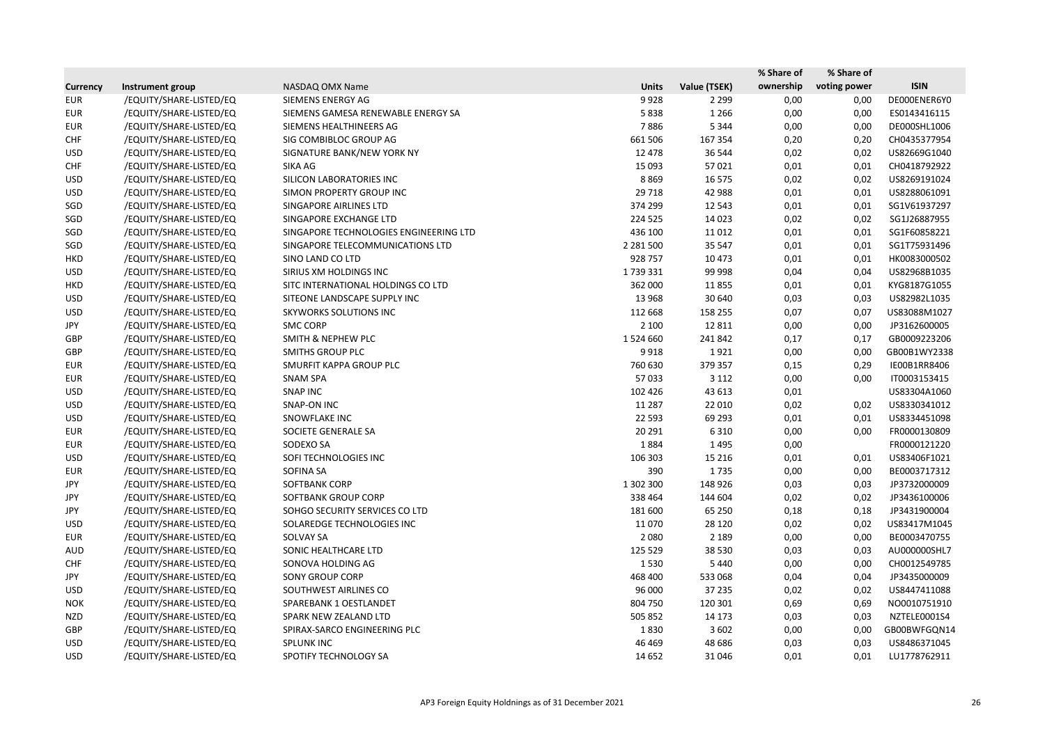| Currency | Instrument group | NASDAQ OMX Name | Units | Value (TSEK) | % Share of ownership | % Share of voting power | ISIN |
|---|---|---|---|---|---|---|---|
| EUR | /EQUITY/SHARE-LISTED/EQ | SIEMENS ENERGY AG | 9 928 | 2 299 | 0,00 | 0,00 | DE000ENER6Y0 |
| EUR | /EQUITY/SHARE-LISTED/EQ | SIEMENS GAMESA RENEWABLE ENERGY SA | 5 838 | 1 266 | 0,00 | 0,00 | ES0143416115 |
| EUR | /EQUITY/SHARE-LISTED/EQ | SIEMENS HEALTHINEERS AG | 7 886 | 5 344 | 0,00 | 0,00 | DE000SHL1006 |
| CHF | /EQUITY/SHARE-LISTED/EQ | SIG COMBIBLOC GROUP AG | 661 506 | 167 354 | 0,20 | 0,20 | CH0435377954 |
| USD | /EQUITY/SHARE-LISTED/EQ | SIGNATURE BANK/NEW YORK NY | 12 478 | 36 544 | 0,02 | 0,02 | US82669G1040 |
| CHF | /EQUITY/SHARE-LISTED/EQ | SIKA AG | 15 093 | 57 021 | 0,01 | 0,01 | CH0418792922 |
| USD | /EQUITY/SHARE-LISTED/EQ | SILICON LABORATORIES INC | 8 869 | 16 575 | 0,02 | 0,02 | US8269191024 |
| USD | /EQUITY/SHARE-LISTED/EQ | SIMON PROPERTY GROUP INC | 29 718 | 42 988 | 0,01 | 0,01 | US8288061091 |
| SGD | /EQUITY/SHARE-LISTED/EQ | SINGAPORE AIRLINES LTD | 374 299 | 12 543 | 0,01 | 0,01 | SG1V61937297 |
| SGD | /EQUITY/SHARE-LISTED/EQ | SINGAPORE EXCHANGE LTD | 224 525 | 14 023 | 0,02 | 0,02 | SG1J26887955 |
| SGD | /EQUITY/SHARE-LISTED/EQ | SINGAPORE TECHNOLOGIES ENGINEERING LTD | 436 100 | 11 012 | 0,01 | 0,01 | SG1F60858221 |
| SGD | /EQUITY/SHARE-LISTED/EQ | SINGAPORE TELECOMMUNICATIONS LTD | 2 281 500 | 35 547 | 0,01 | 0,01 | SG1T75931496 |
| HKD | /EQUITY/SHARE-LISTED/EQ | SINO LAND CO LTD | 928 757 | 10 473 | 0,01 | 0,01 | HK0083000502 |
| USD | /EQUITY/SHARE-LISTED/EQ | SIRIUS XM HOLDINGS INC | 1 739 331 | 99 998 | 0,04 | 0,04 | US82968B1035 |
| HKD | /EQUITY/SHARE-LISTED/EQ | SITC INTERNATIONAL HOLDINGS CO LTD | 362 000 | 11 855 | 0,01 | 0,01 | KYG8187G1055 |
| USD | /EQUITY/SHARE-LISTED/EQ | SITEONE LANDSCAPE SUPPLY INC | 13 968 | 30 640 | 0,03 | 0,03 | US82982L1035 |
| USD | /EQUITY/SHARE-LISTED/EQ | SKYWORKS SOLUTIONS INC | 112 668 | 158 255 | 0,07 | 0,07 | US83088M1027 |
| JPY | /EQUITY/SHARE-LISTED/EQ | SMC CORP | 2 100 | 12 811 | 0,00 | 0,00 | JP3162600005 |
| GBP | /EQUITY/SHARE-LISTED/EQ | SMITH & NEPHEW PLC | 1 524 660 | 241 842 | 0,17 | 0,17 | GB0009223206 |
| GBP | /EQUITY/SHARE-LISTED/EQ | SMITHS GROUP PLC | 9 918 | 1 921 | 0,00 | 0,00 | GB00B1WY2338 |
| EUR | /EQUITY/SHARE-LISTED/EQ | SMURFIT KAPPA GROUP PLC | 760 630 | 379 357 | 0,15 | 0,29 | IE00B1RR8406 |
| EUR | /EQUITY/SHARE-LISTED/EQ | SNAM SPA | 57 033 | 3 112 | 0,00 | 0,00 | IT0003153415 |
| USD | /EQUITY/SHARE-LISTED/EQ | SNAP INC | 102 426 | 43 613 | 0,01 | | US83304A1060 |
| USD | /EQUITY/SHARE-LISTED/EQ | SNAP-ON INC | 11 287 | 22 010 | 0,02 | 0,02 | US8330341012 |
| USD | /EQUITY/SHARE-LISTED/EQ | SNOWFLAKE INC | 22 593 | 69 293 | 0,01 | 0,01 | US8334451098 |
| EUR | /EQUITY/SHARE-LISTED/EQ | SOCIETE GENERALE SA | 20 291 | 6 310 | 0,00 | 0,00 | FR0000130809 |
| EUR | /EQUITY/SHARE-LISTED/EQ | SODEXO SA | 1 884 | 1 495 | 0,00 | | FR0000121220 |
| USD | /EQUITY/SHARE-LISTED/EQ | SOFI TECHNOLOGIES INC | 106 303 | 15 216 | 0,01 | 0,01 | US83406F1021 |
| EUR | /EQUITY/SHARE-LISTED/EQ | SOFINA SA | 390 | 1 735 | 0,00 | 0,00 | BE0003717312 |
| JPY | /EQUITY/SHARE-LISTED/EQ | SOFTBANK CORP | 1 302 300 | 148 926 | 0,03 | 0,03 | JP3732000009 |
| JPY | /EQUITY/SHARE-LISTED/EQ | SOFTBANK GROUP CORP | 338 464 | 144 604 | 0,02 | 0,02 | JP3436100006 |
| JPY | /EQUITY/SHARE-LISTED/EQ | SOHGO SECURITY SERVICES CO LTD | 181 600 | 65 250 | 0,18 | 0,18 | JP3431900004 |
| USD | /EQUITY/SHARE-LISTED/EQ | SOLAREDGE TECHNOLOGIES INC | 11 070 | 28 120 | 0,02 | 0,02 | US83417M1045 |
| EUR | /EQUITY/SHARE-LISTED/EQ | SOLVAY SA | 2 080 | 2 189 | 0,00 | 0,00 | BE0003470755 |
| AUD | /EQUITY/SHARE-LISTED/EQ | SONIC HEALTHCARE LTD | 125 529 | 38 530 | 0,03 | 0,03 | AU000000SHL7 |
| CHF | /EQUITY/SHARE-LISTED/EQ | SONOVA HOLDING AG | 1 530 | 5 440 | 0,00 | 0,00 | CH0012549785 |
| JPY | /EQUITY/SHARE-LISTED/EQ | SONY GROUP CORP | 468 400 | 533 068 | 0,04 | 0,04 | JP3435000009 |
| USD | /EQUITY/SHARE-LISTED/EQ | SOUTHWEST AIRLINES CO | 96 000 | 37 235 | 0,02 | 0,02 | US8447411088 |
| NOK | /EQUITY/SHARE-LISTED/EQ | SPAREBANK 1 OESTLANDET | 804 750 | 120 301 | 0,69 | 0,69 | NO0010751910 |
| NZD | /EQUITY/SHARE-LISTED/EQ | SPARK NEW ZEALAND LTD | 505 852 | 14 173 | 0,03 | 0,03 | NZTELE0001S4 |
| GBP | /EQUITY/SHARE-LISTED/EQ | SPIRAX-SARCO ENGINEERING PLC | 1 830 | 3 602 | 0,00 | 0,00 | GB00BWFGQN14 |
| USD | /EQUITY/SHARE-LISTED/EQ | SPLUNK INC | 46 469 | 48 686 | 0,03 | 0,03 | US8486371045 |
| USD | /EQUITY/SHARE-LISTED/EQ | SPOTIFY TECHNOLOGY SA | 14 652 | 31 046 | 0,01 | 0,01 | LU1778762911 |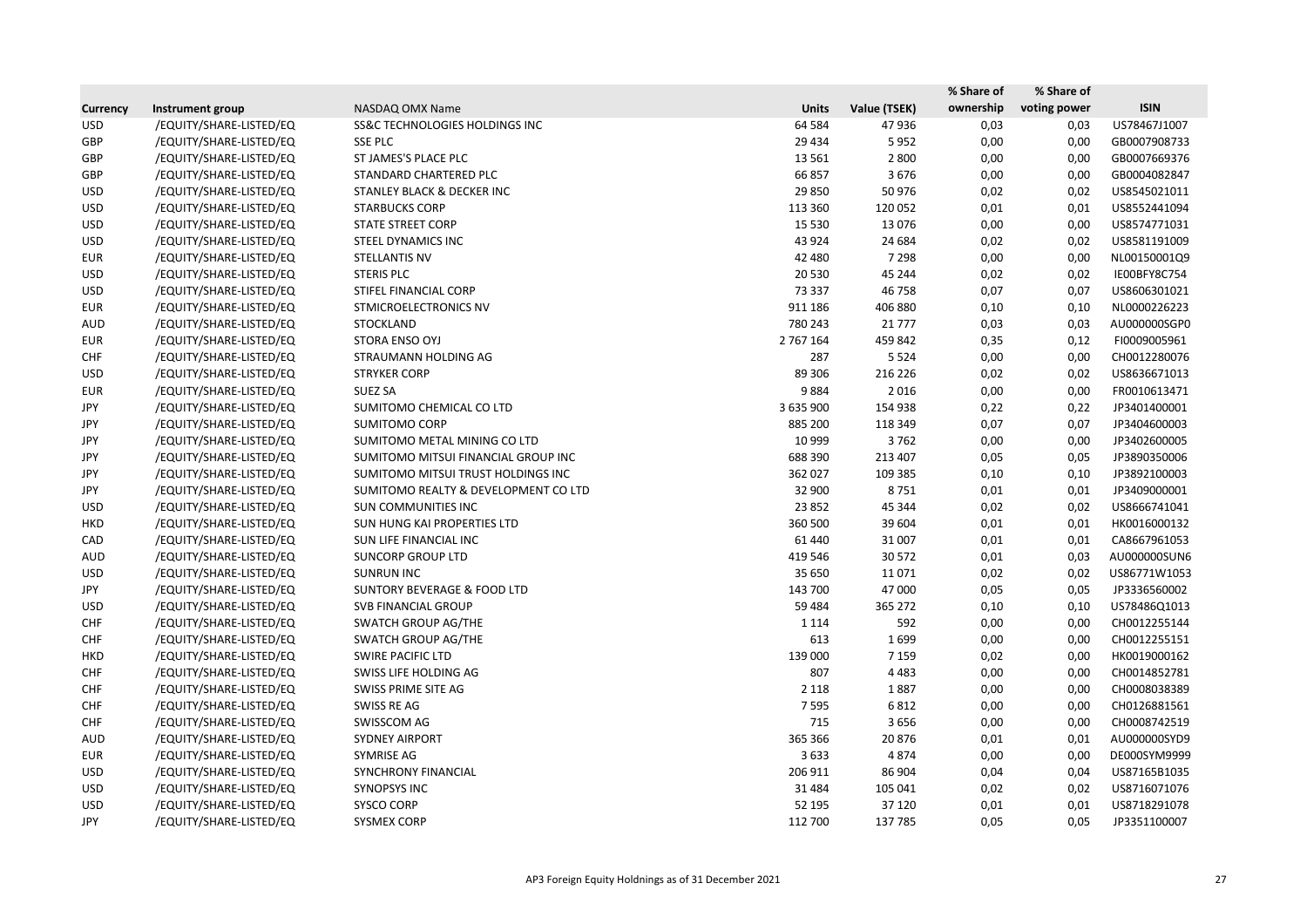| Currency | Instrument group | NASDAQ OMX Name | Units | Value (TSEK) | % Share of ownership | % Share of voting power | ISIN |
|---|---|---|---|---|---|---|---|
| USD | /EQUITY/SHARE-LISTED/EQ | SS&C TECHNOLOGIES HOLDINGS INC | 64 584 | 47 936 | 0,03 | 0,03 | US78467J1007 |
| GBP | /EQUITY/SHARE-LISTED/EQ | SSE PLC | 29 434 | 5 952 | 0,00 | 0,00 | GB0007908733 |
| GBP | /EQUITY/SHARE-LISTED/EQ | ST JAMES'S PLACE PLC | 13 561 | 2 800 | 0,00 | 0,00 | GB0007669376 |
| GBP | /EQUITY/SHARE-LISTED/EQ | STANDARD CHARTERED PLC | 66 857 | 3 676 | 0,00 | 0,00 | GB0004082847 |
| USD | /EQUITY/SHARE-LISTED/EQ | STANLEY BLACK & DECKER INC | 29 850 | 50 976 | 0,02 | 0,02 | US8545021011 |
| USD | /EQUITY/SHARE-LISTED/EQ | STARBUCKS CORP | 113 360 | 120 052 | 0,01 | 0,01 | US8552441094 |
| USD | /EQUITY/SHARE-LISTED/EQ | STATE STREET CORP | 15 530 | 13 076 | 0,00 | 0,00 | US8574771031 |
| USD | /EQUITY/SHARE-LISTED/EQ | STEEL DYNAMICS INC | 43 924 | 24 684 | 0,02 | 0,02 | US8581191009 |
| EUR | /EQUITY/SHARE-LISTED/EQ | STELLANTIS NV | 42 480 | 7 298 | 0,00 | 0,00 | NL00150001Q9 |
| USD | /EQUITY/SHARE-LISTED/EQ | STERIS PLC | 20 530 | 45 244 | 0,02 | 0,02 | IE00BFY8C754 |
| USD | /EQUITY/SHARE-LISTED/EQ | STIFEL FINANCIAL CORP | 73 337 | 46 758 | 0,07 | 0,07 | US8606301021 |
| EUR | /EQUITY/SHARE-LISTED/EQ | STMICROELECTRONICS NV | 911 186 | 406 880 | 0,10 | 0,10 | NL0000226223 |
| AUD | /EQUITY/SHARE-LISTED/EQ | STOCKLAND | 780 243 | 21 777 | 0,03 | 0,03 | AU000000SGP0 |
| EUR | /EQUITY/SHARE-LISTED/EQ | STORA ENSO OYJ | 2 767 164 | 459 842 | 0,35 | 0,12 | FI0009005961 |
| CHF | /EQUITY/SHARE-LISTED/EQ | STRAUMANN HOLDING AG | 287 | 5 524 | 0,00 | 0,00 | CH0012280076 |
| USD | /EQUITY/SHARE-LISTED/EQ | STRYKER CORP | 89 306 | 216 226 | 0,02 | 0,02 | US8636671013 |
| EUR | /EQUITY/SHARE-LISTED/EQ | SUEZ SA | 9 884 | 2 016 | 0,00 | 0,00 | FR0010613471 |
| JPY | /EQUITY/SHARE-LISTED/EQ | SUMITOMO CHEMICAL CO LTD | 3 635 900 | 154 938 | 0,22 | 0,22 | JP3401400001 |
| JPY | /EQUITY/SHARE-LISTED/EQ | SUMITOMO CORP | 885 200 | 118 349 | 0,07 | 0,07 | JP3404600003 |
| JPY | /EQUITY/SHARE-LISTED/EQ | SUMITOMO METAL MINING CO LTD | 10 999 | 3 762 | 0,00 | 0,00 | JP3402600005 |
| JPY | /EQUITY/SHARE-LISTED/EQ | SUMITOMO MITSUI FINANCIAL GROUP INC | 688 390 | 213 407 | 0,05 | 0,05 | JP3890350006 |
| JPY | /EQUITY/SHARE-LISTED/EQ | SUMITOMO MITSUI TRUST HOLDINGS INC | 362 027 | 109 385 | 0,10 | 0,10 | JP3892100003 |
| JPY | /EQUITY/SHARE-LISTED/EQ | SUMITOMO REALTY & DEVELOPMENT CO LTD | 32 900 | 8 751 | 0,01 | 0,01 | JP3409000001 |
| USD | /EQUITY/SHARE-LISTED/EQ | SUN COMMUNITIES INC | 23 852 | 45 344 | 0,02 | 0,02 | US8666741041 |
| HKD | /EQUITY/SHARE-LISTED/EQ | SUN HUNG KAI PROPERTIES LTD | 360 500 | 39 604 | 0,01 | 0,01 | HK0016000132 |
| CAD | /EQUITY/SHARE-LISTED/EQ | SUN LIFE FINANCIAL INC | 61 440 | 31 007 | 0,01 | 0,01 | CA8667961053 |
| AUD | /EQUITY/SHARE-LISTED/EQ | SUNCORP GROUP LTD | 419 546 | 30 572 | 0,01 | 0,03 | AU000000SUN6 |
| USD | /EQUITY/SHARE-LISTED/EQ | SUNRUN INC | 35 650 | 11 071 | 0,02 | 0,02 | US86771W1053 |
| JPY | /EQUITY/SHARE-LISTED/EQ | SUNTORY BEVERAGE & FOOD LTD | 143 700 | 47 000 | 0,05 | 0,05 | JP3336560002 |
| USD | /EQUITY/SHARE-LISTED/EQ | SVB FINANCIAL GROUP | 59 484 | 365 272 | 0,10 | 0,10 | US78486Q1013 |
| CHF | /EQUITY/SHARE-LISTED/EQ | SWATCH GROUP AG/THE | 1 114 | 592 | 0,00 | 0,00 | CH0012255144 |
| CHF | /EQUITY/SHARE-LISTED/EQ | SWATCH GROUP AG/THE | 613 | 1 699 | 0,00 | 0,00 | CH0012255151 |
| HKD | /EQUITY/SHARE-LISTED/EQ | SWIRE PACIFIC LTD | 139 000 | 7 159 | 0,02 | 0,00 | HK0019000162 |
| CHF | /EQUITY/SHARE-LISTED/EQ | SWISS LIFE HOLDING AG | 807 | 4 483 | 0,00 | 0,00 | CH0014852781 |
| CHF | /EQUITY/SHARE-LISTED/EQ | SWISS PRIME SITE AG | 2 118 | 1 887 | 0,00 | 0,00 | CH0008038389 |
| CHF | /EQUITY/SHARE-LISTED/EQ | SWISS RE AG | 7 595 | 6 812 | 0,00 | 0,00 | CH0126881561 |
| CHF | /EQUITY/SHARE-LISTED/EQ | SWISSCOM AG | 715 | 3 656 | 0,00 | 0,00 | CH0008742519 |
| AUD | /EQUITY/SHARE-LISTED/EQ | SYDNEY AIRPORT | 365 366 | 20 876 | 0,01 | 0,01 | AU000000SYD9 |
| EUR | /EQUITY/SHARE-LISTED/EQ | SYMRISE AG | 3 633 | 4 874 | 0,00 | 0,00 | DE000SYM9999 |
| USD | /EQUITY/SHARE-LISTED/EQ | SYNCHRONY FINANCIAL | 206 911 | 86 904 | 0,04 | 0,04 | US87165B1035 |
| USD | /EQUITY/SHARE-LISTED/EQ | SYNOPSYS INC | 31 484 | 105 041 | 0,02 | 0,02 | US8716071076 |
| USD | /EQUITY/SHARE-LISTED/EQ | SYSCO CORP | 52 195 | 37 120 | 0,01 | 0,01 | US8718291078 |
| JPY | /EQUITY/SHARE-LISTED/EQ | SYSMEX CORP | 112 700 | 137 785 | 0,05 | 0,05 | JP3351100007 |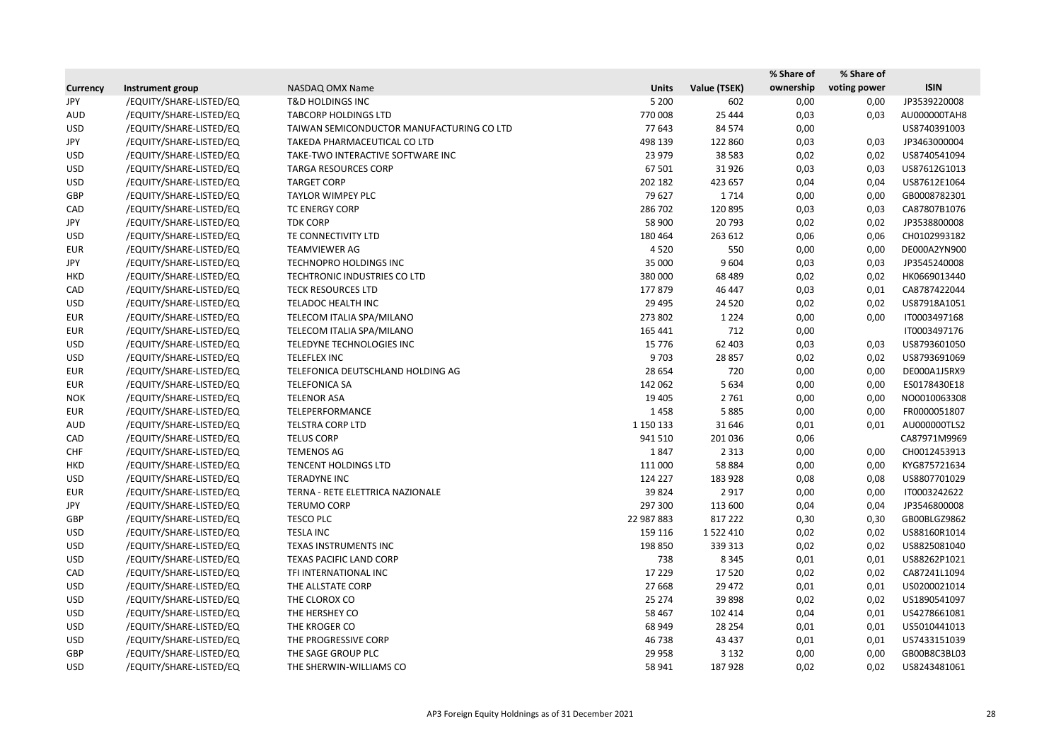| Currency | Instrument group | NASDAQ OMX Name | Units | Value (TSEK) | % Share of ownership | % Share of voting power | ISIN |
|---|---|---|---|---|---|---|---|
| JPY | /EQUITY/SHARE-LISTED/EQ | T&D HOLDINGS INC | 5 200 | 602 | 0,00 | 0,00 | JP3539220008 |
| AUD | /EQUITY/SHARE-LISTED/EQ | TABCORP HOLDINGS LTD | 770 008 | 25 444 | 0,03 | 0,03 | AU000000TAH8 |
| USD | /EQUITY/SHARE-LISTED/EQ | TAIWAN SEMICONDUCTOR MANUFACTURING CO LTD | 77 643 | 84 574 | 0,00 | | US8740391003 |
| JPY | /EQUITY/SHARE-LISTED/EQ | TAKEDA PHARMACEUTICAL CO LTD | 498 139 | 122 860 | 0,03 | 0,03 | JP3463000004 |
| USD | /EQUITY/SHARE-LISTED/EQ | TAKE-TWO INTERACTIVE SOFTWARE INC | 23 979 | 38 583 | 0,02 | 0,02 | US8740541094 |
| USD | /EQUITY/SHARE-LISTED/EQ | TARGA RESOURCES CORP | 67 501 | 31 926 | 0,03 | 0,03 | US87612G1013 |
| USD | /EQUITY/SHARE-LISTED/EQ | TARGET CORP | 202 182 | 423 657 | 0,04 | 0,04 | US87612E1064 |
| GBP | /EQUITY/SHARE-LISTED/EQ | TAYLOR WIMPEY PLC | 79 627 | 1 714 | 0,00 | 0,00 | GB0008782301 |
| CAD | /EQUITY/SHARE-LISTED/EQ | TC ENERGY CORP | 286 702 | 120 895 | 0,03 | 0,03 | CA87807B1076 |
| JPY | /EQUITY/SHARE-LISTED/EQ | TDK CORP | 58 900 | 20 793 | 0,02 | 0,02 | JP3538800008 |
| USD | /EQUITY/SHARE-LISTED/EQ | TE CONNECTIVITY LTD | 180 464 | 263 612 | 0,06 | 0,06 | CH0102993182 |
| EUR | /EQUITY/SHARE-LISTED/EQ | TEAMVIEWER AG | 4 520 | 550 | 0,00 | 0,00 | DE000A2YN900 |
| JPY | /EQUITY/SHARE-LISTED/EQ | TECHNOPRO HOLDINGS INC | 35 000 | 9 604 | 0,03 | 0,03 | JP3545240008 |
| HKD | /EQUITY/SHARE-LISTED/EQ | TECHTRONIC INDUSTRIES CO LTD | 380 000 | 68 489 | 0,02 | 0,02 | HK0669013440 |
| CAD | /EQUITY/SHARE-LISTED/EQ | TECK RESOURCES LTD | 177 879 | 46 447 | 0,03 | 0,01 | CA8787422044 |
| USD | /EQUITY/SHARE-LISTED/EQ | TELADOC HEALTH INC | 29 495 | 24 520 | 0,02 | 0,02 | US87918A1051 |
| EUR | /EQUITY/SHARE-LISTED/EQ | TELECOM ITALIA SPA/MILANO | 273 802 | 1 224 | 0,00 | 0,00 | IT0003497168 |
| EUR | /EQUITY/SHARE-LISTED/EQ | TELECOM ITALIA SPA/MILANO | 165 441 | 712 | 0,00 | | IT0003497176 |
| USD | /EQUITY/SHARE-LISTED/EQ | TELEDYNE TECHNOLOGIES INC | 15 776 | 62 403 | 0,03 | 0,03 | US8793601050 |
| USD | /EQUITY/SHARE-LISTED/EQ | TELEFLEX INC | 9 703 | 28 857 | 0,02 | 0,02 | US8793691069 |
| EUR | /EQUITY/SHARE-LISTED/EQ | TELEFONICA DEUTSCHLAND HOLDING AG | 28 654 | 720 | 0,00 | 0,00 | DE000A1J5RX9 |
| EUR | /EQUITY/SHARE-LISTED/EQ | TELEFONICA SA | 142 062 | 5 634 | 0,00 | 0,00 | ES0178430E18 |
| NOK | /EQUITY/SHARE-LISTED/EQ | TELENOR ASA | 19 405 | 2 761 | 0,00 | 0,00 | NO0010063308 |
| EUR | /EQUITY/SHARE-LISTED/EQ | TELEPERFORMANCE | 1 458 | 5 885 | 0,00 | 0,00 | FR0000051807 |
| AUD | /EQUITY/SHARE-LISTED/EQ | TELSTRA CORP LTD | 1 150 133 | 31 646 | 0,01 | 0,01 | AU000000TLS2 |
| CAD | /EQUITY/SHARE-LISTED/EQ | TELUS CORP | 941 510 | 201 036 | 0,06 | | CA87971M9969 |
| CHF | /EQUITY/SHARE-LISTED/EQ | TEMENOS AG | 1 847 | 2 313 | 0,00 | 0,00 | CH0012453913 |
| HKD | /EQUITY/SHARE-LISTED/EQ | TENCENT HOLDINGS LTD | 111 000 | 58 884 | 0,00 | 0,00 | KYG875721634 |
| USD | /EQUITY/SHARE-LISTED/EQ | TERADYNE INC | 124 227 | 183 928 | 0,08 | 0,08 | US8807701029 |
| EUR | /EQUITY/SHARE-LISTED/EQ | TERNA - RETE ELETTRICA NAZIONALE | 39 824 | 2 917 | 0,00 | 0,00 | IT0003242622 |
| JPY | /EQUITY/SHARE-LISTED/EQ | TERUMO CORP | 297 300 | 113 600 | 0,04 | 0,04 | JP3546800008 |
| GBP | /EQUITY/SHARE-LISTED/EQ | TESCO PLC | 22 987 883 | 817 222 | 0,30 | 0,30 | GB00BLGZ9862 |
| USD | /EQUITY/SHARE-LISTED/EQ | TESLA INC | 159 116 | 1 522 410 | 0,02 | 0,02 | US88160R1014 |
| USD | /EQUITY/SHARE-LISTED/EQ | TEXAS INSTRUMENTS INC | 198 850 | 339 313 | 0,02 | 0,02 | US8825081040 |
| USD | /EQUITY/SHARE-LISTED/EQ | TEXAS PACIFIC LAND CORP | 738 | 8 345 | 0,01 | 0,01 | US88262P1021 |
| CAD | /EQUITY/SHARE-LISTED/EQ | TFI INTERNATIONAL INC | 17 229 | 17 520 | 0,02 | 0,02 | CA87241L1094 |
| USD | /EQUITY/SHARE-LISTED/EQ | THE ALLSTATE CORP | 27 668 | 29 472 | 0,01 | 0,01 | US0200021014 |
| USD | /EQUITY/SHARE-LISTED/EQ | THE CLOROX CO | 25 274 | 39 898 | 0,02 | 0,02 | US1890541097 |
| USD | /EQUITY/SHARE-LISTED/EQ | THE HERSHEY CO | 58 467 | 102 414 | 0,04 | 0,01 | US4278661081 |
| USD | /EQUITY/SHARE-LISTED/EQ | THE KROGER CO | 68 949 | 28 254 | 0,01 | 0,01 | US5010441013 |
| USD | /EQUITY/SHARE-LISTED/EQ | THE PROGRESSIVE CORP | 46 738 | 43 437 | 0,01 | 0,01 | US7433151039 |
| GBP | /EQUITY/SHARE-LISTED/EQ | THE SAGE GROUP PLC | 29 958 | 3 132 | 0,00 | 0,00 | GB00B8C3BL03 |
| USD | /EQUITY/SHARE-LISTED/EQ | THE SHERWIN-WILLIAMS CO | 58 941 | 187 928 | 0,02 | 0,02 | US8243481061 |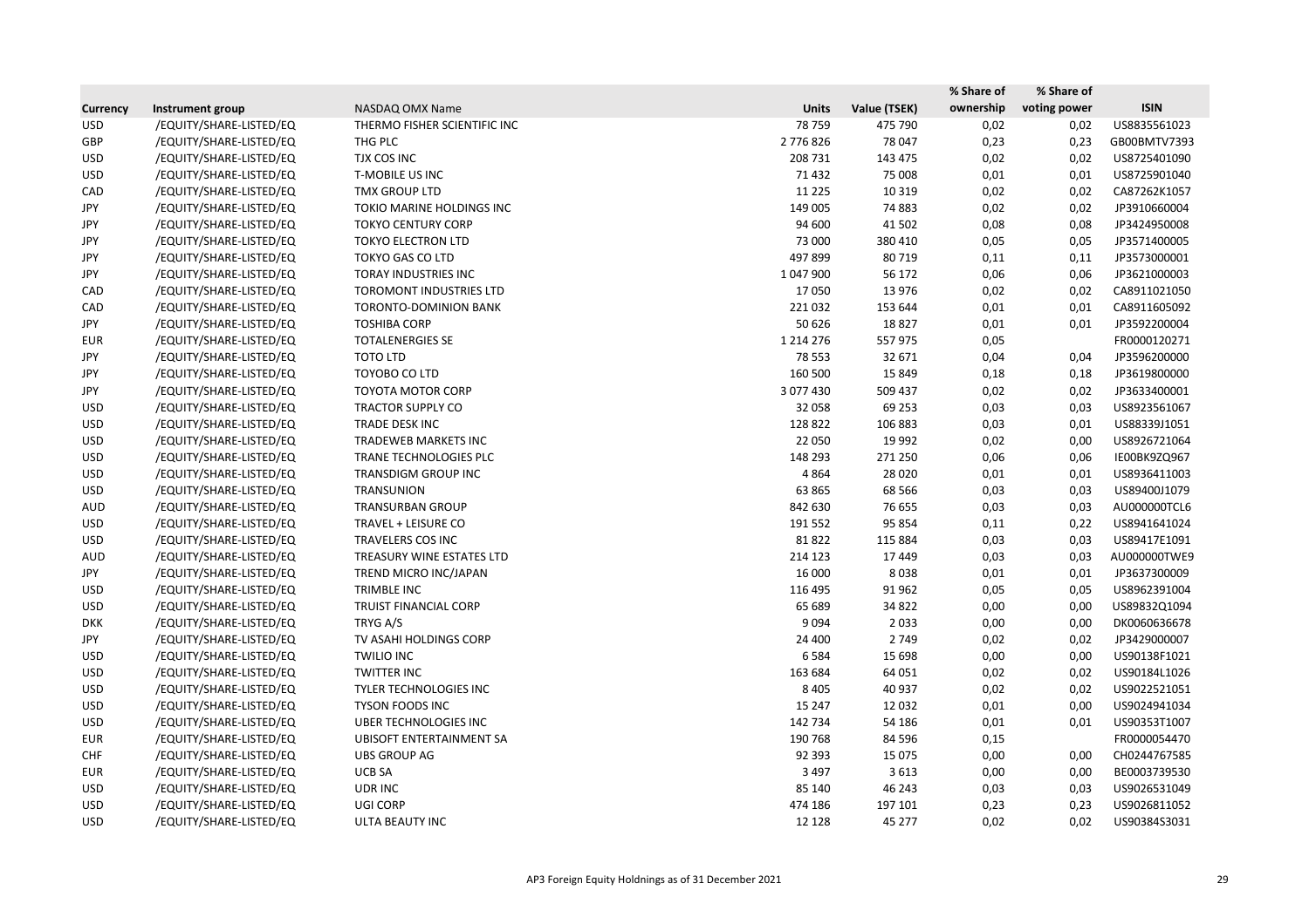| Currency | Instrument group | NASDAQ OMX Name | Units | Value (TSEK) | % Share of ownership | % Share of voting power | ISIN |
|---|---|---|---|---|---|---|---|
| USD | /EQUITY/SHARE-LISTED/EQ | THERMO FISHER SCIENTIFIC INC | 78 759 | 475 790 | 0,02 | 0,02 | US8835561023 |
| GBP | /EQUITY/SHARE-LISTED/EQ | THG PLC | 2 776 826 | 78 047 | 0,23 | 0,23 | GB00BMTV7393 |
| USD | /EQUITY/SHARE-LISTED/EQ | TJX COS INC | 208 731 | 143 475 | 0,02 | 0,02 | US8725401090 |
| USD | /EQUITY/SHARE-LISTED/EQ | T-MOBILE US INC | 71 432 | 75 008 | 0,01 | 0,01 | US8725901040 |
| CAD | /EQUITY/SHARE-LISTED/EQ | TMX GROUP LTD | 11 225 | 10 319 | 0,02 | 0,02 | CA87262K1057 |
| JPY | /EQUITY/SHARE-LISTED/EQ | TOKIO MARINE HOLDINGS INC | 149 005 | 74 883 | 0,02 | 0,02 | JP3910660004 |
| JPY | /EQUITY/SHARE-LISTED/EQ | TOKYO CENTURY CORP | 94 600 | 41 502 | 0,08 | 0,08 | JP3424950008 |
| JPY | /EQUITY/SHARE-LISTED/EQ | TOKYO ELECTRON LTD | 73 000 | 380 410 | 0,05 | 0,05 | JP3571400005 |
| JPY | /EQUITY/SHARE-LISTED/EQ | TOKYO GAS CO LTD | 497 899 | 80 719 | 0,11 | 0,11 | JP3573000001 |
| JPY | /EQUITY/SHARE-LISTED/EQ | TORAY INDUSTRIES INC | 1 047 900 | 56 172 | 0,06 | 0,06 | JP3621000003 |
| CAD | /EQUITY/SHARE-LISTED/EQ | TOROMONT INDUSTRIES LTD | 17 050 | 13 976 | 0,02 | 0,02 | CA8911021050 |
| CAD | /EQUITY/SHARE-LISTED/EQ | TORONTO-DOMINION BANK | 221 032 | 153 644 | 0,01 | 0,01 | CA8911605092 |
| JPY | /EQUITY/SHARE-LISTED/EQ | TOSHIBA CORP | 50 626 | 18 827 | 0,01 | 0,01 | JP3592200004 |
| EUR | /EQUITY/SHARE-LISTED/EQ | TOTALENERGIES SE | 1 214 276 | 557 975 | 0,05 | | FR0000120271 |
| JPY | /EQUITY/SHARE-LISTED/EQ | TOTO LTD | 78 553 | 32 671 | 0,04 | 0,04 | JP3596200000 |
| JPY | /EQUITY/SHARE-LISTED/EQ | TOYOBO CO LTD | 160 500 | 15 849 | 0,18 | 0,18 | JP3619800000 |
| JPY | /EQUITY/SHARE-LISTED/EQ | TOYOTA MOTOR CORP | 3 077 430 | 509 437 | 0,02 | 0,02 | JP3633400001 |
| USD | /EQUITY/SHARE-LISTED/EQ | TRACTOR SUPPLY CO | 32 058 | 69 253 | 0,03 | 0,03 | US8923561067 |
| USD | /EQUITY/SHARE-LISTED/EQ | TRADE DESK INC | 128 822 | 106 883 | 0,03 | 0,01 | US88339J1051 |
| USD | /EQUITY/SHARE-LISTED/EQ | TRADEWEB MARKETS INC | 22 050 | 19 992 | 0,02 | 0,00 | US8926721064 |
| USD | /EQUITY/SHARE-LISTED/EQ | TRANE TECHNOLOGIES PLC | 148 293 | 271 250 | 0,06 | 0,06 | IE00BK9ZQ967 |
| USD | /EQUITY/SHARE-LISTED/EQ | TRANSDIGM GROUP INC | 4 864 | 28 020 | 0,01 | 0,01 | US8936411003 |
| USD | /EQUITY/SHARE-LISTED/EQ | TRANSUNION | 63 865 | 68 566 | 0,03 | 0,03 | US89400J1079 |
| AUD | /EQUITY/SHARE-LISTED/EQ | TRANSURBAN GROUP | 842 630 | 76 655 | 0,03 | 0,03 | AU000000TCL6 |
| USD | /EQUITY/SHARE-LISTED/EQ | TRAVEL + LEISURE CO | 191 552 | 95 854 | 0,11 | 0,22 | US8941641024 |
| USD | /EQUITY/SHARE-LISTED/EQ | TRAVELERS COS INC | 81 822 | 115 884 | 0,03 | 0,03 | US89417E1091 |
| AUD | /EQUITY/SHARE-LISTED/EQ | TREASURY WINE ESTATES LTD | 214 123 | 17 449 | 0,03 | 0,03 | AU000000TWE9 |
| JPY | /EQUITY/SHARE-LISTED/EQ | TREND MICRO INC/JAPAN | 16 000 | 8 038 | 0,01 | 0,01 | JP3637300009 |
| USD | /EQUITY/SHARE-LISTED/EQ | TRIMBLE INC | 116 495 | 91 962 | 0,05 | 0,05 | US8962391004 |
| USD | /EQUITY/SHARE-LISTED/EQ | TRUIST FINANCIAL CORP | 65 689 | 34 822 | 0,00 | 0,00 | US89832Q1094 |
| DKK | /EQUITY/SHARE-LISTED/EQ | TRYG A/S | 9 094 | 2 033 | 0,00 | 0,00 | DK0060636678 |
| JPY | /EQUITY/SHARE-LISTED/EQ | TV ASAHI HOLDINGS CORP | 24 400 | 2 749 | 0,02 | 0,02 | JP3429000007 |
| USD | /EQUITY/SHARE-LISTED/EQ | TWILIO INC | 6 584 | 15 698 | 0,00 | 0,00 | US90138F1021 |
| USD | /EQUITY/SHARE-LISTED/EQ | TWITTER INC | 163 684 | 64 051 | 0,02 | 0,02 | US90184L1026 |
| USD | /EQUITY/SHARE-LISTED/EQ | TYLER TECHNOLOGIES INC | 8 405 | 40 937 | 0,02 | 0,02 | US9022521051 |
| USD | /EQUITY/SHARE-LISTED/EQ | TYSON FOODS INC | 15 247 | 12 032 | 0,01 | 0,00 | US9024941034 |
| USD | /EQUITY/SHARE-LISTED/EQ | UBER TECHNOLOGIES INC | 142 734 | 54 186 | 0,01 | 0,01 | US90353T1007 |
| EUR | /EQUITY/SHARE-LISTED/EQ | UBISOFT ENTERTAINMENT SA | 190 768 | 84 596 | 0,15 | | FR0000054470 |
| CHF | /EQUITY/SHARE-LISTED/EQ | UBS GROUP AG | 92 393 | 15 075 | 0,00 | 0,00 | CH0244767585 |
| EUR | /EQUITY/SHARE-LISTED/EQ | UCB SA | 3 497 | 3 613 | 0,00 | 0,00 | BE0003739530 |
| USD | /EQUITY/SHARE-LISTED/EQ | UDR INC | 85 140 | 46 243 | 0,03 | 0,03 | US9026531049 |
| USD | /EQUITY/SHARE-LISTED/EQ | UGI CORP | 474 186 | 197 101 | 0,23 | 0,23 | US9026811052 |
| USD | /EQUITY/SHARE-LISTED/EQ | ULTA BEAUTY INC | 12 128 | 45 277 | 0,02 | 0,02 | US90384S3031 |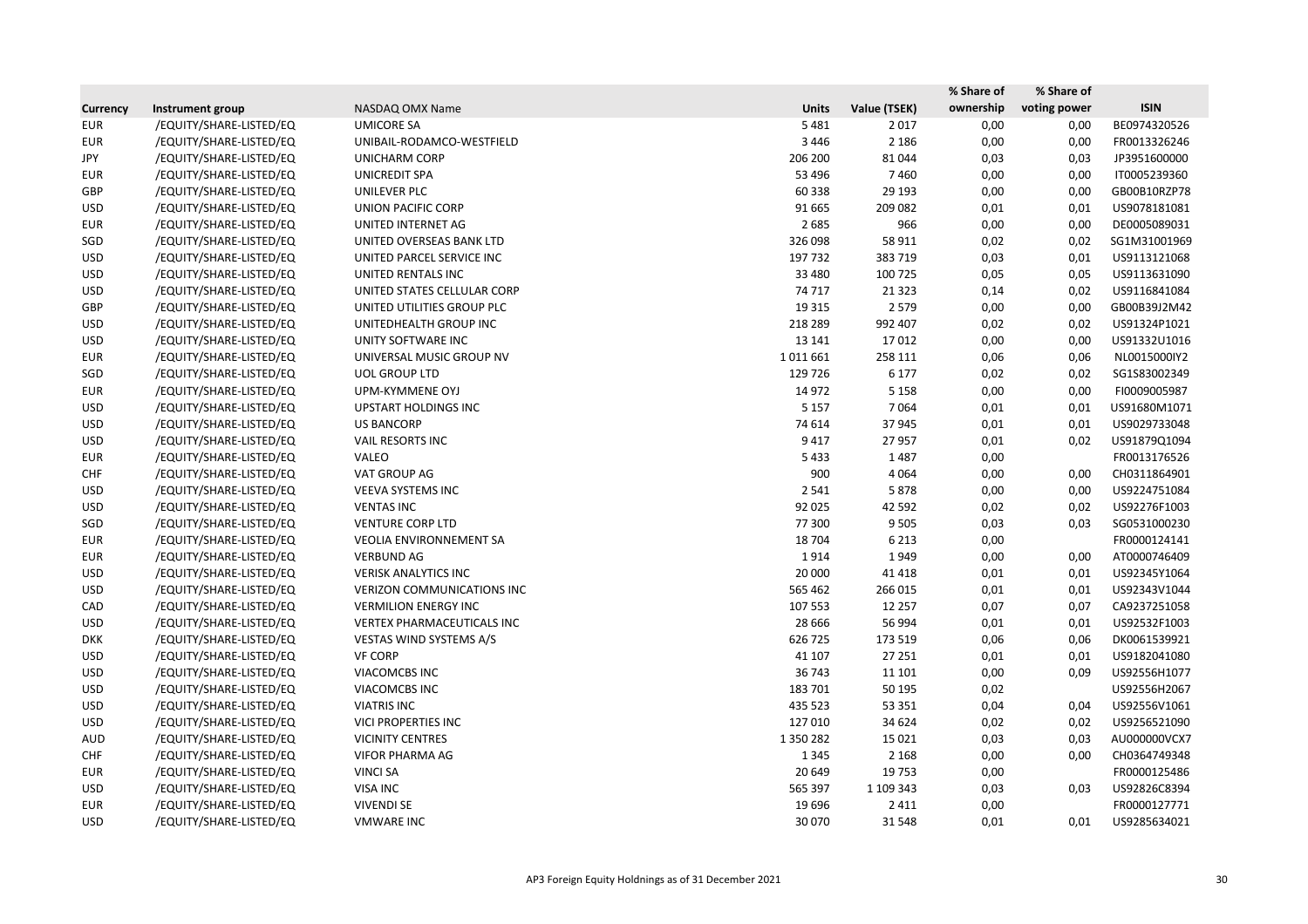| Currency | Instrument group | NASDAQ OMX Name | Units | Value (TSEK) | % Share of ownership | % Share of voting power | ISIN |
|---|---|---|---|---|---|---|---|
| EUR | /EQUITY/SHARE-LISTED/EQ | UMICORE SA | 5 481 | 2 017 | 0,00 | 0,00 | BE0974320526 |
| EUR | /EQUITY/SHARE-LISTED/EQ | UNIBAIL-RODAMCO-WESTFIELD | 3 446 | 2 186 | 0,00 | 0,00 | FR0013326246 |
| JPY | /EQUITY/SHARE-LISTED/EQ | UNICHARM CORP | 206 200 | 81 044 | 0,03 | 0,03 | JP3951600000 |
| EUR | /EQUITY/SHARE-LISTED/EQ | UNICREDIT SPA | 53 496 | 7 460 | 0,00 | 0,00 | IT0005239360 |
| GBP | /EQUITY/SHARE-LISTED/EQ | UNILEVER PLC | 60 338 | 29 193 | 0,00 | 0,00 | GB00B10RZP78 |
| USD | /EQUITY/SHARE-LISTED/EQ | UNION PACIFIC CORP | 91 665 | 209 082 | 0,01 | 0,01 | US9078181081 |
| EUR | /EQUITY/SHARE-LISTED/EQ | UNITED INTERNET AG | 2 685 | 966 | 0,00 | 0,00 | DE0005089031 |
| SGD | /EQUITY/SHARE-LISTED/EQ | UNITED OVERSEAS BANK LTD | 326 098 | 58 911 | 0,02 | 0,02 | SG1M31001969 |
| USD | /EQUITY/SHARE-LISTED/EQ | UNITED PARCEL SERVICE INC | 197 732 | 383 719 | 0,03 | 0,01 | US9113121068 |
| USD | /EQUITY/SHARE-LISTED/EQ | UNITED RENTALS INC | 33 480 | 100 725 | 0,05 | 0,05 | US9113631090 |
| USD | /EQUITY/SHARE-LISTED/EQ | UNITED STATES CELLULAR CORP | 74 717 | 21 323 | 0,14 | 0,02 | US9116841084 |
| GBP | /EQUITY/SHARE-LISTED/EQ | UNITED UTILITIES GROUP PLC | 19 315 | 2 579 | 0,00 | 0,00 | GB00B39J2M42 |
| USD | /EQUITY/SHARE-LISTED/EQ | UNITEDHEALTH GROUP INC | 218 289 | 992 407 | 0,02 | 0,02 | US91324P1021 |
| USD | /EQUITY/SHARE-LISTED/EQ | UNITY SOFTWARE INC | 13 141 | 17 012 | 0,00 | 0,00 | US91332U1016 |
| EUR | /EQUITY/SHARE-LISTED/EQ | UNIVERSAL MUSIC GROUP NV | 1 011 661 | 258 111 | 0,06 | 0,06 | NL0015000IY2 |
| SGD | /EQUITY/SHARE-LISTED/EQ | UOL GROUP LTD | 129 726 | 6 177 | 0,02 | 0,02 | SG1S83002349 |
| EUR | /EQUITY/SHARE-LISTED/EQ | UPM-KYMMENE OYJ | 14 972 | 5 158 | 0,00 | 0,00 | FI0009005987 |
| USD | /EQUITY/SHARE-LISTED/EQ | UPSTART HOLDINGS INC | 5 157 | 7 064 | 0,01 | 0,01 | US91680M1071 |
| USD | /EQUITY/SHARE-LISTED/EQ | US BANCORP | 74 614 | 37 945 | 0,01 | 0,01 | US9029733048 |
| USD | /EQUITY/SHARE-LISTED/EQ | VAIL RESORTS INC | 9 417 | 27 957 | 0,01 | 0,02 | US91879Q1094 |
| EUR | /EQUITY/SHARE-LISTED/EQ | VALEO | 5 433 | 1 487 | 0,00 | | FR0013176526 |
| CHF | /EQUITY/SHARE-LISTED/EQ | VAT GROUP AG | 900 | 4 064 | 0,00 | 0,00 | CH0311864901 |
| USD | /EQUITY/SHARE-LISTED/EQ | VEEVA SYSTEMS INC | 2 541 | 5 878 | 0,00 | 0,00 | US9224751084 |
| USD | /EQUITY/SHARE-LISTED/EQ | VENTAS INC | 92 025 | 42 592 | 0,02 | 0,02 | US92276F1003 |
| SGD | /EQUITY/SHARE-LISTED/EQ | VENTURE CORP LTD | 77 300 | 9 505 | 0,03 | 0,03 | SG0531000230 |
| EUR | /EQUITY/SHARE-LISTED/EQ | VEOLIA ENVIRONNEMENT SA | 18 704 | 6 213 | 0,00 | | FR0000124141 |
| EUR | /EQUITY/SHARE-LISTED/EQ | VERBUND AG | 1 914 | 1 949 | 0,00 | 0,00 | AT0000746409 |
| USD | /EQUITY/SHARE-LISTED/EQ | VERISK ANALYTICS INC | 20 000 | 41 418 | 0,01 | 0,01 | US92345Y1064 |
| USD | /EQUITY/SHARE-LISTED/EQ | VERIZON COMMUNICATIONS INC | 565 462 | 266 015 | 0,01 | 0,01 | US92343V1044 |
| CAD | /EQUITY/SHARE-LISTED/EQ | VERMILION ENERGY INC | 107 553 | 12 257 | 0,07 | 0,07 | CA9237251058 |
| USD | /EQUITY/SHARE-LISTED/EQ | VERTEX PHARMACEUTICALS INC | 28 666 | 56 994 | 0,01 | 0,01 | US92532F1003 |
| DKK | /EQUITY/SHARE-LISTED/EQ | VESTAS WIND SYSTEMS A/S | 626 725 | 173 519 | 0,06 | 0,06 | DK0061539921 |
| USD | /EQUITY/SHARE-LISTED/EQ | VF CORP | 41 107 | 27 251 | 0,01 | 0,01 | US9182041080 |
| USD | /EQUITY/SHARE-LISTED/EQ | VIACOMCBS INC | 36 743 | 11 101 | 0,00 | 0,09 | US92556H1077 |
| USD | /EQUITY/SHARE-LISTED/EQ | VIACOMCBS INC | 183 701 | 50 195 | 0,02 | | US92556H2067 |
| USD | /EQUITY/SHARE-LISTED/EQ | VIATRIS INC | 435 523 | 53 351 | 0,04 | 0,04 | US92556V1061 |
| USD | /EQUITY/SHARE-LISTED/EQ | VICI PROPERTIES INC | 127 010 | 34 624 | 0,02 | 0,02 | US9256521090 |
| AUD | /EQUITY/SHARE-LISTED/EQ | VICINITY CENTRES | 1 350 282 | 15 021 | 0,03 | 0,03 | AU000000VCX7 |
| CHF | /EQUITY/SHARE-LISTED/EQ | VIFOR PHARMA AG | 1 345 | 2 168 | 0,00 | 0,00 | CH0364749348 |
| EUR | /EQUITY/SHARE-LISTED/EQ | VINCI SA | 20 649 | 19 753 | 0,00 | | FR0000125486 |
| USD | /EQUITY/SHARE-LISTED/EQ | VISA INC | 565 397 | 1 109 343 | 0,03 | 0,03 | US92826C8394 |
| EUR | /EQUITY/SHARE-LISTED/EQ | VIVENDI SE | 19 696 | 2 411 | 0,00 | | FR0000127771 |
| USD | /EQUITY/SHARE-LISTED/EQ | VMWARE INC | 30 070 | 31 548 | 0,01 | 0,01 | US9285634021 |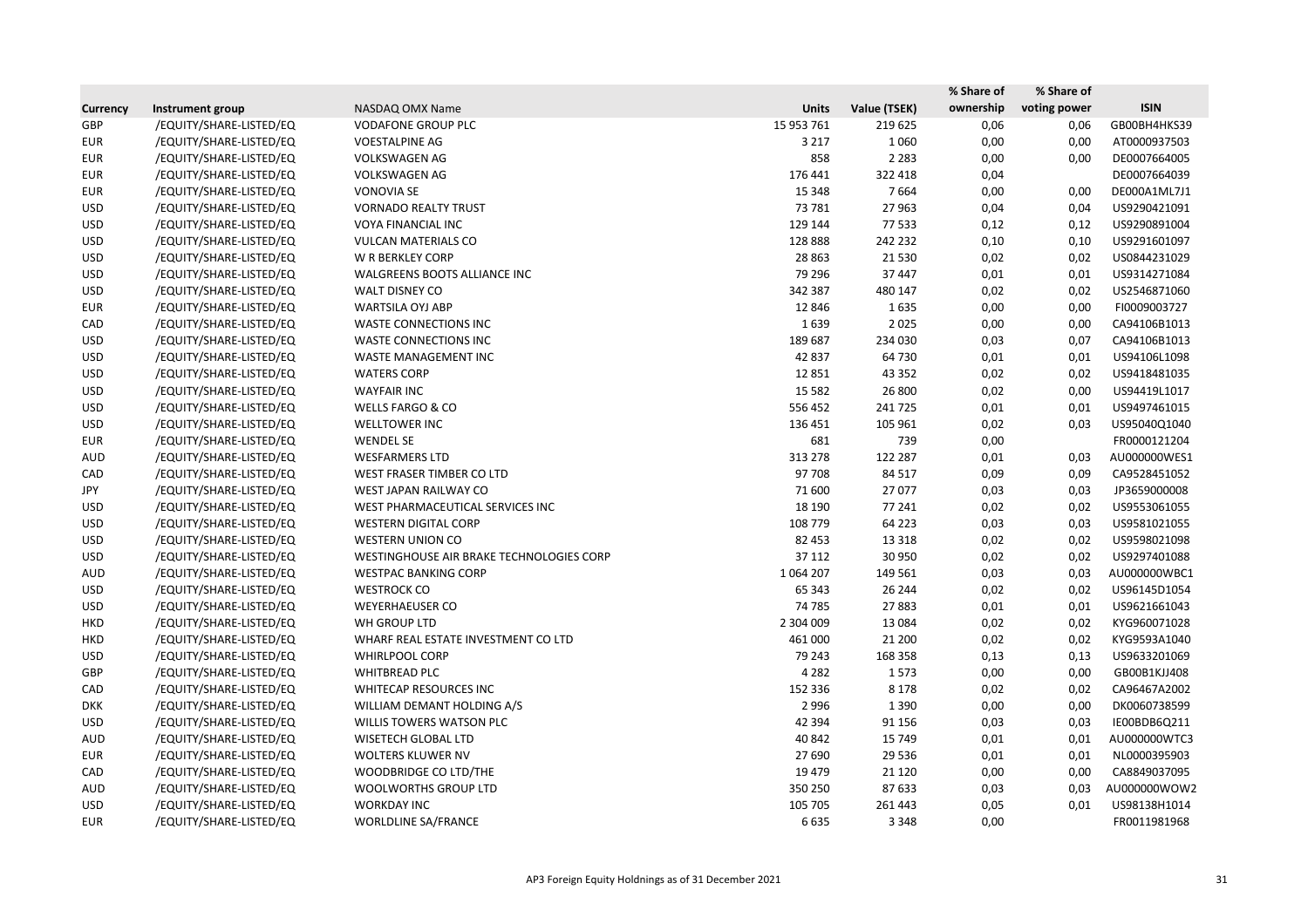| Currency | Instrument group | NASDAQ OMX Name | Units | Value (TSEK) | % Share of ownership | % Share of voting power | ISIN |
|---|---|---|---|---|---|---|---|
| GBP | /EQUITY/SHARE-LISTED/EQ | VODAFONE GROUP PLC | 15 953 761 | 219 625 | 0,06 | 0,06 | GB00BH4HKS39 |
| EUR | /EQUITY/SHARE-LISTED/EQ | VOESTALPINE AG | 3 217 | 1 060 | 0,00 | 0,00 | AT0000937503 |
| EUR | /EQUITY/SHARE-LISTED/EQ | VOLKSWAGEN AG | 858 | 2 283 | 0,00 | 0,00 | DE0007664005 |
| EUR | /EQUITY/SHARE-LISTED/EQ | VOLKSWAGEN AG | 176 441 | 322 418 | 0,04 | | DE0007664039 |
| EUR | /EQUITY/SHARE-LISTED/EQ | VONOVIA SE | 15 348 | 7 664 | 0,00 | 0,00 | DE000A1ML7J1 |
| USD | /EQUITY/SHARE-LISTED/EQ | VORNADO REALTY TRUST | 73 781 | 27 963 | 0,04 | 0,04 | US9290421091 |
| USD | /EQUITY/SHARE-LISTED/EQ | VOYA FINANCIAL INC | 129 144 | 77 533 | 0,12 | 0,12 | US9290891004 |
| USD | /EQUITY/SHARE-LISTED/EQ | VULCAN MATERIALS CO | 128 888 | 242 232 | 0,10 | 0,10 | US9291601097 |
| USD | /EQUITY/SHARE-LISTED/EQ | W R BERKLEY CORP | 28 863 | 21 530 | 0,02 | 0,02 | US0844231029 |
| USD | /EQUITY/SHARE-LISTED/EQ | WALGREENS BOOTS ALLIANCE INC | 79 296 | 37 447 | 0,01 | 0,01 | US9314271084 |
| USD | /EQUITY/SHARE-LISTED/EQ | WALT DISNEY CO | 342 387 | 480 147 | 0,02 | 0,02 | US2546871060 |
| EUR | /EQUITY/SHARE-LISTED/EQ | WARTSILA OYJ ABP | 12 846 | 1 635 | 0,00 | 0,00 | FI0009003727 |
| CAD | /EQUITY/SHARE-LISTED/EQ | WASTE CONNECTIONS INC | 1 639 | 2 025 | 0,00 | 0,00 | CA94106B1013 |
| USD | /EQUITY/SHARE-LISTED/EQ | WASTE CONNECTIONS INC | 189 687 | 234 030 | 0,03 | 0,07 | CA94106B1013 |
| USD | /EQUITY/SHARE-LISTED/EQ | WASTE MANAGEMENT INC | 42 837 | 64 730 | 0,01 | 0,01 | US94106L1098 |
| USD | /EQUITY/SHARE-LISTED/EQ | WATERS CORP | 12 851 | 43 352 | 0,02 | 0,02 | US9418481035 |
| USD | /EQUITY/SHARE-LISTED/EQ | WAYFAIR INC | 15 582 | 26 800 | 0,02 | 0,00 | US94419L1017 |
| USD | /EQUITY/SHARE-LISTED/EQ | WELLS FARGO & CO | 556 452 | 241 725 | 0,01 | 0,01 | US9497461015 |
| USD | /EQUITY/SHARE-LISTED/EQ | WELLTOWER INC | 136 451 | 105 961 | 0,02 | 0,03 | US95040Q1040 |
| EUR | /EQUITY/SHARE-LISTED/EQ | WENDEL SE | 681 | 739 | 0,00 | | FR0000121204 |
| AUD | /EQUITY/SHARE-LISTED/EQ | WESFARMERS LTD | 313 278 | 122 287 | 0,01 | 0,03 | AU000000WES1 |
| CAD | /EQUITY/SHARE-LISTED/EQ | WEST FRASER TIMBER CO LTD | 97 708 | 84 517 | 0,09 | 0,09 | CA9528451052 |
| JPY | /EQUITY/SHARE-LISTED/EQ | WEST JAPAN RAILWAY CO | 71 600 | 27 077 | 0,03 | 0,03 | JP3659000008 |
| USD | /EQUITY/SHARE-LISTED/EQ | WEST PHARMACEUTICAL SERVICES INC | 18 190 | 77 241 | 0,02 | 0,02 | US9553061055 |
| USD | /EQUITY/SHARE-LISTED/EQ | WESTERN DIGITAL CORP | 108 779 | 64 223 | 0,03 | 0,03 | US9581021055 |
| USD | /EQUITY/SHARE-LISTED/EQ | WESTERN UNION CO | 82 453 | 13 318 | 0,02 | 0,02 | US9598021098 |
| USD | /EQUITY/SHARE-LISTED/EQ | WESTINGHOUSE AIR BRAKE TECHNOLOGIES CORP | 37 112 | 30 950 | 0,02 | 0,02 | US9297401088 |
| AUD | /EQUITY/SHARE-LISTED/EQ | WESTPAC BANKING CORP | 1 064 207 | 149 561 | 0,03 | 0,03 | AU000000WBC1 |
| USD | /EQUITY/SHARE-LISTED/EQ | WESTROCK CO | 65 343 | 26 244 | 0,02 | 0,02 | US96145D1054 |
| USD | /EQUITY/SHARE-LISTED/EQ | WEYERHAEUSER CO | 74 785 | 27 883 | 0,01 | 0,01 | US9621661043 |
| HKD | /EQUITY/SHARE-LISTED/EQ | WH GROUP LTD | 2 304 009 | 13 084 | 0,02 | 0,02 | KYG960071028 |
| HKD | /EQUITY/SHARE-LISTED/EQ | WHARF REAL ESTATE INVESTMENT CO LTD | 461 000 | 21 200 | 0,02 | 0,02 | KYG9593A1040 |
| USD | /EQUITY/SHARE-LISTED/EQ | WHIRLPOOL CORP | 79 243 | 168 358 | 0,13 | 0,13 | US9633201069 |
| GBP | /EQUITY/SHARE-LISTED/EQ | WHITBREAD PLC | 4 282 | 1 573 | 0,00 | 0,00 | GB00B1KJJ408 |
| CAD | /EQUITY/SHARE-LISTED/EQ | WHITECAP RESOURCES INC | 152 336 | 8 178 | 0,02 | 0,02 | CA96467A2002 |
| DKK | /EQUITY/SHARE-LISTED/EQ | WILLIAM DEMANT HOLDING A/S | 2 996 | 1 390 | 0,00 | 0,00 | DK0060738599 |
| USD | /EQUITY/SHARE-LISTED/EQ | WILLIS TOWERS WATSON PLC | 42 394 | 91 156 | 0,03 | 0,03 | IE00BDB6Q211 |
| AUD | /EQUITY/SHARE-LISTED/EQ | WISETECH GLOBAL LTD | 40 842 | 15 749 | 0,01 | 0,01 | AU000000WTC3 |
| EUR | /EQUITY/SHARE-LISTED/EQ | WOLTERS KLUWER NV | 27 690 | 29 536 | 0,01 | 0,01 | NL0000395903 |
| CAD | /EQUITY/SHARE-LISTED/EQ | WOODBRIDGE CO LTD/THE | 19 479 | 21 120 | 0,00 | 0,00 | CA8849037095 |
| AUD | /EQUITY/SHARE-LISTED/EQ | WOOLWORTHS GROUP LTD | 350 250 | 87 633 | 0,03 | 0,03 | AU000000WOW2 |
| USD | /EQUITY/SHARE-LISTED/EQ | WORKDAY INC | 105 705 | 261 443 | 0,05 | 0,01 | US98138H1014 |
| EUR | /EQUITY/SHARE-LISTED/EQ | WORLDLINE SA/FRANCE | 6 635 | 3 348 | 0,00 | | FR0011981968 |

AP3 Foreign Equity Holdings as of 31 December 2021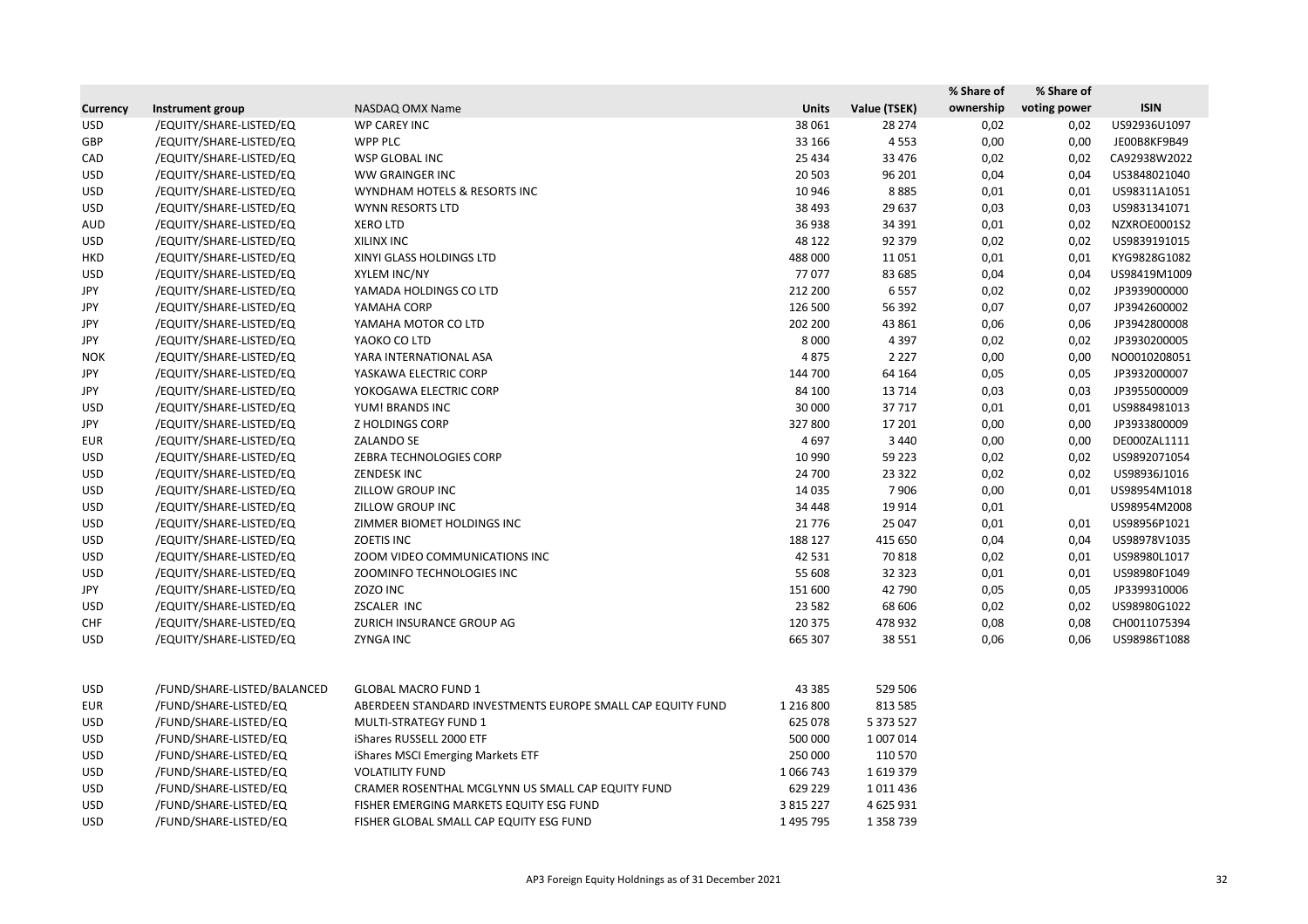| Currency | Instrument group | NASDAQ OMX Name | Units | Value (TSEK) | % Share of ownership | % Share of voting power | ISIN |
|---|---|---|---|---|---|---|---|
| USD | /EQUITY/SHARE-LISTED/EQ | WP CAREY INC | 38 061 | 28 274 | 0,02 | 0,02 | US92936U1097 |
| GBP | /EQUITY/SHARE-LISTED/EQ | WPP PLC | 33 166 | 4 553 | 0,00 | 0,00 | JE00B8KF9B49 |
| CAD | /EQUITY/SHARE-LISTED/EQ | WSP GLOBAL INC | 25 434 | 33 476 | 0,02 | 0,02 | CA92938W2022 |
| USD | /EQUITY/SHARE-LISTED/EQ | WW GRAINGER INC | 20 503 | 96 201 | 0,04 | 0,04 | US3848021040 |
| USD | /EQUITY/SHARE-LISTED/EQ | WYNDHAM HOTELS & RESORTS INC | 10 946 | 8 885 | 0,01 | 0,01 | US98311A1051 |
| USD | /EQUITY/SHARE-LISTED/EQ | WYNN RESORTS LTD | 38 493 | 29 637 | 0,03 | 0,03 | US9831341071 |
| AUD | /EQUITY/SHARE-LISTED/EQ | XERO LTD | 36 938 | 34 391 | 0,01 | 0,02 | NZXROE0001S2 |
| USD | /EQUITY/SHARE-LISTED/EQ | XILINX INC | 48 122 | 92 379 | 0,02 | 0,02 | US9839191015 |
| HKD | /EQUITY/SHARE-LISTED/EQ | XINYI GLASS HOLDINGS LTD | 488 000 | 11 051 | 0,01 | 0,01 | KYG9828G1082 |
| USD | /EQUITY/SHARE-LISTED/EQ | XYLEM INC/NY | 77 077 | 83 685 | 0,04 | 0,04 | US98419M1009 |
| JPY | /EQUITY/SHARE-LISTED/EQ | YAMADA HOLDINGS CO LTD | 212 200 | 6 557 | 0,02 | 0,02 | JP3939000000 |
| JPY | /EQUITY/SHARE-LISTED/EQ | YAMAHA CORP | 126 500 | 56 392 | 0,07 | 0,07 | JP3942600002 |
| JPY | /EQUITY/SHARE-LISTED/EQ | YAMAHA MOTOR CO LTD | 202 200 | 43 861 | 0,06 | 0,06 | JP3942800008 |
| JPY | /EQUITY/SHARE-LISTED/EQ | YAOKO CO LTD | 8 000 | 4 397 | 0,02 | 0,02 | JP3930200005 |
| NOK | /EQUITY/SHARE-LISTED/EQ | YARA INTERNATIONAL ASA | 4 875 | 2 227 | 0,00 | 0,00 | NO0010208051 |
| JPY | /EQUITY/SHARE-LISTED/EQ | YASKAWA ELECTRIC CORP | 144 700 | 64 164 | 0,05 | 0,05 | JP3932000007 |
| JPY | /EQUITY/SHARE-LISTED/EQ | YOKOGAWA ELECTRIC CORP | 84 100 | 13 714 | 0,03 | 0,03 | JP3955000009 |
| USD | /EQUITY/SHARE-LISTED/EQ | YUM! BRANDS INC | 30 000 | 37 717 | 0,01 | 0,01 | US9884981013 |
| JPY | /EQUITY/SHARE-LISTED/EQ | Z HOLDINGS CORP | 327 800 | 17 201 | 0,00 | 0,00 | JP3933800009 |
| EUR | /EQUITY/SHARE-LISTED/EQ | ZALANDO SE | 4 697 | 3 440 | 0,00 | 0,00 | DE000ZAL1111 |
| USD | /EQUITY/SHARE-LISTED/EQ | ZEBRA TECHNOLOGIES CORP | 10 990 | 59 223 | 0,02 | 0,02 | US9892071054 |
| USD | /EQUITY/SHARE-LISTED/EQ | ZENDESK INC | 24 700 | 23 322 | 0,02 | 0,02 | US98936J1016 |
| USD | /EQUITY/SHARE-LISTED/EQ | ZILLOW GROUP INC | 14 035 | 7 906 | 0,00 | 0,01 | US98954M1018 |
| USD | /EQUITY/SHARE-LISTED/EQ | ZILLOW GROUP INC | 34 448 | 19 914 | 0,01 | | US98954M2008 |
| USD | /EQUITY/SHARE-LISTED/EQ | ZIMMER BIOMET HOLDINGS INC | 21 776 | 25 047 | 0,01 | 0,01 | US98956P1021 |
| USD | /EQUITY/SHARE-LISTED/EQ | ZOETIS INC | 188 127 | 415 650 | 0,04 | 0,04 | US98978V1035 |
| USD | /EQUITY/SHARE-LISTED/EQ | ZOOM VIDEO COMMUNICATIONS INC | 42 531 | 70 818 | 0,02 | 0,01 | US98980L1017 |
| USD | /EQUITY/SHARE-LISTED/EQ | ZOOMINFO TECHNOLOGIES INC | 55 608 | 32 323 | 0,01 | 0,01 | US98980F1049 |
| JPY | /EQUITY/SHARE-LISTED/EQ | ZOZO INC | 151 600 | 42 790 | 0,05 | 0,05 | JP3399310006 |
| USD | /EQUITY/SHARE-LISTED/EQ | ZSCALER INC | 23 582 | 68 606 | 0,02 | 0,02 | US98980G1022 |
| CHF | /EQUITY/SHARE-LISTED/EQ | ZURICH INSURANCE GROUP AG | 120 375 | 478 932 | 0,08 | 0,08 | CH0011075394 |
| USD | /EQUITY/SHARE-LISTED/EQ | ZYNGA INC | 665 307 | 38 551 | 0,06 | 0,06 | US98986T1088 |
| | | | | | | | |
| USD | /FUND/SHARE-LISTED/BALANCED | GLOBAL MACRO FUND 1 | 43 385 | 529 506 | | | |
| EUR | /FUND/SHARE-LISTED/EQ | ABERDEEN STANDARD INVESTMENTS EUROPE SMALL CAP EQUITY FUND | 1 216 800 | 813 585 | | | |
| USD | /FUND/SHARE-LISTED/EQ | MULTI-STRATEGY FUND 1 | 625 078 | 5 373 527 | | | |
| USD | /FUND/SHARE-LISTED/EQ | iShares RUSSELL 2000 ETF | 500 000 | 1 007 014 | | | |
| USD | /FUND/SHARE-LISTED/EQ | iShares MSCI Emerging Markets ETF | 250 000 | 110 570 | | | |
| USD | /FUND/SHARE-LISTED/EQ | VOLATILITY FUND | 1 066 743 | 1 619 379 | | | |
| USD | /FUND/SHARE-LISTED/EQ | CRAMER ROSENTHAL MCGLYNN US SMALL CAP EQUITY FUND | 629 229 | 1 011 436 | | | |
| USD | /FUND/SHARE-LISTED/EQ | FISHER EMERGING MARKETS EQUITY ESG FUND | 3 815 227 | 4 625 931 | | | |
| USD | /FUND/SHARE-LISTED/EQ | FISHER GLOBAL SMALL CAP EQUITY ESG FUND | 1 495 795 | 1 358 739 | | | |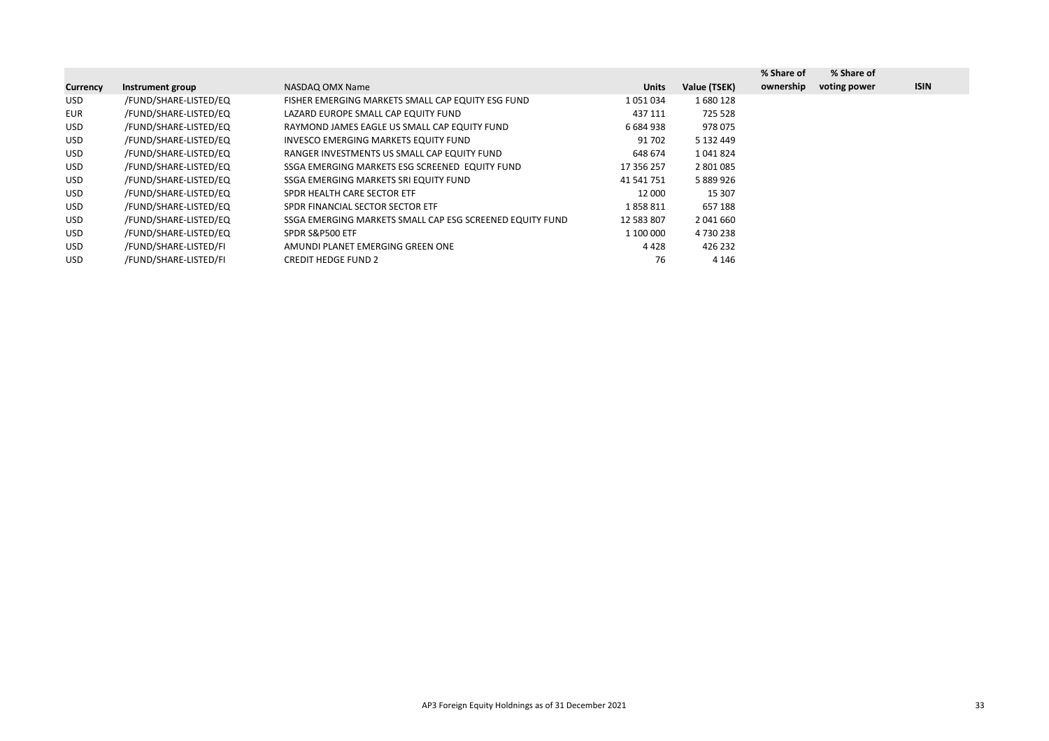| Currency | Instrument group | NASDAQ OMX Name | Units | Value (TSEK) | % Share of ownership | % Share of voting power | ISIN |
|---|---|---|---|---|---|---|---|
| USD | /FUND/SHARE-LISTED/EQ | FISHER EMERGING MARKETS SMALL CAP EQUITY ESG FUND | 1 051 034 | 1 680 128 | | | |
| EUR | /FUND/SHARE-LISTED/EQ | LAZARD EUROPE SMALL CAP EQUITY FUND | 437 111 | 725 528 | | | |
| USD | /FUND/SHARE-LISTED/EQ | RAYMOND JAMES EAGLE US SMALL CAP EQUITY FUND | 6 684 938 | 978 075 | | | |
| USD | /FUND/SHARE-LISTED/EQ | INVESCO EMERGING MARKETS EQUITY FUND | 91 702 | 5 132 449 | | | |
| USD | /FUND/SHARE-LISTED/EQ | RANGER INVESTMENTS US SMALL CAP EQUITY FUND | 648 674 | 1 041 824 | | | |
| USD | /FUND/SHARE-LISTED/EQ | SSGA EMERGING MARKETS ESG SCREENED EQUITY FUND | 17 356 257 | 2 801 085 | | | |
| USD | /FUND/SHARE-LISTED/EQ | SSGA EMERGING MARKETS SRI EQUITY FUND | 41 541 751 | 5 889 926 | | | |
| USD | /FUND/SHARE-LISTED/EQ | SPDR HEALTH CARE SECTOR ETF | 12 000 | 15 307 | | | |
| USD | /FUND/SHARE-LISTED/EQ | SPDR FINANCIAL SECTOR SECTOR ETF | 1 858 811 | 657 188 | | | |
| USD | /FUND/SHARE-LISTED/EQ | SSGA EMERGING MARKETS SMALL CAP ESG SCREENED EQUITY FUND | 12 583 807 | 2 041 660 | | | |
| USD | /FUND/SHARE-LISTED/EQ | SPDR S&P500 ETF | 1 100 000 | 4 730 238 | | | |
| USD | /FUND/SHARE-LISTED/FI | AMUNDI PLANET EMERGING GREEN ONE | 4 428 | 426 232 | | | |
| USD | /FUND/SHARE-LISTED/FI | CREDIT HEDGE FUND 2 | 76 | 4 146 | | | |